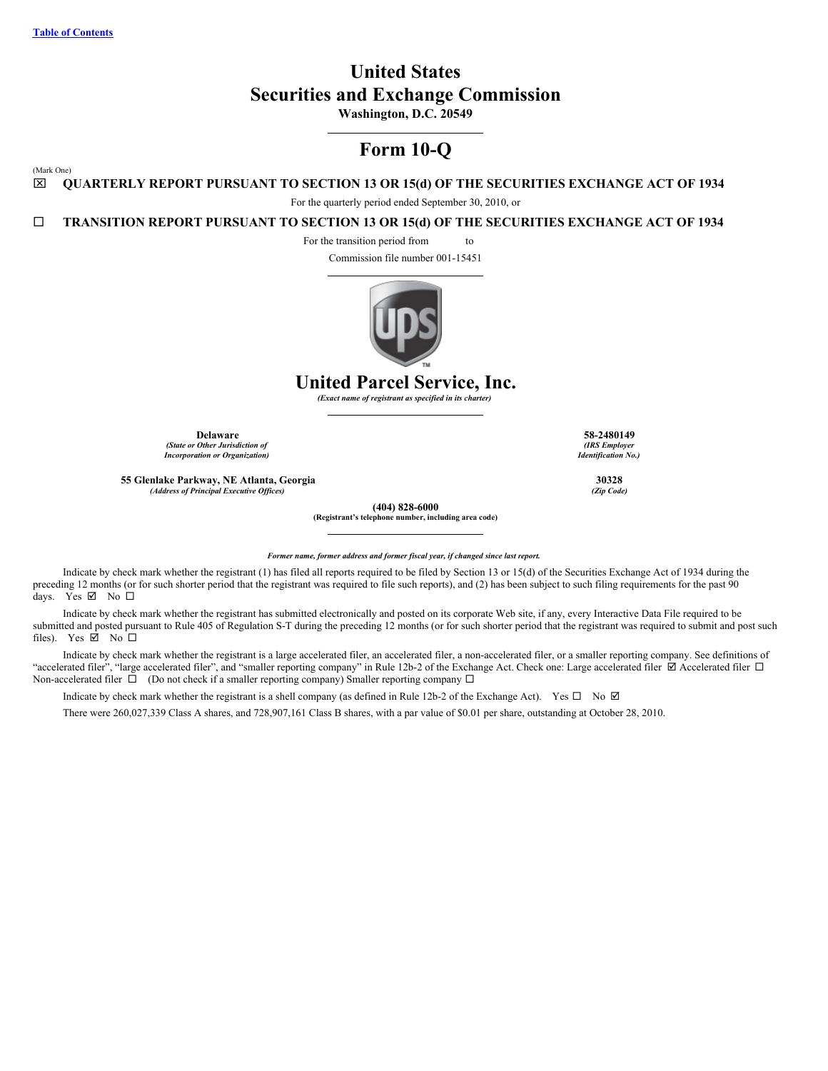Table of Contents

# United States
# Securities and Exchange Commission
**Washington, D.C. 20549**

## Form 10-Q

(Mark One)

☒ **QUARTERLY REPORT PURSUANT TO SECTION 13 OR 15(d) OF THE SECURITIES EXCHANGE ACT OF 1934**

For the quarterly period ended September 30, 2010, or

☐ **TRANSITION REPORT PURSUANT TO SECTION 13 OR 15(d) OF THE SECURITIES EXCHANGE ACT OF 1934**

For the transition period from to

Commission file number 001-15451

# United Parcel Service, Inc.
*(Exact name of registrant as specified in its charter)*

| | |
|---|---|
| **Delaware** *(State or Other Jurisdiction of Incorporation or Organization)* | **58-2480149** *(IRS Employer Identification No.)* |
| **55 Glenlake Parkway, NE Atlanta, Georgia** *(Address of Principal Executive Offices)* | **30328** *(Zip Code)* |

**(404) 828-6000**
**(Registrant's telephone number, including area code)**

***Former name, former address and former fiscal year, if changed since last report.***

Indicate by check mark whether the registrant (1) has filed all reports required to be filed by Section 13 or 15(d) of the Securities Exchange Act of 1934 during the preceding 12 months (or for such shorter period that the registrant was required to file such reports), and (2) has been subject to such filing requirements for the past 90 days. Yes ☑ No ☐

Indicate by check mark whether the registrant has submitted electronically and posted on its corporate Web site, if any, every Interactive Data File required to be submitted and posted pursuant to Rule 405 of Regulation S-T during the preceding 12 months (or for such shorter period that the registrant was required to submit and post such files). Yes ☑ No ☐

Indicate by check mark whether the registrant is a large accelerated filer, an accelerated filer, a non-accelerated filer, or a smaller reporting company. See definitions of "accelerated filer", "large accelerated filer", and "smaller reporting company" in Rule 12b-2 of the Exchange Act. Check one: Large accelerated filer ☑ Accelerated filer ☐ Non-accelerated filer ☐ (Do not check if a smaller reporting company) Smaller reporting company ☐

Indicate by check mark whether the registrant is a shell company (as defined in Rule 12b-2 of the Exchange Act). Yes ☐ No ☑

There were 260,027,339 Class A shares, and 728,907,161 Class B shares, with a par value of $0.01 per share, outstanding at October 28, 2010.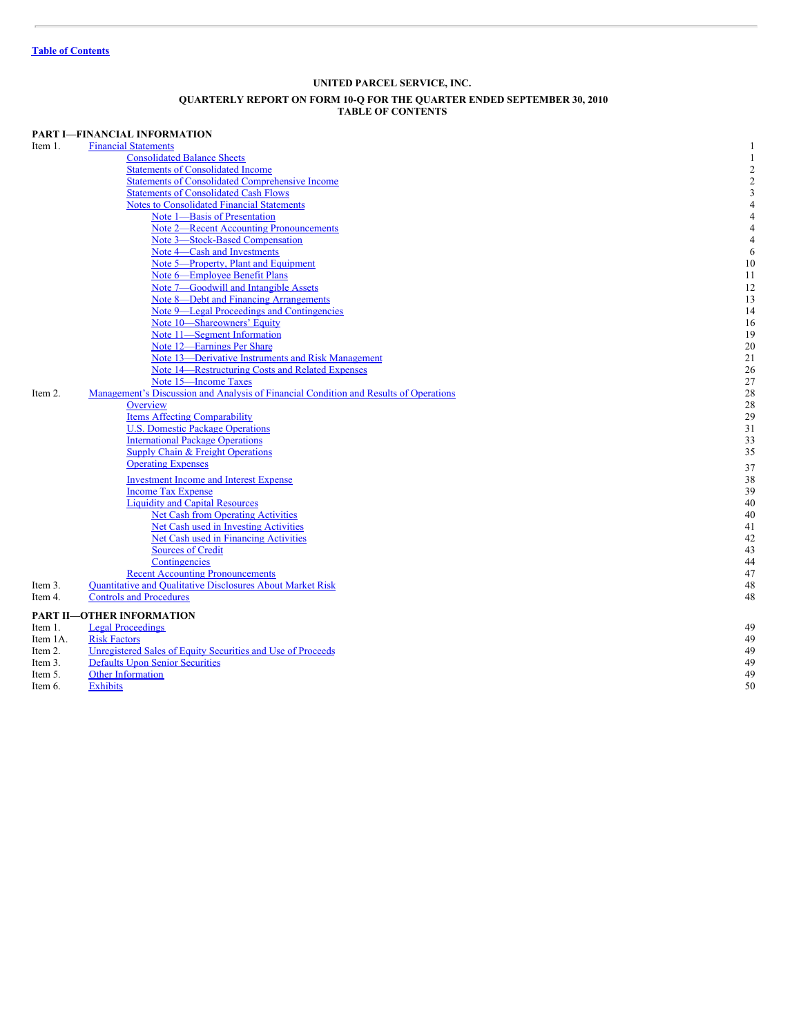Table of Contents

**UNITED PARCEL SERVICE, INC.**

**QUARTERLY REPORT ON FORM 10-Q FOR THE QUARTER ENDED SEPTEMBER 30, 2010**
**TABLE OF CONTENTS**

| | | |
|---|---|---|
| **PART I—FINANCIAL INFORMATION** | | |
| Item 1. | Financial Statements | 1 |
| | Consolidated Balance Sheets | 1 |
| | Statements of Consolidated Income | 2 |
| | Statements of Consolidated Comprehensive Income | 2 |
| | Statements of Consolidated Cash Flows | 3 |
| | Notes to Consolidated Financial Statements | 4 |
| | Note 1—Basis of Presentation | 4 |
| | Note 2—Recent Accounting Pronouncements | 4 |
| | Note 3—Stock-Based Compensation | 4 |
| | Note 4—Cash and Investments | 6 |
| | Note 5—Property, Plant and Equipment | 10 |
| | Note 6—Employee Benefit Plans | 11 |
| | Note 7—Goodwill and Intangible Assets | 12 |
| | Note 8—Debt and Financing Arrangements | 13 |
| | Note 9—Legal Proceedings and Contingencies | 14 |
| | Note 10—Shareowners' Equity | 16 |
| | Note 11—Segment Information | 19 |
| | Note 12—Earnings Per Share | 20 |
| | Note 13—Derivative Instruments and Risk Management | 21 |
| | Note 14—Restructuring Costs and Related Expenses | 26 |
| | Note 15—Income Taxes | 27 |
| Item 2. | Management's Discussion and Analysis of Financial Condition and Results of Operations | 28 |
| | Overview | 28 |
| | Items Affecting Comparability | 29 |
| | U.S. Domestic Package Operations | 31 |
| | International Package Operations | 33 |
| | Supply Chain & Freight Operations | 35 |
| | Operating Expenses | 37 |
| | Investment Income and Interest Expense | 38 |
| | Income Tax Expense | 39 |
| | Liquidity and Capital Resources | 40 |
| | Net Cash from Operating Activities | 40 |
| | Net Cash used in Investing Activities | 41 |
| | Net Cash used in Financing Activities | 42 |
| | Sources of Credit | 43 |
| | Contingencies | 44 |
| | Recent Accounting Pronouncements | 47 |
| Item 3. | Quantitative and Qualitative Disclosures About Market Risk | 48 |
| Item 4. | Controls and Procedures | 48 |
| **PART II—OTHER INFORMATION** | | |
| Item 1. | Legal Proceedings | 49 |
| Item 1A. | Risk Factors | 49 |
| Item 2. | Unregistered Sales of Equity Securities and Use of Proceeds | 49 |
| Item 3. | Defaults Upon Senior Securities | 49 |
| Item 5. | Other Information | 49 |
| Item 6. | Exhibits | 50 |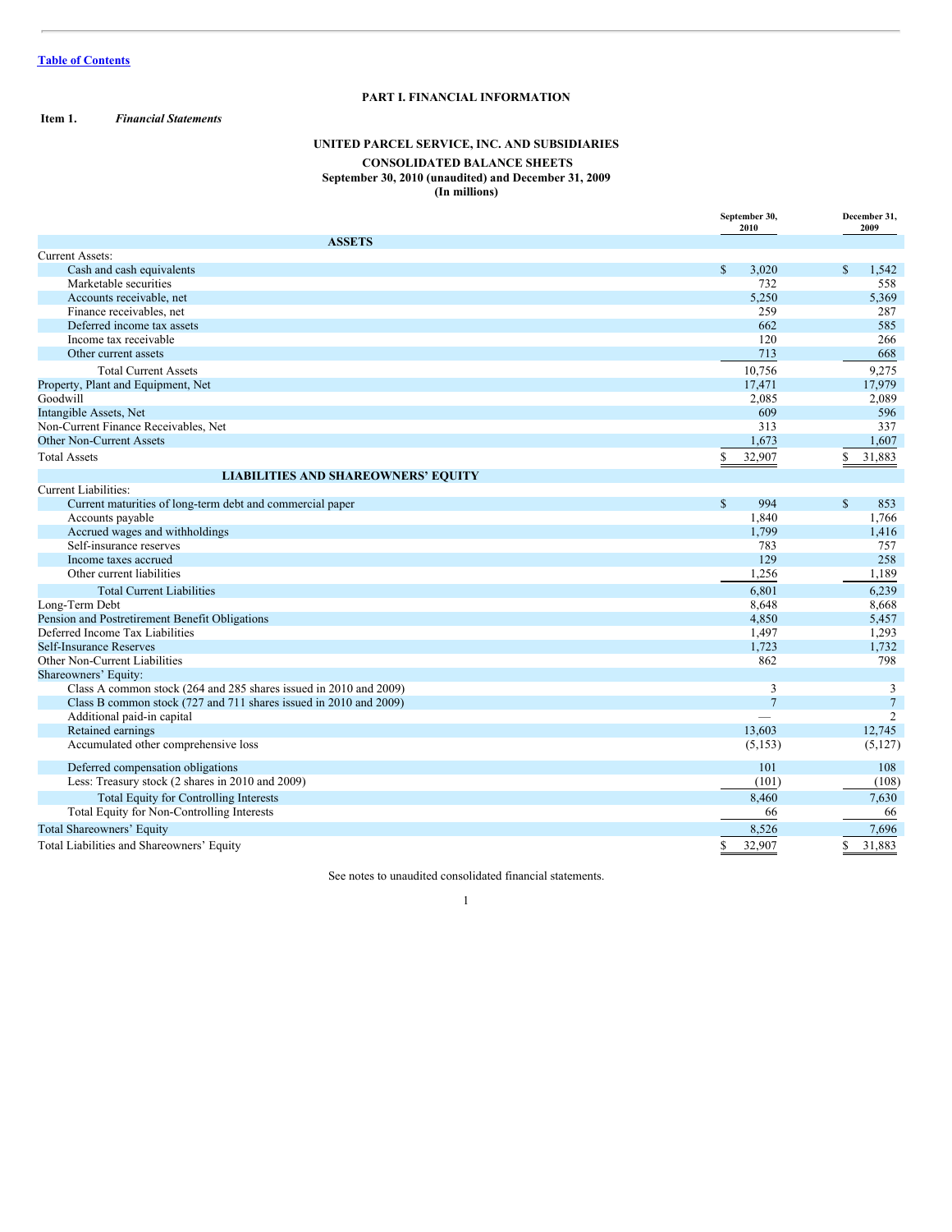[Table of Contents](#)

# PART I. FINANCIAL INFORMATION

**Item 1.** ***Financial Statements***

## UNITED PARCEL SERVICE, INC. AND SUBSIDIARIES

### CONSOLIDATED BALANCE SHEETS

**September 30, 2010 (unaudited) and December 31, 2009**
**(In millions)**

| | September 30, 2010 | December 31, 2009 |
|---|---|---|
| **ASSETS** | | |
| Current Assets: | | |
| Cash and cash equivalents | $ 3,020 | $ 1,542 |
| Marketable securities | 732 | 558 |
| Accounts receivable, net | 5,250 | 5,369 |
| Finance receivables, net | 259 | 287 |
| Deferred income tax assets | 662 | 585 |
| Income tax receivable | 120 | 266 |
| Other current assets | 713 | 668 |
| Total Current Assets | 10,756 | 9,275 |
| Property, Plant and Equipment, Net | 17,471 | 17,979 |
| Goodwill | 2,085 | 2,089 |
| Intangible Assets, Net | 609 | 596 |
| Non-Current Finance Receivables, Net | 313 | 337 |
| Other Non-Current Assets | 1,673 | 1,607 |
| Total Assets | $ 32,907 | $ 31,883 |
| **LIABILITIES AND SHAREOWNERS' EQUITY** | | |
| Current Liabilities: | | |
| Current maturities of long-term debt and commercial paper | $ 994 | $ 853 |
| Accounts payable | 1,840 | 1,766 |
| Accrued wages and withholdings | 1,799 | 1,416 |
| Self-insurance reserves | 783 | 757 |
| Income taxes accrued | 129 | 258 |
| Other current liabilities | 1,256 | 1,189 |
| Total Current Liabilities | 6,801 | 6,239 |
| Long-Term Debt | 8,648 | 8,668 |
| Pension and Postretirement Benefit Obligations | 4,850 | 5,457 |
| Deferred Income Tax Liabilities | 1,497 | 1,293 |
| Self-Insurance Reserves | 1,723 | 1,732 |
| Other Non-Current Liabilities | 862 | 798 |
| Shareowners' Equity: | | |
| Class A common stock (264 and 285 shares issued in 2010 and 2009) | 3 | 3 |
| Class B common stock (727 and 711 shares issued in 2010 and 2009) | 7 | 7 |
| Additional paid-in capital | — | 2 |
| Retained earnings | 13,603 | 12,745 |
| Accumulated other comprehensive loss | (5,153) | (5,127) |
| Deferred compensation obligations | 101 | 108 |
| Less: Treasury stock (2 shares in 2010 and 2009) | (101) | (108) |
| Total Equity for Controlling Interests | 8,460 | 7,630 |
| Total Equity for Non-Controlling Interests | 66 | 66 |
| Total Shareowners' Equity | 8,526 | 7,696 |
| Total Liabilities and Shareowners' Equity | $ 32,907 | $ 31,883 |

See notes to unaudited consolidated financial statements.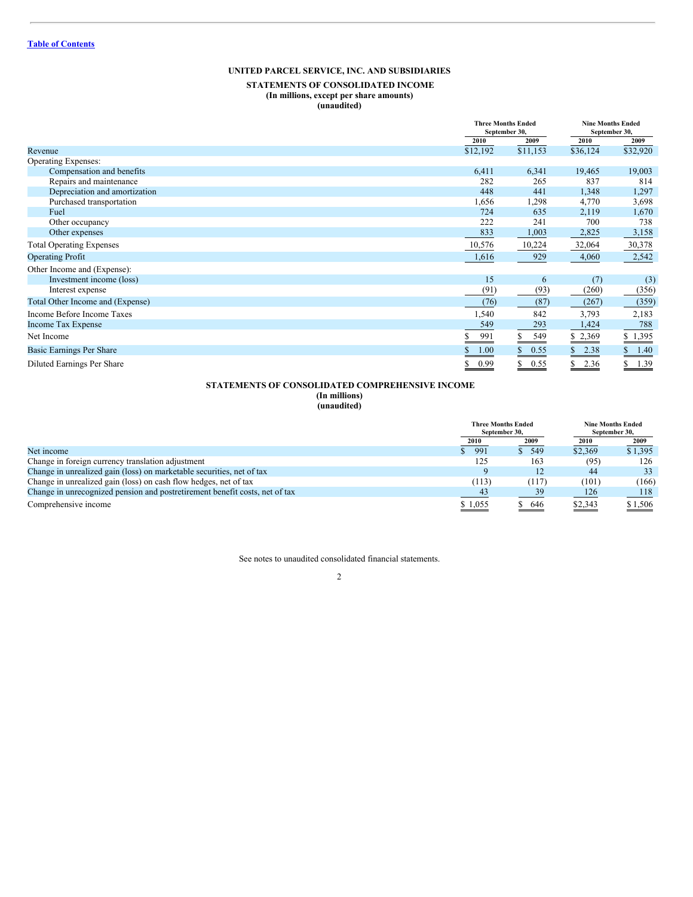[Table of Contents](#)

# UNITED PARCEL SERVICE, INC. AND SUBSIDIARIES

## STATEMENTS OF CONSOLIDATED INCOME
**(In millions, except per share amounts)**
**(unaudited)**

| | Three Months Ended September 30, | | Nine Months Ended September 30, | |
|---|---|---|---|---|
| | 2010 | 2009 | 2010 | 2009 |
| Revenue | $12,192 | $11,153 | $36,124 | $32,920 |
| Operating Expenses: | | | | |
| Compensation and benefits | 6,411 | 6,341 | 19,465 | 19,003 |
| Repairs and maintenance | 282 | 265 | 837 | 814 |
| Depreciation and amortization | 448 | 441 | 1,348 | 1,297 |
| Purchased transportation | 1,656 | 1,298 | 4,770 | 3,698 |
| Fuel | 724 | 635 | 2,119 | 1,670 |
| Other occupancy | 222 | 241 | 700 | 738 |
| Other expenses | 833 | 1,003 | 2,825 | 3,158 |
| Total Operating Expenses | 10,576 | 10,224 | 32,064 | 30,378 |
| Operating Profit | 1,616 | 929 | 4,060 | 2,542 |
| Other Income and (Expense): | | | | |
| Investment income (loss) | 15 | 6 | (7) | (3) |
| Interest expense | (91) | (93) | (260) | (356) |
| Total Other Income and (Expense) | (76) | (87) | (267) | (359) |
| Income Before Income Taxes | 1,540 | 842 | 3,793 | 2,183 |
| Income Tax Expense | 549 | 293 | 1,424 | 788 |
| Net Income | $ 991 | $ 549 | $ 2,369 | $ 1,395 |
| Basic Earnings Per Share | $ 1.00 | $ 0.55 | $ 2.38 | $ 1.40 |
| Diluted Earnings Per Share | $ 0.99 | $ 0.55 | $ 2.36 | $ 1.39 |

## STATEMENTS OF CONSOLIDATED COMPREHENSIVE INCOME
**(In millions)**
**(unaudited)**

| | Three Months Ended September 30, | | Nine Months Ended September 30, | |
|---|---|---|---|---|
| | 2010 | 2009 | 2010 | 2009 |
| Net income | $ 991 | $ 549 | $2,369 | $1,395 |
| Change in foreign currency translation adjustment | 125 | 163 | (95) | 126 |
| Change in unrealized gain (loss) on marketable securities, net of tax | 9 | 12 | 44 | 33 |
| Change in unrealized gain (loss) on cash flow hedges, net of tax | (113) | (117) | (101) | (166) |
| Change in unrecognized pension and postretirement benefit costs, net of tax | 43 | 39 | 126 | 118 |
| Comprehensive income | $ 1,055 | $ 646 | $2,343 | $1,506 |

See notes to unaudited consolidated financial statements.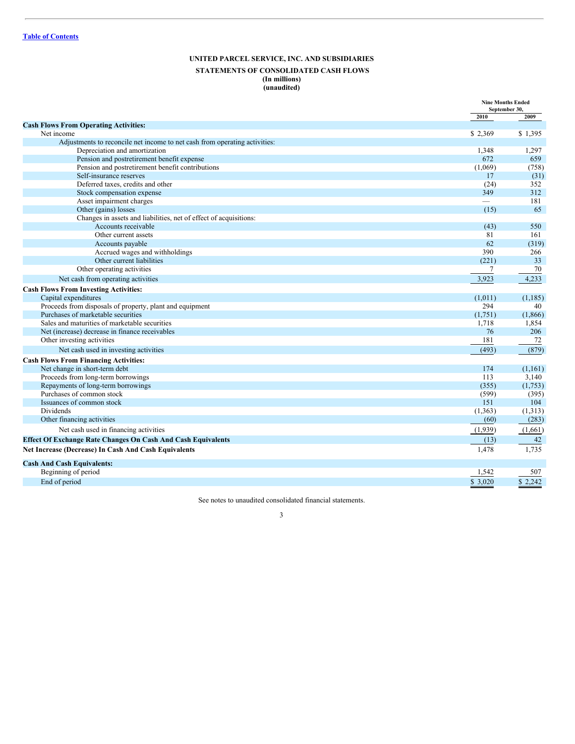[Table of Contents]

**UNITED PARCEL SERVICE, INC. AND SUBSIDIARIES**

**STATEMENTS OF CONSOLIDATED CASH FLOWS**
**(In millions)**
**(unaudited)**

| | Nine Months Ended September 30, | |
|---|---|---|
| | 2010 | 2009 |
| **Cash Flows From Operating Activities:** | | |
| Net income | $ 2,369 | $ 1,395 |
| Adjustments to reconcile net income to net cash from operating activities: | | |
| Depreciation and amortization | 1,348 | 1,297 |
| Pension and postretirement benefit expense | 672 | 659 |
| Pension and postretirement benefit contributions | (1,069) | (758) |
| Self-insurance reserves | 17 | (31) |
| Deferred taxes, credits and other | (24) | 352 |
| Stock compensation expense | 349 | 312 |
| Asset impairment charges | — | 181 |
| Other (gains) losses | (15) | 65 |
| Changes in assets and liabilities, net of effect of acquisitions: | | |
| Accounts receivable | (43) | 550 |
| Other current assets | 81 | 161 |
| Accounts payable | 62 | (319) |
| Accrued wages and withholdings | 390 | 266 |
| Other current liabilities | (221) | 33 |
| Other operating activities | 7 | 70 |
| Net cash from operating activities | 3,923 | 4,233 |
| **Cash Flows From Investing Activities:** | | |
| Capital expenditures | (1,011) | (1,185) |
| Proceeds from disposals of property, plant and equipment | 294 | 40 |
| Purchases of marketable securities | (1,751) | (1,866) |
| Sales and maturities of marketable securities | 1,718 | 1,854 |
| Net (increase) decrease in finance receivables | 76 | 206 |
| Other investing activities | 181 | 72 |
| Net cash used in investing activities | (493) | (879) |
| **Cash Flows From Financing Activities:** | | |
| Net change in short-term debt | 174 | (1,161) |
| Proceeds from long-term borrowings | 113 | 3,140 |
| Repayments of long-term borrowings | (355) | (1,753) |
| Purchases of common stock | (599) | (395) |
| Issuances of common stock | 151 | 104 |
| Dividends | (1,363) | (1,313) |
| Other financing activities | (60) | (283) |
| Net cash used in financing activities | (1,939) | (1,661) |
| **Effect Of Exchange Rate Changes On Cash And Cash Equivalents** | (13) | 42 |
| **Net Increase (Decrease) In Cash And Cash Equivalents** | 1,478 | 1,735 |
| **Cash And Cash Equivalents:** | | |
| Beginning of period | 1,542 | 507 |
| End of period | $ 3,020 | $ 2,242 |

See notes to unaudited consolidated financial statements.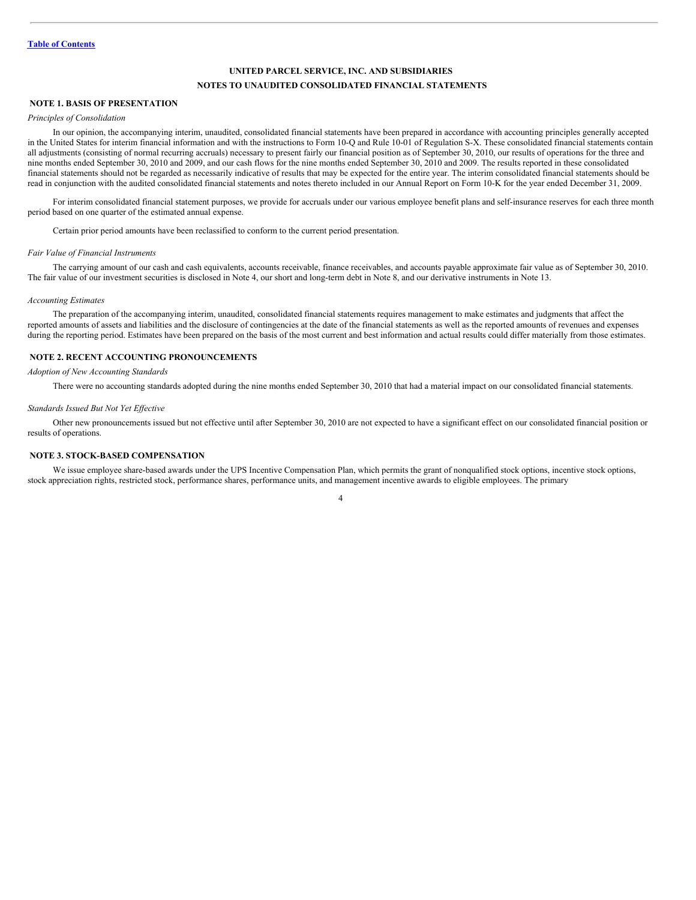# UNITED PARCEL SERVICE, INC. AND SUBSIDIARIES
## NOTES TO UNAUDITED CONSOLIDATED FINANCIAL STATEMENTS

### NOTE 1. BASIS OF PRESENTATION

*Principles of Consolidation*

In our opinion, the accompanying interim, unaudited, consolidated financial statements have been prepared in accordance with accounting principles generally accepted in the United States for interim financial information and with the instructions to Form 10-Q and Rule 10-01 of Regulation S-X. These consolidated financial statements contain all adjustments (consisting of normal recurring accruals) necessary to present fairly our financial position as of September 30, 2010, our results of operations for the three and nine months ended September 30, 2010 and 2009, and our cash flows for the nine months ended September 30, 2010 and 2009. The results reported in these consolidated financial statements should not be regarded as necessarily indicative of results that may be expected for the entire year. The interim consolidated financial statements should be read in conjunction with the audited consolidated financial statements and notes thereto included in our Annual Report on Form 10-K for the year ended December 31, 2009.

For interim consolidated financial statement purposes, we provide for accruals under our various employee benefit plans and self-insurance reserves for each three month period based on one quarter of the estimated annual expense.

Certain prior period amounts have been reclassified to conform to the current period presentation.

*Fair Value of Financial Instruments*

The carrying amount of our cash and cash equivalents, accounts receivable, finance receivables, and accounts payable approximate fair value as of September 30, 2010. The fair value of our investment securities is disclosed in Note 4, our short and long-term debt in Note 8, and our derivative instruments in Note 13.

*Accounting Estimates*

The preparation of the accompanying interim, unaudited, consolidated financial statements requires management to make estimates and judgments that affect the reported amounts of assets and liabilities and the disclosure of contingencies at the date of the financial statements as well as the reported amounts of revenues and expenses during the reporting period. Estimates have been prepared on the basis of the most current and best information and actual results could differ materially from those estimates.

### NOTE 2. RECENT ACCOUNTING PRONOUNCEMENTS

*Adoption of New Accounting Standards*

There were no accounting standards adopted during the nine months ended September 30, 2010 that had a material impact on our consolidated financial statements.

*Standards Issued But Not Yet Effective*

Other new pronouncements issued but not effective until after September 30, 2010 are not expected to have a significant effect on our consolidated financial position or results of operations.

### NOTE 3. STOCK-BASED COMPENSATION

We issue employee share-based awards under the UPS Incentive Compensation Plan, which permits the grant of nonqualified stock options, incentive stock options, stock appreciation rights, restricted stock, performance shares, performance units, and management incentive awards to eligible employees. The primary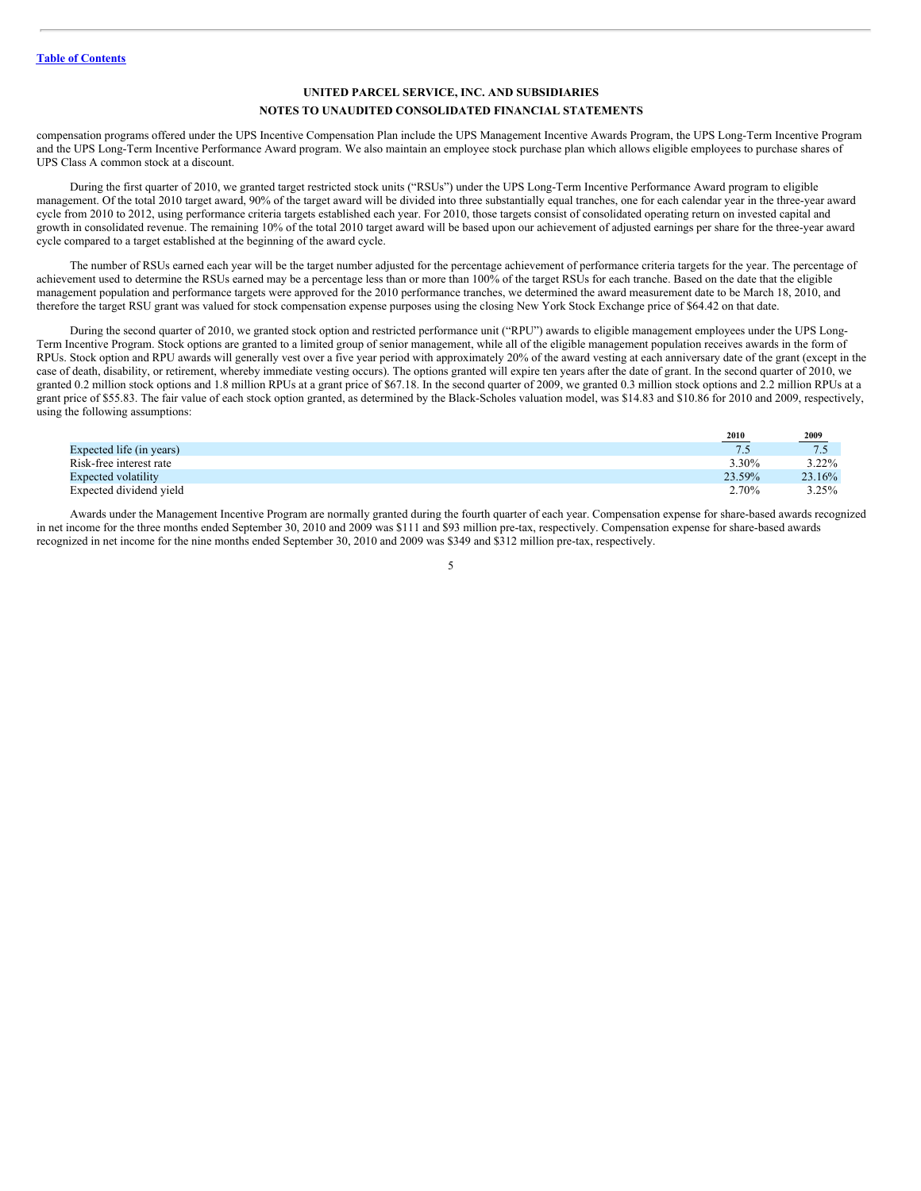Table of Contents

**UNITED PARCEL SERVICE, INC. AND SUBSIDIARIES**

**NOTES TO UNAUDITED CONSOLIDATED FINANCIAL STATEMENTS**

compensation programs offered under the UPS Incentive Compensation Plan include the UPS Management Incentive Awards Program, the UPS Long-Term Incentive Program and the UPS Long-Term Incentive Performance Award program. We also maintain an employee stock purchase plan which allows eligible employees to purchase shares of UPS Class A common stock at a discount.

During the first quarter of 2010, we granted target restricted stock units ("RSUs") under the UPS Long-Term Incentive Performance Award program to eligible management. Of the total 2010 target award, 90% of the target award will be divided into three substantially equal tranches, one for each calendar year in the three-year award cycle from 2010 to 2012, using performance criteria targets established each year. For 2010, those targets consist of consolidated operating return on invested capital and growth in consolidated revenue. The remaining 10% of the total 2010 target award will be based upon our achievement of adjusted earnings per share for the three-year award cycle compared to a target established at the beginning of the award cycle.

The number of RSUs earned each year will be the target number adjusted for the percentage achievement of performance criteria targets for the year. The percentage of achievement used to determine the RSUs earned may be a percentage less than or more than 100% of the target RSUs for each tranche. Based on the date that the eligible management population and performance targets were approved for the 2010 performance tranches, we determined the award measurement date to be March 18, 2010, and therefore the target RSU grant was valued for stock compensation expense purposes using the closing New York Stock Exchange price of $64.42 on that date.

During the second quarter of 2010, we granted stock option and restricted performance unit ("RPU") awards to eligible management employees under the UPS Long-Term Incentive Program. Stock options are granted to a limited group of senior management, while all of the eligible management population receives awards in the form of RPUs. Stock option and RPU awards will generally vest over a five year period with approximately 20% of the award vesting at each anniversary date of the grant (except in the case of death, disability, or retirement, whereby immediate vesting occurs). The options granted will expire ten years after the date of grant. In the second quarter of 2010, we granted 0.2 million stock options and 1.8 million RPUs at a grant price of $67.18. In the second quarter of 2009, we granted 0.3 million stock options and 2.2 million RPUs at a grant price of $55.83. The fair value of each stock option granted, as determined by the Black-Scholes valuation model, was $14.83 and $10.86 for 2010 and 2009, respectively, using the following assumptions:

| | 2010 | 2009 |
|---|---|---|
| Expected life (in years) | 7.5 | 7.5 |
| Risk-free interest rate | 3.30% | 3.22% |
| Expected volatility | 23.59% | 23.16% |
| Expected dividend yield | 2.70% | 3.25% |

Awards under the Management Incentive Program are normally granted during the fourth quarter of each year. Compensation expense for share-based awards recognized in net income for the three months ended September 30, 2010 and 2009 was $111 and $93 million pre-tax, respectively. Compensation expense for share-based awards recognized in net income for the nine months ended September 30, 2010 and 2009 was $349 and $312 million pre-tax, respectively.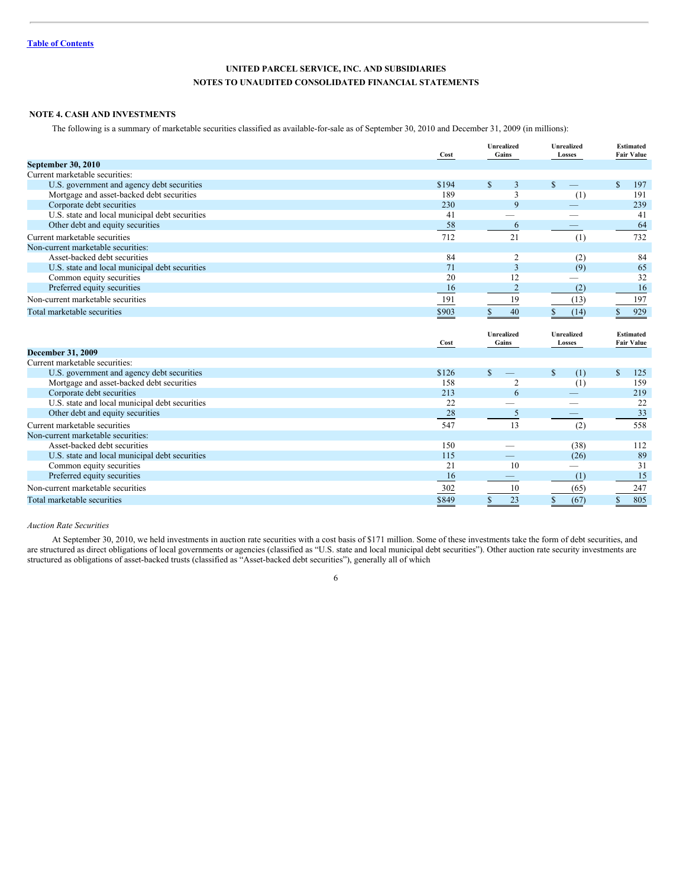[Table of Contents](#)

**UNITED PARCEL SERVICE, INC. AND SUBSIDIARIES**

**NOTES TO UNAUDITED CONSOLIDATED FINANCIAL STATEMENTS**

## NOTE 4. CASH AND INVESTMENTS

The following is a summary of marketable securities classified as available-for-sale as of September 30, 2010 and December 31, 2009 (in millions):

| | Cost | Unrealized Gains | Unrealized Losses | Estimated Fair Value |
|---|---|---|---|---|
| **September 30, 2010** | | | | |
| Current marketable securities: | | | | |
| U.S. government and agency debt securities | $194 | $ 3 | $ — | $ 197 |
| Mortgage and asset-backed debt securities | 189 | 3 | (1) | 191 |
| Corporate debt securities | 230 | 9 | — | 239 |
| U.S. state and local municipal debt securities | 41 | — | — | 41 |
| Other debt and equity securities | 58 | 6 | — | 64 |
| Current marketable securities | 712 | 21 | (1) | 732 |
| Non-current marketable securities: | | | | |
| Asset-backed debt securities | 84 | 2 | (2) | 84 |
| U.S. state and local municipal debt securities | 71 | 3 | (9) | 65 |
| Common equity securities | 20 | 12 | — | 32 |
| Preferred equity securities | 16 | 2 | (2) | 16 |
| Non-current marketable securities | 191 | 19 | (13) | 197 |
| Total marketable securities | $903 | $ 40 | $ (14) | $ 929 |

| | Cost | Unrealized Gains | Unrealized Losses | Estimated Fair Value |
|---|---|---|---|---|
| **December 31, 2009** | | | | |
| Current marketable securities: | | | | |
| U.S. government and agency debt securities | $126 | $ — | $ (1) | $ 125 |
| Mortgage and asset-backed debt securities | 158 | 2 | (1) | 159 |
| Corporate debt securities | 213 | 6 | — | 219 |
| U.S. state and local municipal debt securities | 22 | — | — | 22 |
| Other debt and equity securities | 28 | 5 | — | 33 |
| Current marketable securities | 547 | 13 | (2) | 558 |
| Non-current marketable securities: | | | | |
| Asset-backed debt securities | 150 | — | (38) | 112 |
| U.S. state and local municipal debt securities | 115 | — | (26) | 89 |
| Common equity securities | 21 | 10 | — | 31 |
| Preferred equity securities | 16 | — | (1) | 15 |
| Non-current marketable securities | 302 | 10 | (65) | 247 |
| Total marketable securities | $849 | $ 23 | $ (67) | $ 805 |

*Auction Rate Securities*

At September 30, 2010, we held investments in auction rate securities with a cost basis of $171 million. Some of these investments take the form of debt securities, and are structured as direct obligations of local governments or agencies (classified as "U.S. state and local municipal debt securities"). Other auction rate security investments are structured as obligations of asset-backed trusts (classified as "Asset-backed debt securities"), generally all of which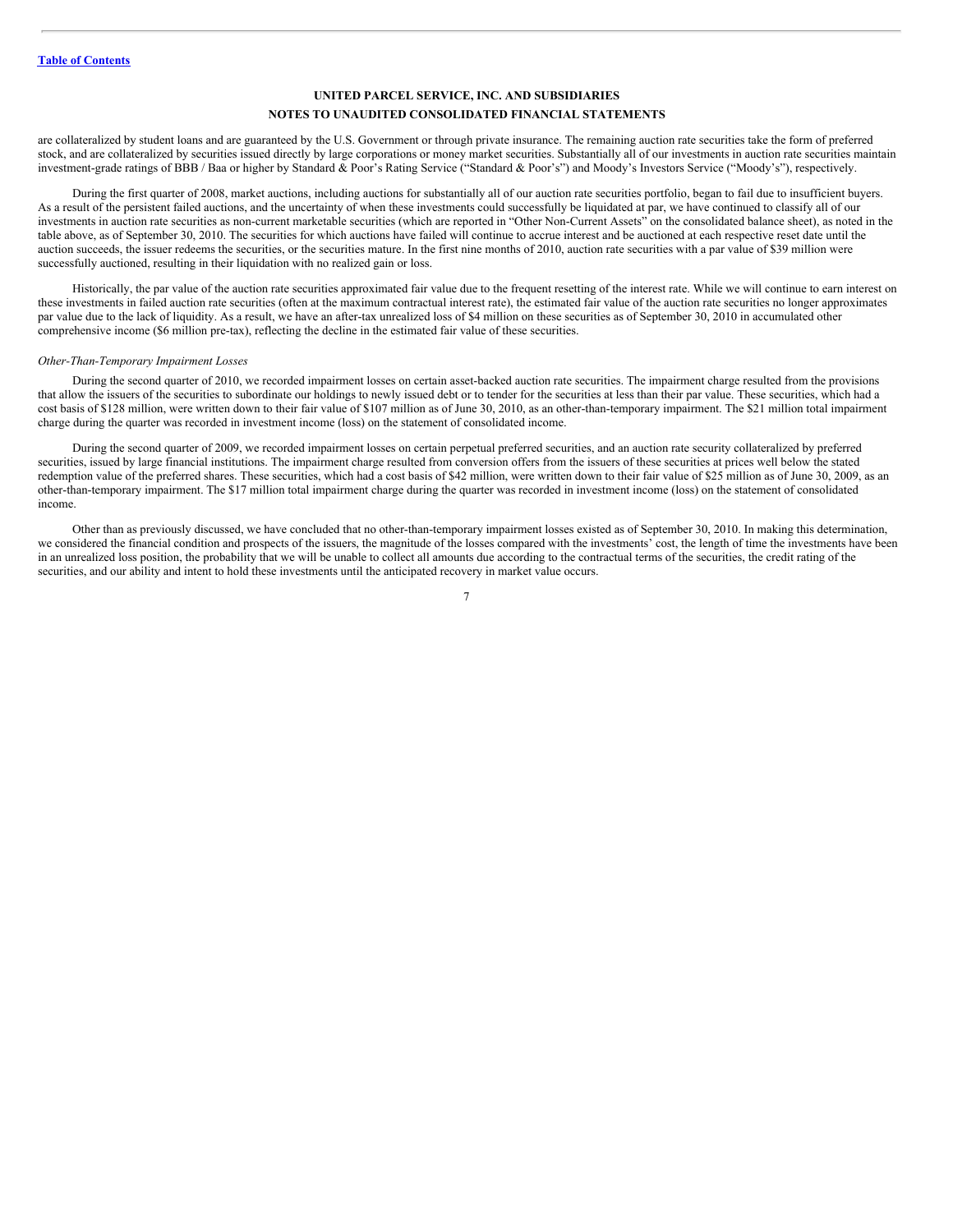are collateralized by student loans and are guaranteed by the U.S. Government or through private insurance. The remaining auction rate securities take the form of preferred stock, and are collateralized by securities issued directly by large corporations or money market securities. Substantially all of our investments in auction rate securities maintain investment-grade ratings of BBB / Baa or higher by Standard & Poor's Rating Service ("Standard & Poor's") and Moody's Investors Service ("Moody's"), respectively.

During the first quarter of 2008, market auctions, including auctions for substantially all of our auction rate securities portfolio, began to fail due to insufficient buyers. As a result of the persistent failed auctions, and the uncertainty of when these investments could successfully be liquidated at par, we have continued to classify all of our investments in auction rate securities as non-current marketable securities (which are reported in "Other Non-Current Assets" on the consolidated balance sheet), as noted in the table above, as of September 30, 2010. The securities for which auctions have failed will continue to accrue interest and be auctioned at each respective reset date until the auction succeeds, the issuer redeems the securities, or the securities mature. In the first nine months of 2010, auction rate securities with a par value of $39 million were successfully auctioned, resulting in their liquidation with no realized gain or loss.

Historically, the par value of the auction rate securities approximated fair value due to the frequent resetting of the interest rate. While we will continue to earn interest on these investments in failed auction rate securities (often at the maximum contractual interest rate), the estimated fair value of the auction rate securities no longer approximates par value due to the lack of liquidity. As a result, we have an after-tax unrealized loss of $4 million on these securities as of September 30, 2010 in accumulated other comprehensive income ($6 million pre-tax), reflecting the decline in the estimated fair value of these securities.

*Other-Than-Temporary Impairment Losses*

During the second quarter of 2010, we recorded impairment losses on certain asset-backed auction rate securities. The impairment charge resulted from the provisions that allow the issuers of the securities to subordinate our holdings to newly issued debt or to tender for the securities at less than their par value. These securities, which had a cost basis of $128 million, were written down to their fair value of $107 million as of June 30, 2010, as an other-than-temporary impairment. The $21 million total impairment charge during the quarter was recorded in investment income (loss) on the statement of consolidated income.

During the second quarter of 2009, we recorded impairment losses on certain perpetual preferred securities, and an auction rate security collateralized by preferred securities, issued by large financial institutions. The impairment charge resulted from conversion offers from the issuers of these securities at prices well below the stated redemption value of the preferred shares. These securities, which had a cost basis of $42 million, were written down to their fair value of $25 million as of June 30, 2009, as an other-than-temporary impairment. The $17 million total impairment charge during the quarter was recorded in investment income (loss) on the statement of consolidated income.

Other than as previously discussed, we have concluded that no other-than-temporary impairment losses existed as of September 30, 2010. In making this determination, we considered the financial condition and prospects of the issuers, the magnitude of the losses compared with the investments' cost, the length of time the investments have been in an unrealized loss position, the probability that we will be unable to collect all amounts due according to the contractual terms of the securities, the credit rating of the securities, and our ability and intent to hold these investments until the anticipated recovery in market value occurs.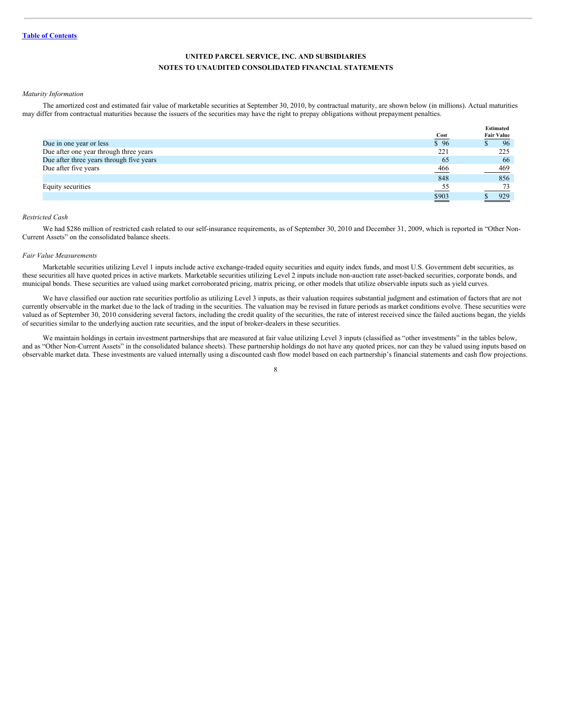Table of Contents

**UNITED PARCEL SERVICE, INC. AND SUBSIDIARIES**
**NOTES TO UNAUDITED CONSOLIDATED FINANCIAL STATEMENTS**

*Maturity Information*

The amortized cost and estimated fair value of marketable securities at September 30, 2010, by contractual maturity, are shown below (in millions). Actual maturities may differ from contractual maturities because the issuers of the securities may have the right to prepay obligations without prepayment penalties.

| | Cost | Estimated Fair Value |
|---|---|---|
| Due in one year or less | $ 96 | $ 96 |
| Due after one year through three years | 221 | 225 |
| Due after three years through five years | 65 | 66 |
| Due after five years | 466 | 469 |
| | 848 | 856 |
| Equity securities | 55 | 73 |
| | $903 | $ 929 |

*Restricted Cash*

We had $286 million of restricted cash related to our self-insurance requirements, as of September 30, 2010 and December 31, 2009, which is reported in "Other Non-Current Assets" on the consolidated balance sheets.

*Fair Value Measurements*

Marketable securities utilizing Level 1 inputs include active exchange-traded equity securities and equity index funds, and most U.S. Government debt securities, as these securities all have quoted prices in active markets. Marketable securities utilizing Level 2 inputs include non-auction rate asset-backed securities, corporate bonds, and municipal bonds. These securities are valued using market corroborated pricing, matrix pricing, or other models that utilize observable inputs such as yield curves.

We have classified our auction rate securities portfolio as utilizing Level 3 inputs, as their valuation requires substantial judgment and estimation of factors that are not currently observable in the market due to the lack of trading in the securities. The valuation may be revised in future periods as market conditions evolve. These securities were valued as of September 30, 2010 considering several factors, including the credit quality of the securities, the rate of interest received since the failed auctions began, the yields of securities similar to the underlying auction rate securities, and the input of broker-dealers in these securities.

We maintain holdings in certain investment partnerships that are measured at fair value utilizing Level 3 inputs (classified as "other investments" in the tables below, and as "Other Non-Current Assets" in the consolidated balance sheets). These partnership holdings do not have any quoted prices, nor can they be valued using inputs based on observable market data. These investments are valued internally using a discounted cash flow model based on each partnership's financial statements and cash flow projections.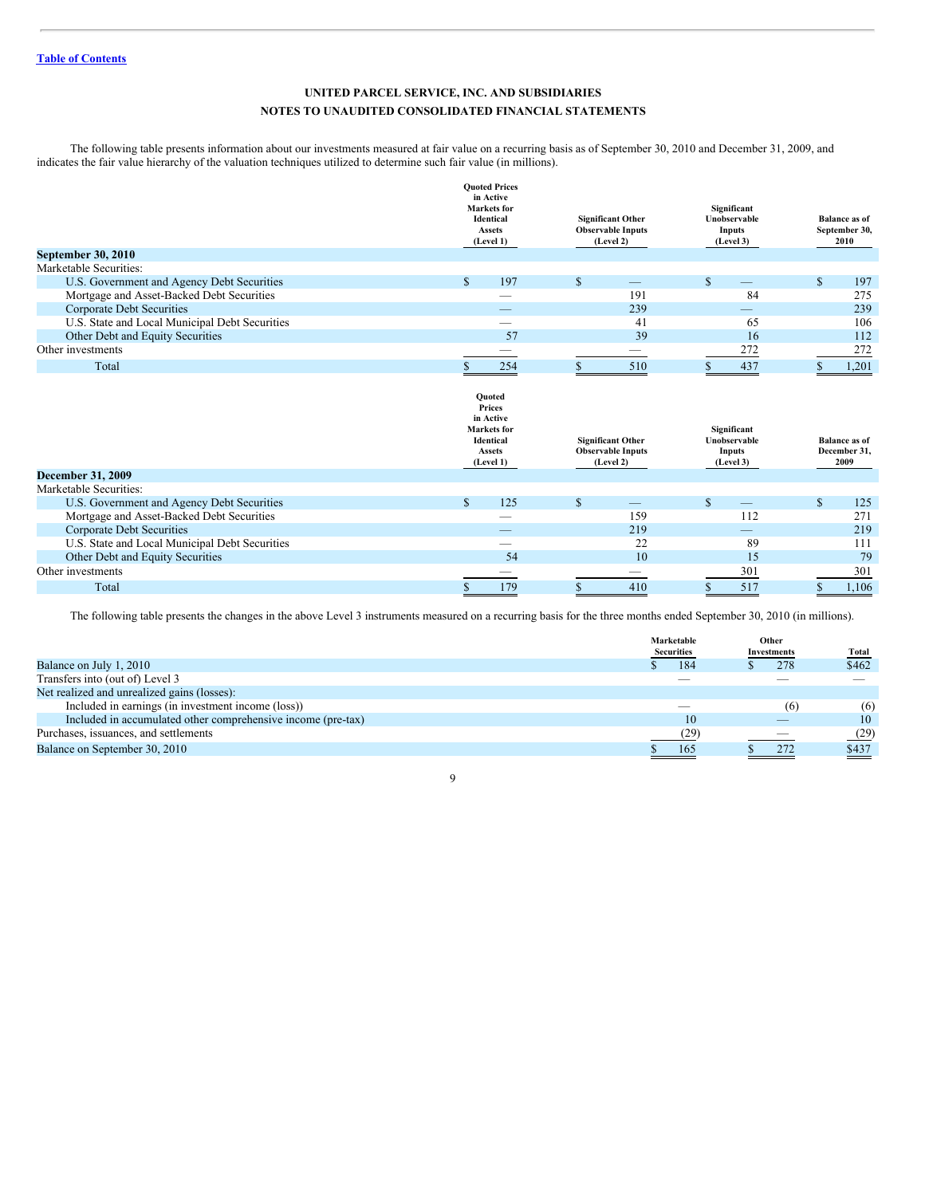UNITED PARCEL SERVICE, INC. AND SUBSIDIARIES

NOTES TO UNAUDITED CONSOLIDATED FINANCIAL STATEMENTS

The following table presents information about our investments measured at fair value on a recurring basis as of September 30, 2010 and December 31, 2009, and indicates the fair value hierarchy of the valuation techniques utilized to determine such fair value (in millions).

| | Quoted Prices in Active Markets for Identical Assets (Level 1) | Significant Other Observable Inputs (Level 2) | Significant Unobservable Inputs (Level 3) | Balance as of September 30, 2010 |
|---|---|---|---|---|
| **September 30, 2010** | | | | |
| Marketable Securities: | | | | |
| U.S. Government and Agency Debt Securities | $ 197 | $ — | $ — | $ 197 |
| Mortgage and Asset-Backed Debt Securities | — | 191 | 84 | 275 |
| Corporate Debt Securities | — | 239 | — | 239 |
| U.S. State and Local Municipal Debt Securities | — | 41 | 65 | 106 |
| Other Debt and Equity Securities | 57 | 39 | 16 | 112 |
| Other investments | — | — | 272 | 272 |
| Total | $ 254 | $ 510 | $ 437 | $ 1,201 |

| | Quoted Prices in Active Markets for Identical Assets (Level 1) | Significant Other Observable Inputs (Level 2) | Significant Unobservable Inputs (Level 3) | Balance as of December 31, 2009 |
|---|---|---|---|---|
| **December 31, 2009** | | | | |
| Marketable Securities: | | | | |
| U.S. Government and Agency Debt Securities | $ 125 | $ — | $ — | $ 125 |
| Mortgage and Asset-Backed Debt Securities | — | 159 | 112 | 271 |
| Corporate Debt Securities | — | 219 | — | 219 |
| U.S. State and Local Municipal Debt Securities | — | 22 | 89 | 111 |
| Other Debt and Equity Securities | 54 | 10 | 15 | 79 |
| Other investments | — | — | 301 | 301 |
| Total | $ 179 | $ 410 | $ 517 | $ 1,106 |

The following table presents the changes in the above Level 3 instruments measured on a recurring basis for the three months ended September 30, 2010 (in millions).

| | Marketable Securities | Other Investments | Total |
|---|---|---|---|
| Balance on July 1, 2010 | $ 184 | $ 278 | $462 |
| Transfers into (out of) Level 3 | — | — | — |
| Net realized and unrealized gains (losses): | | | |
| Included in earnings (in investment income (loss)) | — | (6) | (6) |
| Included in accumulated other comprehensive income (pre-tax) | 10 | — | 10 |
| Purchases, issuances, and settlements | (29) | — | (29) |
| Balance on September 30, 2010 | $ 165 | $ 272 | $437 |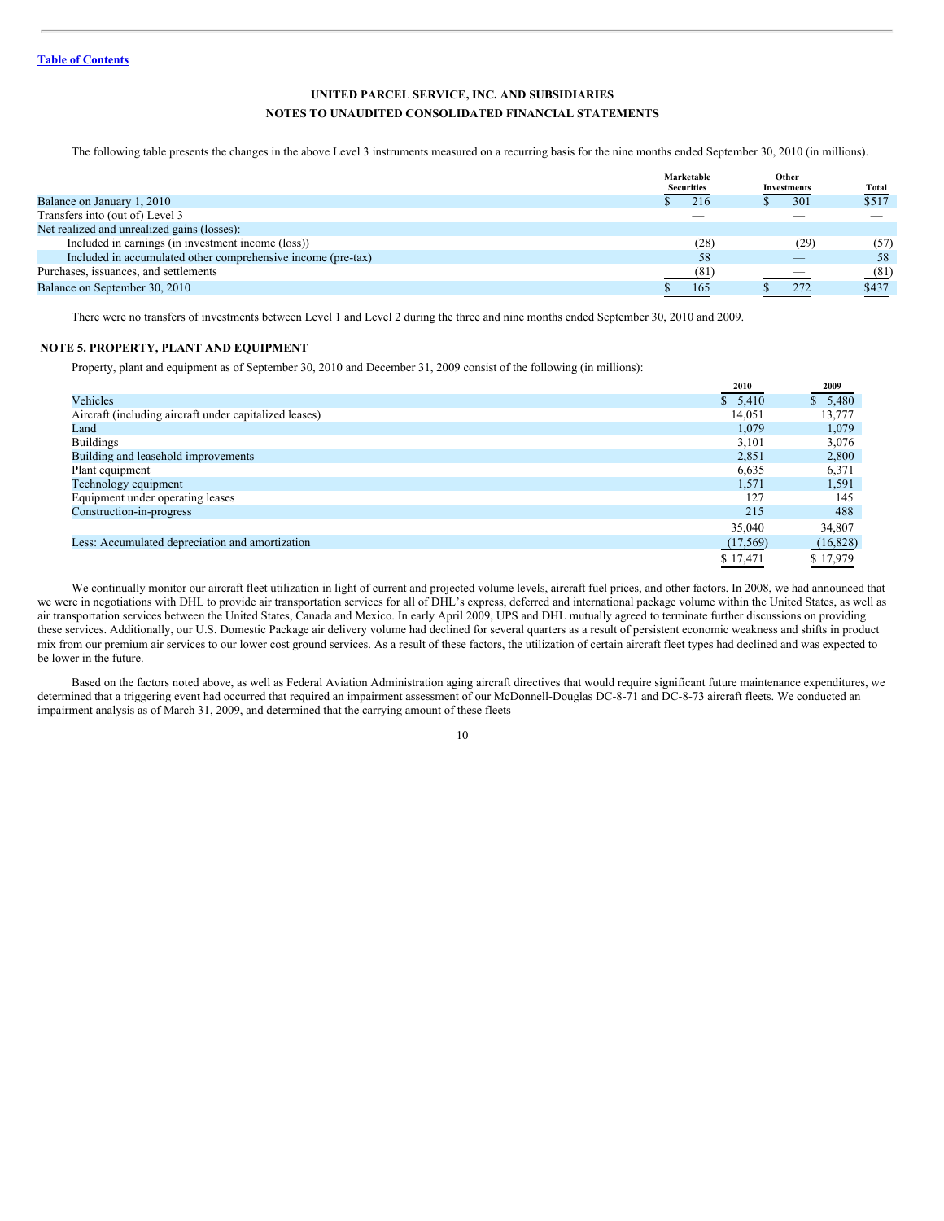Table of Contents

**UNITED PARCEL SERVICE, INC. AND SUBSIDIARIES**

**NOTES TO UNAUDITED CONSOLIDATED FINANCIAL STATEMENTS**

The following table presents the changes in the above Level 3 instruments measured on a recurring basis for the nine months ended September 30, 2010 (in millions).

| | Marketable Securities | Other Investments | Total |
|---|---|---|---|
| Balance on January 1, 2010 | $ 216 | $ 301 | $517 |
| Transfers into (out of) Level 3 | — | — | — |
| Net realized and unrealized gains (losses): | | | |
| Included in earnings (in investment income (loss)) | (28) | (29) | (57) |
| Included in accumulated other comprehensive income (pre-tax) | 58 | — | 58 |
| Purchases, issuances, and settlements | (81) | — | (81) |
| Balance on September 30, 2010 | $ 165 | $ 272 | $437 |

There were no transfers of investments between Level 1 and Level 2 during the three and nine months ended September 30, 2010 and 2009.

## NOTE 5. PROPERTY, PLANT AND EQUIPMENT

Property, plant and equipment as of September 30, 2010 and December 31, 2009 consist of the following (in millions):

| | 2010 | 2009 |
|---|---|---|
| Vehicles | $ 5,410 | $ 5,480 |
| Aircraft (including aircraft under capitalized leases) | 14,051 | 13,777 |
| Land | 1,079 | 1,079 |
| Buildings | 3,101 | 3,076 |
| Building and leasehold improvements | 2,851 | 2,800 |
| Plant equipment | 6,635 | 6,371 |
| Technology equipment | 1,571 | 1,591 |
| Equipment under operating leases | 127 | 145 |
| Construction-in-progress | 215 | 488 |
| | 35,040 | 34,807 |
| Less: Accumulated depreciation and amortization | (17,569) | (16,828) |
| | $ 17,471 | $ 17,979 |

We continually monitor our aircraft fleet utilization in light of current and projected volume levels, aircraft fuel prices, and other factors. In 2008, we had announced that we were in negotiations with DHL to provide air transportation services for all of DHL's express, deferred and international package volume within the United States, as well as air transportation services between the United States, Canada and Mexico. In early April 2009, UPS and DHL mutually agreed to terminate further discussions on providing these services. Additionally, our U.S. Domestic Package air delivery volume had declined for several quarters as a result of persistent economic weakness and shifts in product mix from our premium air services to our lower cost ground services. As a result of these factors, the utilization of certain aircraft fleet types had declined and was expected to be lower in the future.

Based on the factors noted above, as well as Federal Aviation Administration aging aircraft directives that would require significant future maintenance expenditures, we determined that a triggering event had occurred that required an impairment assessment of our McDonnell-Douglas DC-8-71 and DC-8-73 aircraft fleets. We conducted an impairment analysis as of March 31, 2009, and determined that the carrying amount of these fleets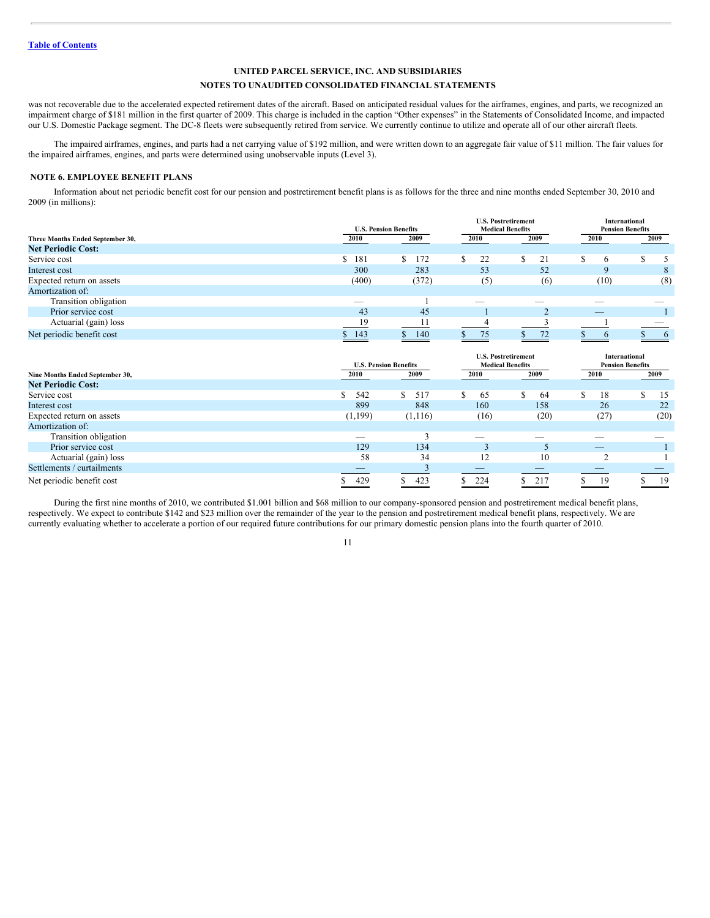**UNITED PARCEL SERVICE, INC. AND SUBSIDIARIES**

**NOTES TO UNAUDITED CONSOLIDATED FINANCIAL STATEMENTS**

was not recoverable due to the accelerated expected retirement dates of the aircraft. Based on anticipated residual values for the airframes, engines, and parts, we recognized an impairment charge of $181 million in the first quarter of 2009. This charge is included in the caption "Other expenses" in the Statements of Consolidated Income, and impacted our U.S. Domestic Package segment. The DC-8 fleets were subsequently retired from service. We currently continue to utilize and operate all of our other aircraft fleets.

The impaired airframes, engines, and parts had a net carrying value of $192 million, and were written down to an aggregate fair value of $11 million. The fair values for the impaired airframes, engines, and parts were determined using unobservable inputs (Level 3).

## NOTE 6. EMPLOYEE BENEFIT PLANS

Information about net periodic benefit cost for our pension and postretirement benefit plans is as follows for the three and nine months ended September 30, 2010 and 2009 (in millions):

| | U.S. Pension Benefits | | U.S. Postretirement Medical Benefits | | International Pension Benefits | |
|---|---|---|---|---|---|---|
| **Three Months Ended September 30,** | **2010** | **2009** | **2010** | **2009** | **2010** | **2009** |
| **Net Periodic Cost:** | | | | | | |
| Service cost | $ 181 | $ 172 | $ 22 | $ 21 | $ 6 | $ 5 |
| Interest cost | 300 | 283 | 53 | 52 | 9 | 8 |
| Expected return on assets | (400) | (372) | (5) | (6) | (10) | (8) |
| Amortization of: | | | | | | |
| Transition obligation | — | 1 | — | — | — | — |
| Prior service cost | 43 | 45 | 1 | 2 | — | 1 |
| Actuarial (gain) loss | 19 | 11 | 4 | 3 | 1 | — |
| Net periodic benefit cost | $ 143 | $ 140 | $ 75 | $ 72 | $ 6 | $ 6 |

| | U.S. Pension Benefits | | U.S. Postretirement Medical Benefits | | International Pension Benefits | |
|---|---|---|---|---|---|---|
| **Nine Months Ended September 30,** | **2010** | **2009** | **2010** | **2009** | **2010** | **2009** |
| **Net Periodic Cost:** | | | | | | |
| Service cost | $ 542 | $ 517 | $ 65 | $ 64 | $ 18 | $ 15 |
| Interest cost | 899 | 848 | 160 | 158 | 26 | 22 |
| Expected return on assets | (1,199) | (1,116) | (16) | (20) | (27) | (20) |
| Amortization of: | | | | | | |
| Transition obligation | — | 3 | — | — | — | — |
| Prior service cost | 129 | 134 | 3 | 5 | — | 1 |
| Actuarial (gain) loss | 58 | 34 | 12 | 10 | 2 | 1 |
| Settlements / curtailments | — | 3 | — | — | — | — |
| Net periodic benefit cost | $ 429 | $ 423 | $ 224 | $ 217 | $ 19 | $ 19 |

During the first nine months of 2010, we contributed $1.001 billion and $68 million to our company-sponsored pension and postretirement medical benefit plans, respectively. We expect to contribute $142 and $23 million over the remainder of the year to the pension and postretirement medical benefit plans, respectively. We are currently evaluating whether to accelerate a portion of our required future contributions for our primary domestic pension plans into the fourth quarter of 2010.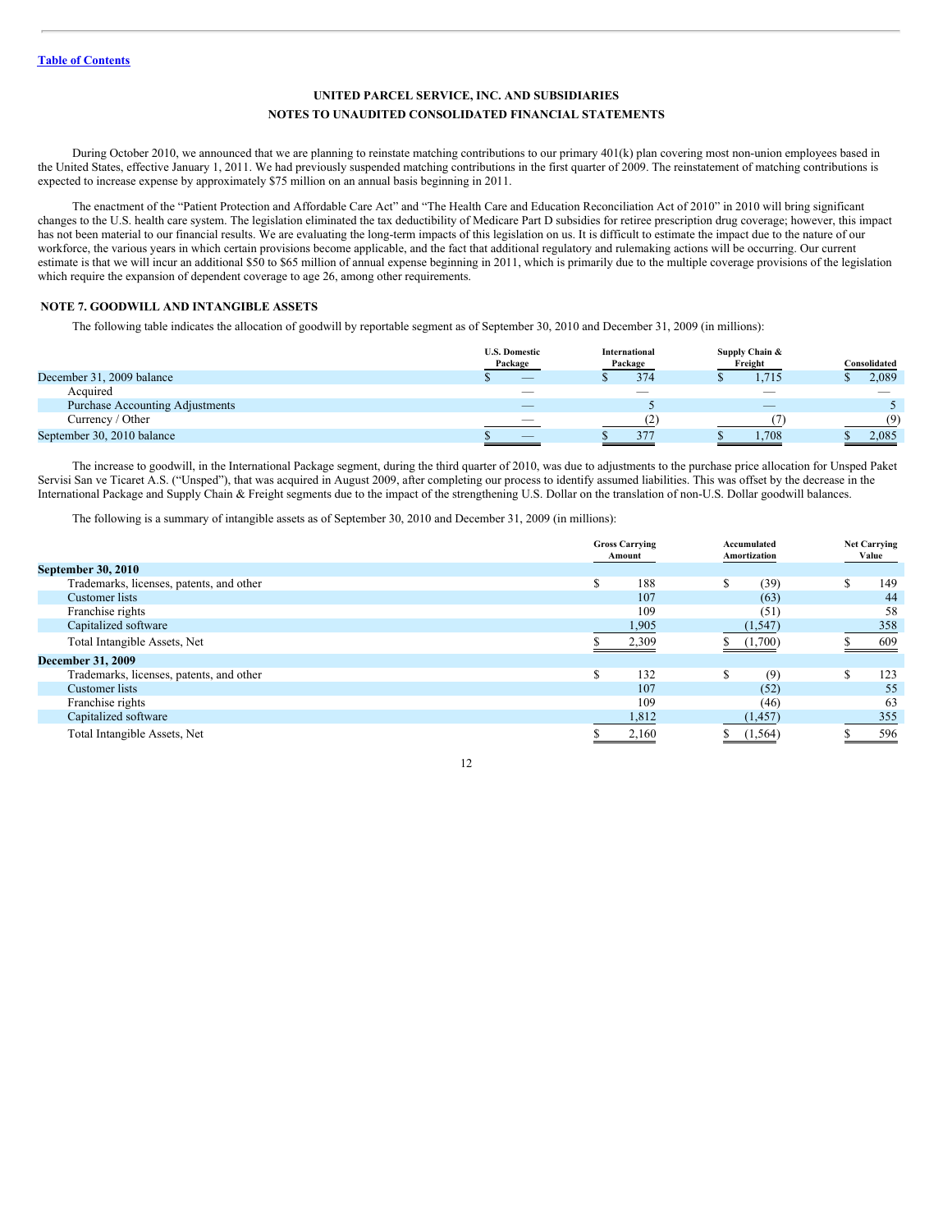**UNITED PARCEL SERVICE, INC. AND SUBSIDIARIES**
**NOTES TO UNAUDITED CONSOLIDATED FINANCIAL STATEMENTS**

During October 2010, we announced that we are planning to reinstate matching contributions to our primary 401(k) plan covering most non-union employees based in the United States, effective January 1, 2011. We had previously suspended matching contributions in the first quarter of 2009. The reinstatement of matching contributions is expected to increase expense by approximately $75 million on an annual basis beginning in 2011.

The enactment of the "Patient Protection and Affordable Care Act" and "The Health Care and Education Reconciliation Act of 2010" in 2010 will bring significant changes to the U.S. health care system. The legislation eliminated the tax deductibility of Medicare Part D subsidies for retiree prescription drug coverage; however, this impact has not been material to our financial results. We are evaluating the long-term impacts of this legislation on us. It is difficult to estimate the impact due to the nature of our workforce, the various years in which certain provisions become applicable, and the fact that additional regulatory and rulemaking actions will be occurring. Our current estimate is that we will incur an additional $50 to $65 million of annual expense beginning in 2011, which is primarily due to the multiple coverage provisions of the legislation which require the expansion of dependent coverage to age 26, among other requirements.

## NOTE 7. GOODWILL AND INTANGIBLE ASSETS

The following table indicates the allocation of goodwill by reportable segment as of September 30, 2010 and December 31, 2009 (in millions):

| | U.S. Domestic Package | International Package | Supply Chain & Freight | Consolidated |
|---|---|---|---|---|
| December 31, 2009 balance | $ — | $ 374 | $ 1,715 | $ 2,089 |
| Acquired | — | — | — | — |
| Purchase Accounting Adjustments | — | 5 | — | 5 |
| Currency / Other | — | (2) | (7) | (9) |
| September 30, 2010 balance | $ — | $ 377 | $ 1,708 | $ 2,085 |

The increase to goodwill, in the International Package segment, during the third quarter of 2010, was due to adjustments to the purchase price allocation for Unsped Paket Servisi San ve Ticaret A.S. ("Unsped"), that was acquired in August 2009, after completing our process to identify assumed liabilities. This was offset by the decrease in the International Package and Supply Chain & Freight segments due to the impact of the strengthening U.S. Dollar on the translation of non-U.S. Dollar goodwill balances.

The following is a summary of intangible assets as of September 30, 2010 and December 31, 2009 (in millions):

| | Gross Carrying Amount | Accumulated Amortization | Net Carrying Value |
|---|---|---|---|
| **September 30, 2010** | | | |
| Trademarks, licenses, patents, and other | $ 188 | $ (39) | $ 149 |
| Customer lists | 107 | (63) | 44 |
| Franchise rights | 109 | (51) | 58 |
| Capitalized software | 1,905 | (1,547) | 358 |
| Total Intangible Assets, Net | $ 2,309 | $ (1,700) | $ 609 |
| **December 31, 2009** | | | |
| Trademarks, licenses, patents, and other | $ 132 | $ (9) | $ 123 |
| Customer lists | 107 | (52) | 55 |
| Franchise rights | 109 | (46) | 63 |
| Capitalized software | 1,812 | (1,457) | 355 |
| Total Intangible Assets, Net | $ 2,160 | $ (1,564) | $ 596 |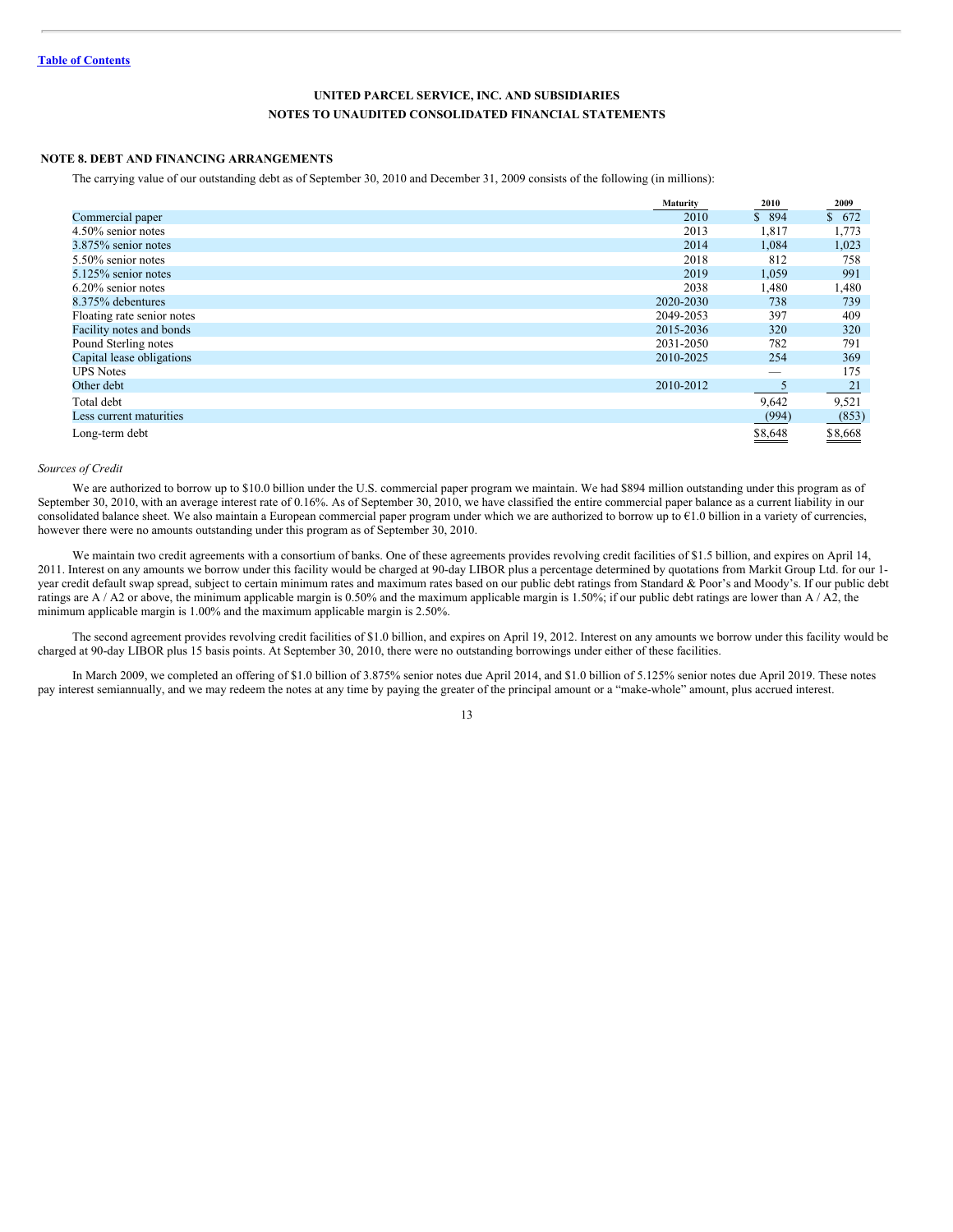**UNITED PARCEL SERVICE, INC. AND SUBSIDIARIES**

**NOTES TO UNAUDITED CONSOLIDATED FINANCIAL STATEMENTS**

## NOTE 8. DEBT AND FINANCING ARRANGEMENTS

The carrying value of our outstanding debt as of September 30, 2010 and December 31, 2009 consists of the following (in millions):

| | Maturity | 2010 | 2009 |
|---|---|---|---|
| Commercial paper | 2010 | $ 894 | $ 672 |
| 4.50% senior notes | 2013 | 1,817 | 1,773 |
| 3.875% senior notes | 2014 | 1,084 | 1,023 |
| 5.50% senior notes | 2018 | 812 | 758 |
| 5.125% senior notes | 2019 | 1,059 | 991 |
| 6.20% senior notes | 2038 | 1,480 | 1,480 |
| 8.375% debentures | 2020-2030 | 738 | 739 |
| Floating rate senior notes | 2049-2053 | 397 | 409 |
| Facility notes and bonds | 2015-2036 | 320 | 320 |
| Pound Sterling notes | 2031-2050 | 782 | 791 |
| Capital lease obligations | 2010-2025 | 254 | 369 |
| UPS Notes | | — | 175 |
| Other debt | 2010-2012 | 5 | 21 |
| Total debt | | 9,642 | 9,521 |
| Less current maturities | | (994) | (853) |
| Long-term debt | | $8,648 | $8,668 |

*Sources of Credit*

We are authorized to borrow up to $10.0 billion under the U.S. commercial paper program we maintain. We had $894 million outstanding under this program as of September 30, 2010, with an average interest rate of 0.16%. As of September 30, 2010, we have classified the entire commercial paper balance as a current liability in our consolidated balance sheet. We also maintain a European commercial paper program under which we are authorized to borrow up to €1.0 billion in a variety of currencies, however there were no amounts outstanding under this program as of September 30, 2010.

We maintain two credit agreements with a consortium of banks. One of these agreements provides revolving credit facilities of $1.5 billion, and expires on April 14, 2011. Interest on any amounts we borrow under this facility would be charged at 90-day LIBOR plus a percentage determined by quotations from Markit Group Ltd. for our 1-year credit default swap spread, subject to certain minimum rates and maximum rates based on our public debt ratings from Standard & Poor's and Moody's. If our public debt ratings are A / A2 or above, the minimum applicable margin is 0.50% and the maximum applicable margin is 1.50%; if our public debt ratings are lower than A / A2, the minimum applicable margin is 1.00% and the maximum applicable margin is 2.50%.

The second agreement provides revolving credit facilities of $1.0 billion, and expires on April 19, 2012. Interest on any amounts we borrow under this facility would be charged at 90-day LIBOR plus 15 basis points. At September 30, 2010, there were no outstanding borrowings under either of these facilities.

In March 2009, we completed an offering of $1.0 billion of 3.875% senior notes due April 2014, and $1.0 billion of 5.125% senior notes due April 2019. These notes pay interest semiannually, and we may redeem the notes at any time by paying the greater of the principal amount or a "make-whole" amount, plus accrued interest.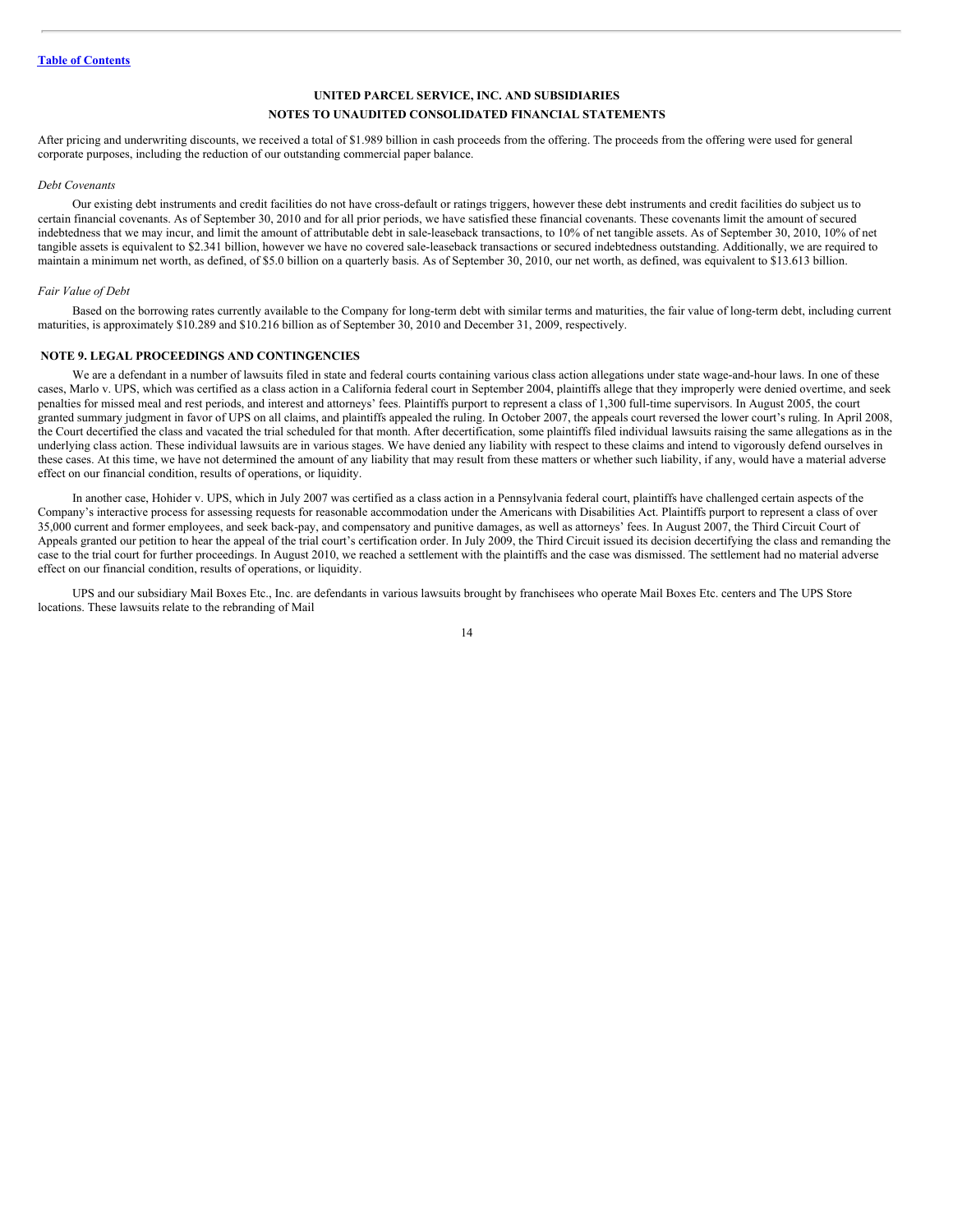After pricing and underwriting discounts, we received a total of $1.989 billion in cash proceeds from the offering. The proceeds from the offering were used for general corporate purposes, including the reduction of our outstanding commercial paper balance.

*Debt Covenants*

Our existing debt instruments and credit facilities do not have cross-default or ratings triggers, however these debt instruments and credit facilities do subject us to certain financial covenants. As of September 30, 2010 and for all prior periods, we have satisfied these financial covenants. These covenants limit the amount of secured indebtedness that we may incur, and limit the amount of attributable debt in sale-leaseback transactions, to 10% of net tangible assets. As of September 30, 2010, 10% of net tangible assets is equivalent to $2.341 billion, however we have no covered sale-leaseback transactions or secured indebtedness outstanding. Additionally, we are required to maintain a minimum net worth, as defined, of $5.0 billion on a quarterly basis. As of September 30, 2010, our net worth, as defined, was equivalent to $13.613 billion.

*Fair Value of Debt*

Based on the borrowing rates currently available to the Company for long-term debt with similar terms and maturities, the fair value of long-term debt, including current maturities, is approximately $10.289 and $10.216 billion as of September 30, 2010 and December 31, 2009, respectively.

## NOTE 9. LEGAL PROCEEDINGS AND CONTINGENCIES

We are a defendant in a number of lawsuits filed in state and federal courts containing various class action allegations under state wage-and-hour laws. In one of these cases, Marlo v. UPS, which was certified as a class action in a California federal court in September 2004, plaintiffs allege that they improperly were denied overtime, and seek penalties for missed meal and rest periods, and interest and attorneys' fees. Plaintiffs purport to represent a class of 1,300 full-time supervisors. In August 2005, the court granted summary judgment in favor of UPS on all claims, and plaintiffs appealed the ruling. In October 2007, the appeals court reversed the lower court's ruling. In April 2008, the Court decertified the class and vacated the trial scheduled for that month. After decertification, some plaintiffs filed individual lawsuits raising the same allegations as in the underlying class action. These individual lawsuits are in various stages. We have denied any liability with respect to these claims and intend to vigorously defend ourselves in these cases. At this time, we have not determined the amount of any liability that may result from these matters or whether such liability, if any, would have a material adverse effect on our financial condition, results of operations, or liquidity.

In another case, Hohider v. UPS, which in July 2007 was certified as a class action in a Pennsylvania federal court, plaintiffs have challenged certain aspects of the Company's interactive process for assessing requests for reasonable accommodation under the Americans with Disabilities Act. Plaintiffs purport to represent a class of over 35,000 current and former employees, and seek back-pay, and compensatory and punitive damages, as well as attorneys' fees. In August 2007, the Third Circuit Court of Appeals granted our petition to hear the appeal of the trial court's certification order. In July 2009, the Third Circuit issued its decision decertifying the class and remanding the case to the trial court for further proceedings. In August 2010, we reached a settlement with the plaintiffs and the case was dismissed. The settlement had no material adverse effect on our financial condition, results of operations, or liquidity.

UPS and our subsidiary Mail Boxes Etc., Inc. are defendants in various lawsuits brought by franchisees who operate Mail Boxes Etc. centers and The UPS Store locations. These lawsuits relate to the rebranding of Mail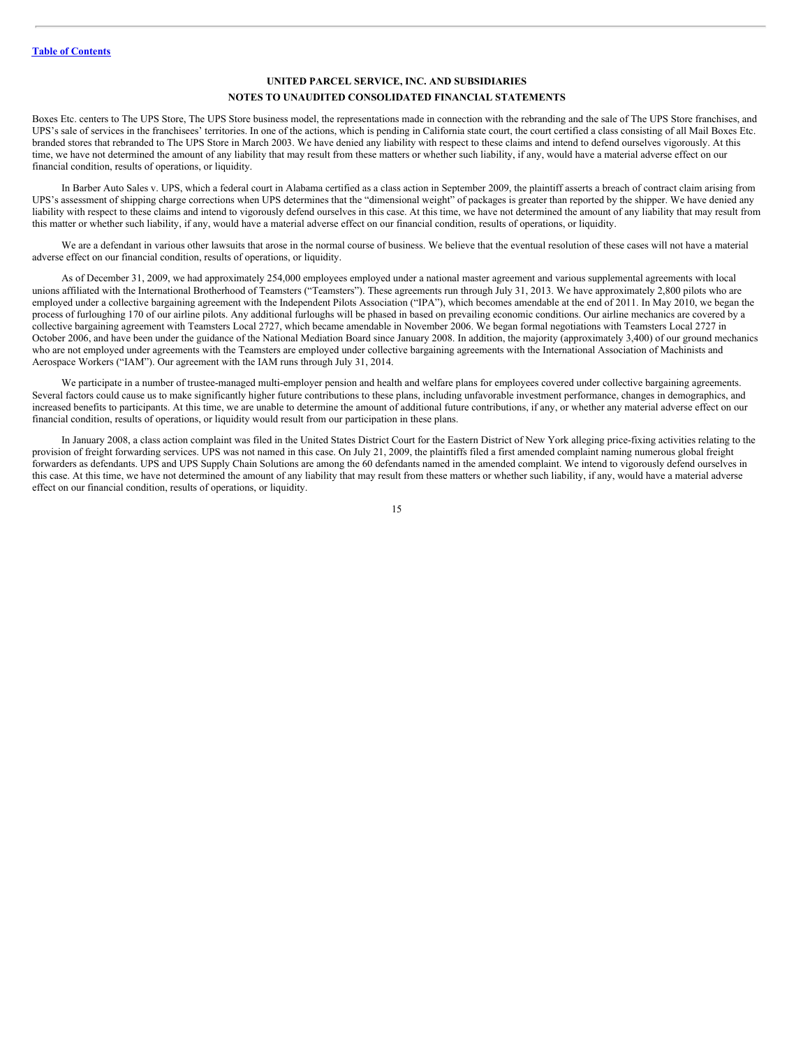Boxes Etc. centers to The UPS Store, The UPS Store business model, the representations made in connection with the rebranding and the sale of The UPS Store franchises, and UPS's sale of services in the franchisees' territories. In one of the actions, which is pending in California state court, the court certified a class consisting of all Mail Boxes Etc. branded stores that rebranded to The UPS Store in March 2003. We have denied any liability with respect to these claims and intend to defend ourselves vigorously. At this time, we have not determined the amount of any liability that may result from these matters or whether such liability, if any, would have a material adverse effect on our financial condition, results of operations, or liquidity.

In Barber Auto Sales v. UPS, which a federal court in Alabama certified as a class action in September 2009, the plaintiff asserts a breach of contract claim arising from UPS's assessment of shipping charge corrections when UPS determines that the "dimensional weight" of packages is greater than reported by the shipper. We have denied any liability with respect to these claims and intend to vigorously defend ourselves in this case. At this time, we have not determined the amount of any liability that may result from this matter or whether such liability, if any, would have a material adverse effect on our financial condition, results of operations, or liquidity.

We are a defendant in various other lawsuits that arose in the normal course of business. We believe that the eventual resolution of these cases will not have a material adverse effect on our financial condition, results of operations, or liquidity.

As of December 31, 2009, we had approximately 254,000 employees employed under a national master agreement and various supplemental agreements with local unions affiliated with the International Brotherhood of Teamsters ("Teamsters"). These agreements run through July 31, 2013. We have approximately 2,800 pilots who are employed under a collective bargaining agreement with the Independent Pilots Association ("IPA"), which becomes amendable at the end of 2011. In May 2010, we began the process of furloughing 170 of our airline pilots. Any additional furloughs will be phased in based on prevailing economic conditions. Our airline mechanics are covered by a collective bargaining agreement with Teamsters Local 2727, which became amendable in November 2006. We began formal negotiations with Teamsters Local 2727 in October 2006, and have been under the guidance of the National Mediation Board since January 2008. In addition, the majority (approximately 3,400) of our ground mechanics who are not employed under agreements with the Teamsters are employed under collective bargaining agreements with the International Association of Machinists and Aerospace Workers ("IAM"). Our agreement with the IAM runs through July 31, 2014.

We participate in a number of trustee-managed multi-employer pension and health and welfare plans for employees covered under collective bargaining agreements. Several factors could cause us to make significantly higher future contributions to these plans, including unfavorable investment performance, changes in demographics, and increased benefits to participants. At this time, we are unable to determine the amount of additional future contributions, if any, or whether any material adverse effect on our financial condition, results of operations, or liquidity would result from our participation in these plans.

In January 2008, a class action complaint was filed in the United States District Court for the Eastern District of New York alleging price-fixing activities relating to the provision of freight forwarding services. UPS was not named in this case. On July 21, 2009, the plaintiffs filed a first amended complaint naming numerous global freight forwarders as defendants. UPS and UPS Supply Chain Solutions are among the 60 defendants named in the amended complaint. We intend to vigorously defend ourselves in this case. At this time, we have not determined the amount of any liability that may result from these matters or whether such liability, if any, would have a material adverse effect on our financial condition, results of operations, or liquidity.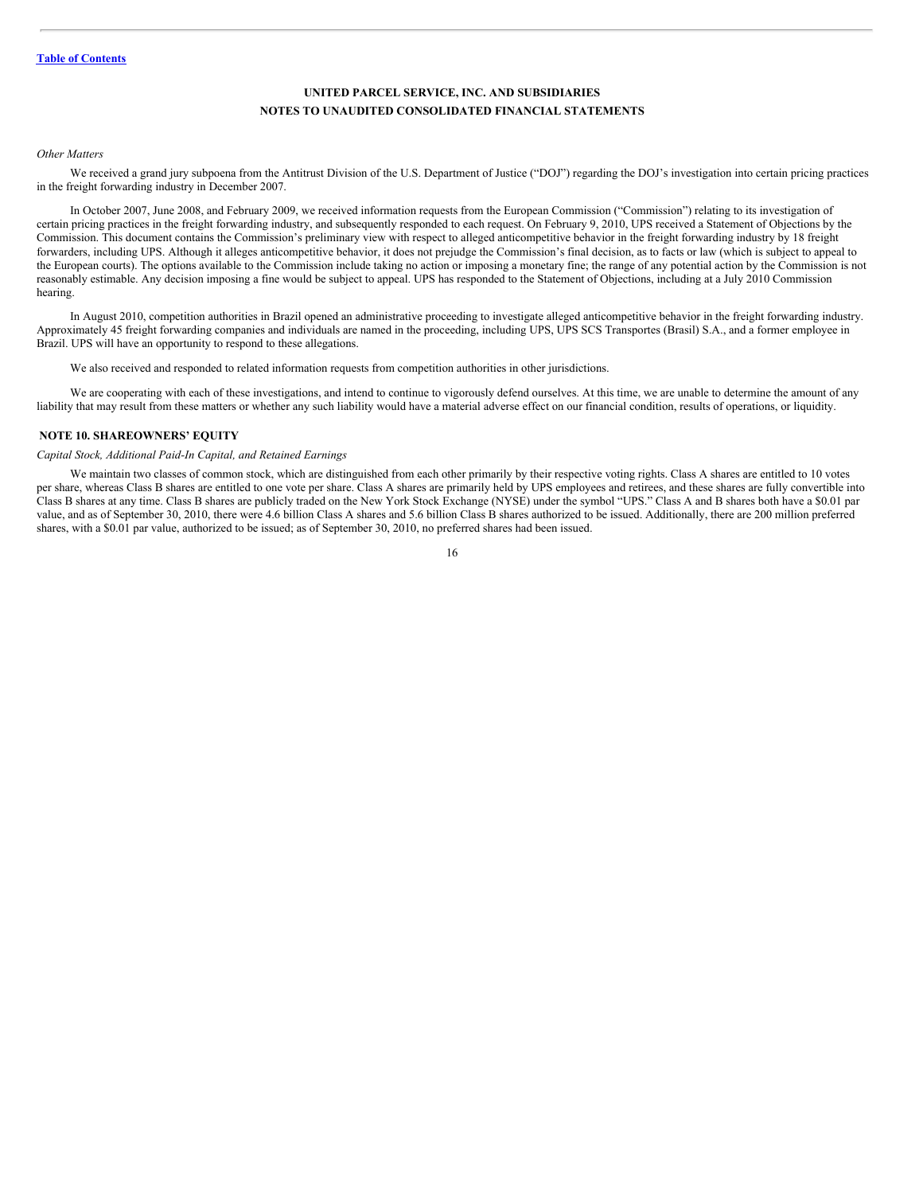*Other Matters*

We received a grand jury subpoena from the Antitrust Division of the U.S. Department of Justice ("DOJ") regarding the DOJ's investigation into certain pricing practices in the freight forwarding industry in December 2007.

In October 2007, June 2008, and February 2009, we received information requests from the European Commission ("Commission") relating to its investigation of certain pricing practices in the freight forwarding industry, and subsequently responded to each request. On February 9, 2010, UPS received a Statement of Objections by the Commission. This document contains the Commission's preliminary view with respect to alleged anticompetitive behavior in the freight forwarding industry by 18 freight forwarders, including UPS. Although it alleges anticompetitive behavior, it does not prejudge the Commission's final decision, as to facts or law (which is subject to appeal to the European courts). The options available to the Commission include taking no action or imposing a monetary fine; the range of any potential action by the Commission is not reasonably estimable. Any decision imposing a fine would be subject to appeal. UPS has responded to the Statement of Objections, including at a July 2010 Commission hearing.

In August 2010, competition authorities in Brazil opened an administrative proceeding to investigate alleged anticompetitive behavior in the freight forwarding industry. Approximately 45 freight forwarding companies and individuals are named in the proceeding, including UPS, UPS SCS Transportes (Brasil) S.A., and a former employee in Brazil. UPS will have an opportunity to respond to these allegations.

We also received and responded to related information requests from competition authorities in other jurisdictions.

We are cooperating with each of these investigations, and intend to continue to vigorously defend ourselves. At this time, we are unable to determine the amount of any liability that may result from these matters or whether any such liability would have a material adverse effect on our financial condition, results of operations, or liquidity.

## NOTE 10. SHAREOWNERS' EQUITY

*Capital Stock, Additional Paid-In Capital, and Retained Earnings*

We maintain two classes of common stock, which are distinguished from each other primarily by their respective voting rights. Class A shares are entitled to 10 votes per share, whereas Class B shares are entitled to one vote per share. Class A shares are primarily held by UPS employees and retirees, and these shares are fully convertible into Class B shares at any time. Class B shares are publicly traded on the New York Stock Exchange (NYSE) under the symbol "UPS." Class A and B shares both have a $0.01 par value, and as of September 30, 2010, there were 4.6 billion Class A shares and 5.6 billion Class B shares authorized to be issued. Additionally, there are 200 million preferred shares, with a $0.01 par value, authorized to be issued; as of September 30, 2010, no preferred shares had been issued.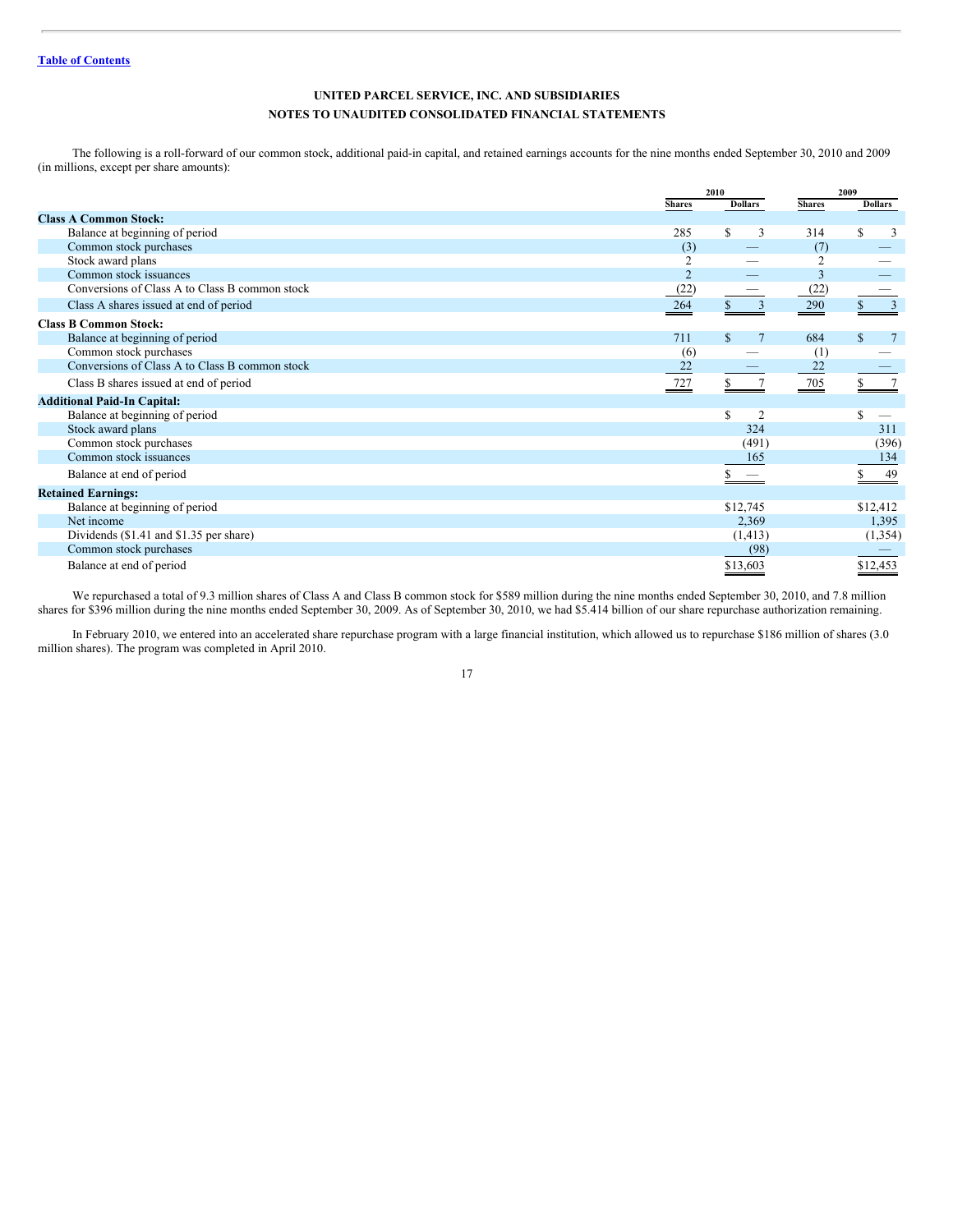[Table of Contents](#)

**UNITED PARCEL SERVICE, INC. AND SUBSIDIARIES**

**NOTES TO UNAUDITED CONSOLIDATED FINANCIAL STATEMENTS**

The following is a roll-forward of our common stock, additional paid-in capital, and retained earnings accounts for the nine months ended September 30, 2010 and 2009 (in millions, except per share amounts):

| | 2010 | | 2009 | |
|---|---|---|---|---|
| | Shares | Dollars | Shares | Dollars |
| **Class A Common Stock:** | | | | |
| Balance at beginning of period | 285 | $ 3 | 314 | $ 3 |
| Common stock purchases | (3) | — | (7) | — |
| Stock award plans | 2 | — | 2 | — |
| Common stock issuances | 2 | — | 3 | — |
| Conversions of Class A to Class B common stock | (22) | — | (22) | — |
| Class A shares issued at end of period | 264 | $ 3 | 290 | $ 3 |
| **Class B Common Stock:** | | | | |
| Balance at beginning of period | 711 | $ 7 | 684 | $ 7 |
| Common stock purchases | (6) | — | (1) | — |
| Conversions of Class A to Class B common stock | 22 | — | 22 | — |
| Class B shares issued at end of period | 727 | $ 7 | 705 | $ 7 |
| **Additional Paid-In Capital:** | | | | |
| Balance at beginning of period | | $ 2 | | $ — |
| Stock award plans | | 324 | | 311 |
| Common stock purchases | | (491) | | (396) |
| Common stock issuances | | 165 | | 134 |
| Balance at end of period | | $ — | | $ 49 |
| **Retained Earnings:** | | | | |
| Balance at beginning of period | | $12,745 | | $12,412 |
| Net income | | 2,369 | | 1,395 |
| Dividends ($1.41 and $1.35 per share) | | (1,413) | | (1,354) |
| Common stock purchases | | (98) | | — |
| Balance at end of period | | $13,603 | | $12,453 |

We repurchased a total of 9.3 million shares of Class A and Class B common stock for $589 million during the nine months ended September 30, 2010, and 7.8 million shares for $396 million during the nine months ended September 30, 2009. As of September 30, 2010, we had $5.414 billion of our share repurchase authorization remaining.

In February 2010, we entered into an accelerated share repurchase program with a large financial institution, which allowed us to repurchase $186 million of shares (3.0 million shares). The program was completed in April 2010.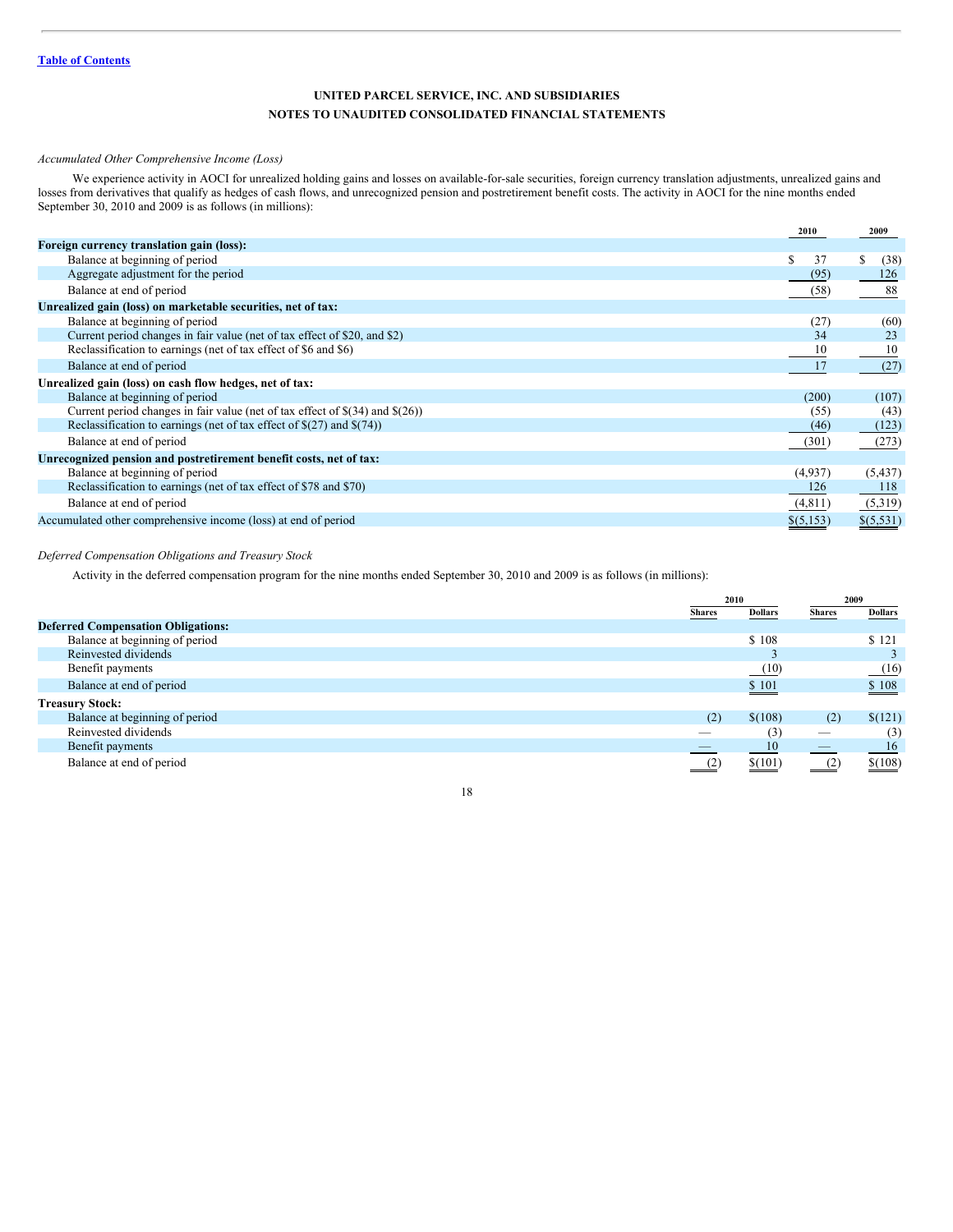[Table of Contents](#)

**UNITED PARCEL SERVICE, INC. AND SUBSIDIARIES**

**NOTES TO UNAUDITED CONSOLIDATED FINANCIAL STATEMENTS**

*Accumulated Other Comprehensive Income (Loss)*

We experience activity in AOCI for unrealized holding gains and losses on available-for-sale securities, foreign currency translation adjustments, unrealized gains and losses from derivatives that qualify as hedges of cash flows, and unrecognized pension and postretirement benefit costs. The activity in AOCI for the nine months ended September 30, 2010 and 2009 is as follows (in millions):

| | 2010 | 2009 |
|---|---|---|
| **Foreign currency translation gain (loss):** | | |
| Balance at beginning of period | $ 37 | $ (38) |
| Aggregate adjustment for the period | (95) | 126 |
| Balance at end of period | (58) | 88 |
| **Unrealized gain (loss) on marketable securities, net of tax:** | | |
| Balance at beginning of period | (27) | (60) |
| Current period changes in fair value (net of tax effect of $20, and $2) | 34 | 23 |
| Reclassification to earnings (net of tax effect of $6 and $6) | 10 | 10 |
| Balance at end of period | 17 | (27) |
| **Unrealized gain (loss) on cash flow hedges, net of tax:** | | |
| Balance at beginning of period | (200) | (107) |
| Current period changes in fair value (net of tax effect of $(34) and $(26)) | (55) | (43) |
| Reclassification to earnings (net of tax effect of $(27) and $(74)) | (46) | (123) |
| Balance at end of period | (301) | (273) |
| **Unrecognized pension and postretirement benefit costs, net of tax:** | | |
| Balance at beginning of period | (4,937) | (5,437) |
| Reclassification to earnings (net of tax effect of $78 and $70) | 126 | 118 |
| Balance at end of period | (4,811) | (5,319) |
| Accumulated other comprehensive income (loss) at end of period | $(5,153) | $(5,531) |

*Deferred Compensation Obligations and Treasury Stock*

Activity in the deferred compensation program for the nine months ended September 30, 2010 and 2009 is as follows (in millions):

| | 2010 | | 2009 | |
|---|---|---|---|---|
| | Shares | Dollars | Shares | Dollars |
| **Deferred Compensation Obligations:** | | | | |
| Balance at beginning of period | | $ 108 | | $ 121 |
| Reinvested dividends | | 3 | | 3 |
| Benefit payments | | (10) | | (16) |
| Balance at end of period | | $ 101 | | $ 108 |
| **Treasury Stock:** | | | | |
| Balance at beginning of period | (2) | $(108) | (2) | $(121) |
| Reinvested dividends | — | (3) | — | (3) |
| Benefit payments | — | 10 | — | 16 |
| Balance at end of period | (2) | $(101) | (2) | $(108) |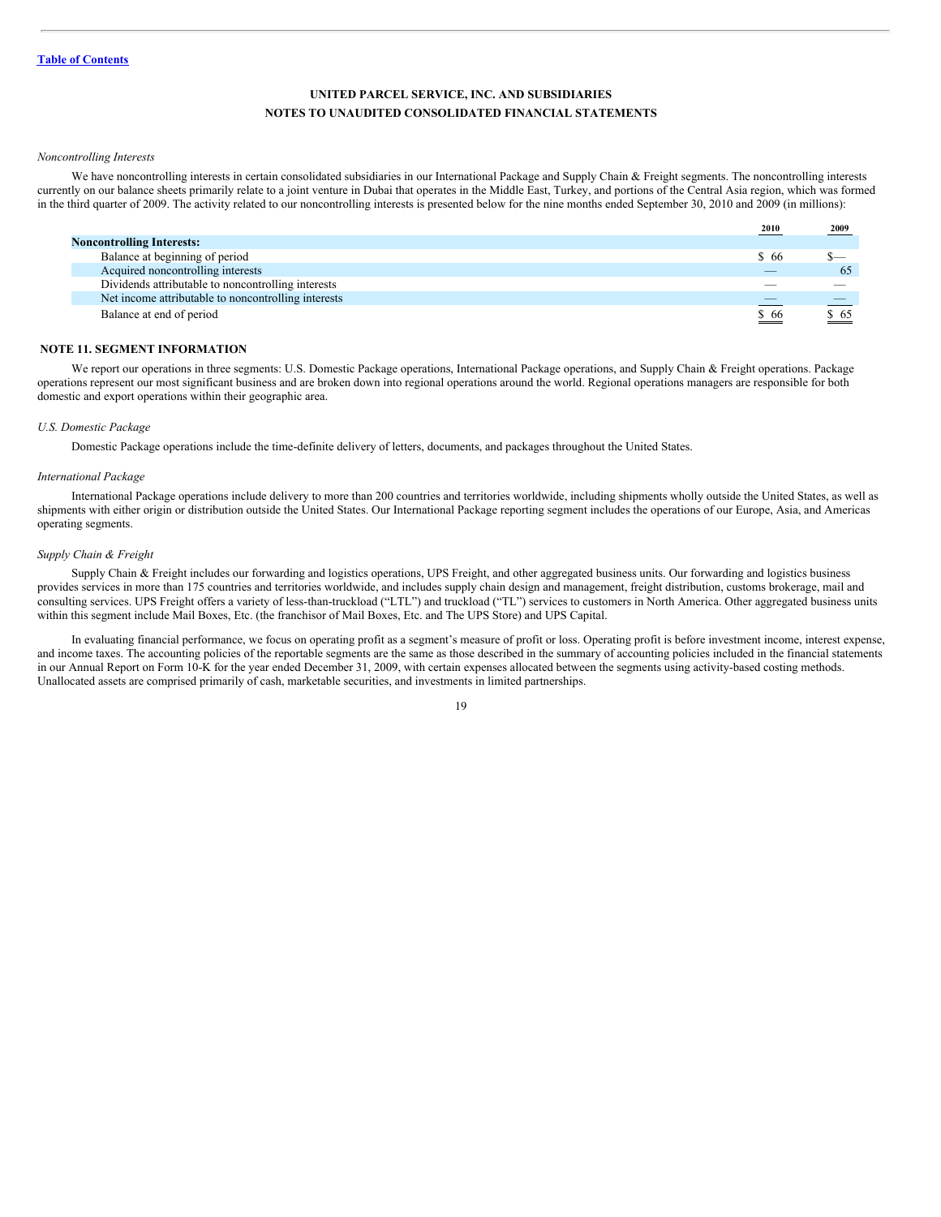**UNITED PARCEL SERVICE, INC. AND SUBSIDIARIES**
**NOTES TO UNAUDITED CONSOLIDATED FINANCIAL STATEMENTS**

*Noncontrolling Interests*

We have noncontrolling interests in certain consolidated subsidiaries in our International Package and Supply Chain & Freight segments. The noncontrolling interests currently on our balance sheets primarily relate to a joint venture in Dubai that operates in the Middle East, Turkey, and portions of the Central Asia region, which was formed in the third quarter of 2009. The activity related to our noncontrolling interests is presented below for the nine months ended September 30, 2010 and 2009 (in millions):

| | 2010 | 2009 |
|---|---|---|
| **Noncontrolling Interests:** | | |
| Balance at beginning of period | $ 66 | $— |
| Acquired noncontrolling interests | — | 65 |
| Dividends attributable to noncontrolling interests | — | — |
| Net income attributable to noncontrolling interests | — | — |
| Balance at end of period | $ 66 | $ 65 |

## NOTE 11. SEGMENT INFORMATION

We report our operations in three segments: U.S. Domestic Package operations, International Package operations, and Supply Chain & Freight operations. Package operations represent our most significant business and are broken down into regional operations around the world. Regional operations managers are responsible for both domestic and export operations within their geographic area.

*U.S. Domestic Package*

Domestic Package operations include the time-definite delivery of letters, documents, and packages throughout the United States.

*International Package*

International Package operations include delivery to more than 200 countries and territories worldwide, including shipments wholly outside the United States, as well as shipments with either origin or distribution outside the United States. Our International Package reporting segment includes the operations of our Europe, Asia, and Americas operating segments.

*Supply Chain & Freight*

Supply Chain & Freight includes our forwarding and logistics operations, UPS Freight, and other aggregated business units. Our forwarding and logistics business provides services in more than 175 countries and territories worldwide, and includes supply chain design and management, freight distribution, customs brokerage, mail and consulting services. UPS Freight offers a variety of less-than-truckload ("LTL") and truckload ("TL") services to customers in North America. Other aggregated business units within this segment include Mail Boxes, Etc. (the franchisor of Mail Boxes, Etc. and The UPS Store) and UPS Capital.

In evaluating financial performance, we focus on operating profit as a segment's measure of profit or loss. Operating profit is before investment income, interest expense, and income taxes. The accounting policies of the reportable segments are the same as those described in the summary of accounting policies included in the financial statements in our Annual Report on Form 10-K for the year ended December 31, 2009, with certain expenses allocated between the segments using activity-based costing methods. Unallocated assets are comprised primarily of cash, marketable securities, and investments in limited partnerships.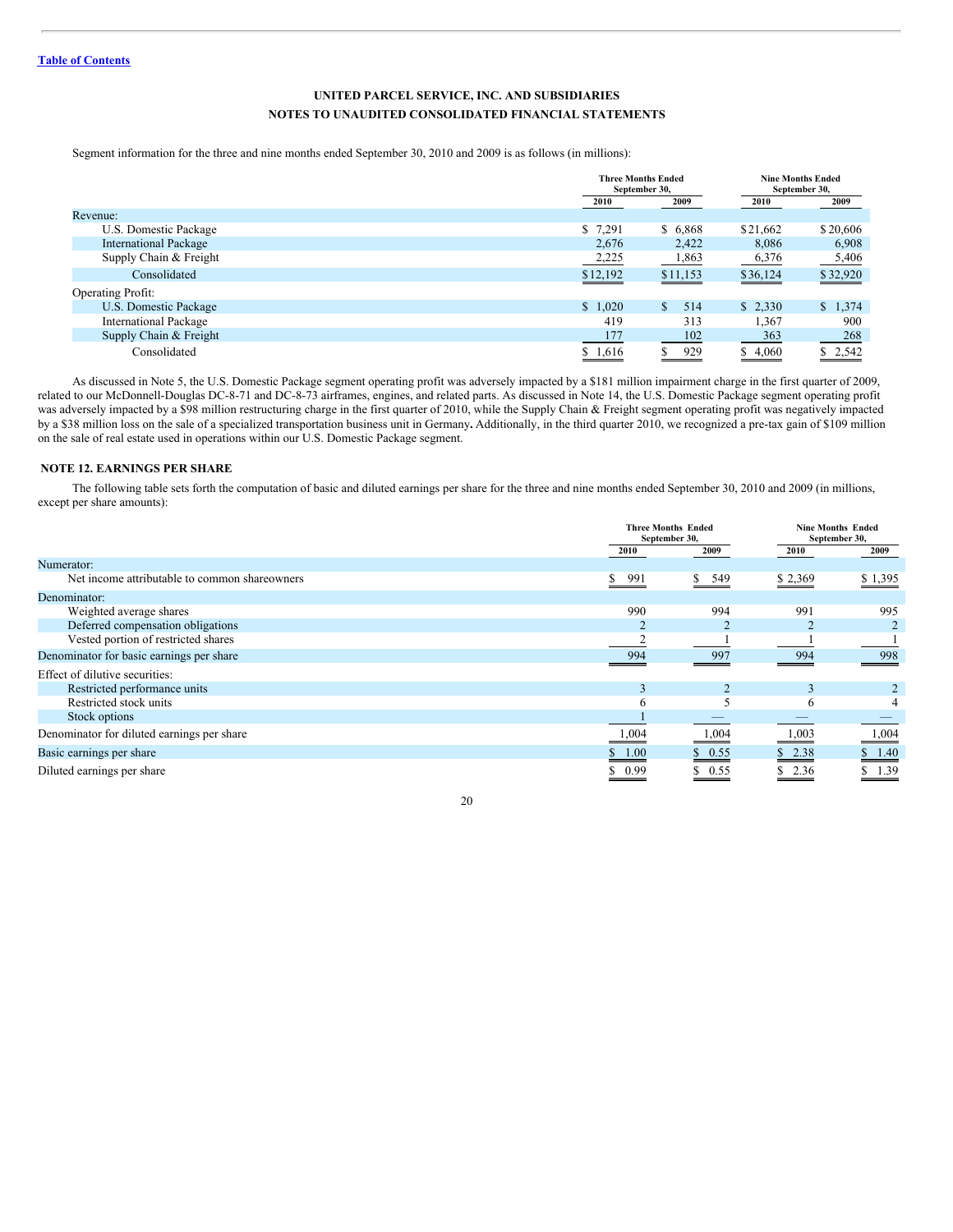Table of Contents

**UNITED PARCEL SERVICE, INC. AND SUBSIDIARIES**
**NOTES TO UNAUDITED CONSOLIDATED FINANCIAL STATEMENTS**

Segment information for the three and nine months ended September 30, 2010 and 2009 is as follows (in millions):

| | Three Months Ended September 30, | | Nine Months Ended September 30, | |
|---|---|---|---|---|
| | 2010 | 2009 | 2010 | 2009 |
| Revenue: | | | | |
| U.S. Domestic Package | $ 7,291 | $ 6,868 | $21,662 | $20,606 |
| International Package | 2,676 | 2,422 | 8,086 | 6,908 |
| Supply Chain & Freight | 2,225 | 1,863 | 6,376 | 5,406 |
| Consolidated | $12,192 | $11,153 | $36,124 | $32,920 |
| Operating Profit: | | | | |
| U.S. Domestic Package | $ 1,020 | $ 514 | $ 2,330 | $ 1,374 |
| International Package | 419 | 313 | 1,367 | 900 |
| Supply Chain & Freight | 177 | 102 | 363 | 268 |
| Consolidated | $ 1,616 | $ 929 | $ 4,060 | $ 2,542 |

As discussed in Note 5, the U.S. Domestic Package segment operating profit was adversely impacted by a $181 million impairment charge in the first quarter of 2009, related to our McDonnell-Douglas DC-8-71 and DC-8-73 airframes, engines, and related parts. As discussed in Note 14, the U.S. Domestic Package segment operating profit was adversely impacted by a $98 million restructuring charge in the first quarter of 2010, while the Supply Chain & Freight segment operating profit was negatively impacted by a $38 million loss on the sale of a specialized transportation business unit in Germany**.** Additionally, in the third quarter 2010, we recognized a pre-tax gain of $109 million on the sale of real estate used in operations within our U.S. Domestic Package segment.

## NOTE 12. EARNINGS PER SHARE

The following table sets forth the computation of basic and diluted earnings per share for the three and nine months ended September 30, 2010 and 2009 (in millions, except per share amounts):

| | Three Months Ended September 30, | | Nine Months Ended September 30, | |
|---|---|---|---|---|
| | 2010 | 2009 | 2010 | 2009 |
| Numerator: | | | | |
| Net income attributable to common shareowners | $ 991 | $ 549 | $ 2,369 | $ 1,395 |
| Denominator: | | | | |
| Weighted average shares | 990 | 994 | 991 | 995 |
| Deferred compensation obligations | 2 | 2 | 2 | 2 |
| Vested portion of restricted shares | 2 | 1 | 1 | 1 |
| Denominator for basic earnings per share | 994 | 997 | 994 | 998 |
| Effect of dilutive securities: | | | | |
| Restricted performance units | 3 | 2 | 3 | 2 |
| Restricted stock units | 6 | 5 | 6 | 4 |
| Stock options | 1 | — | — | — |
| Denominator for diluted earnings per share | 1,004 | 1,004 | 1,003 | 1,004 |
| Basic earnings per share | $ 1.00 | $ 0.55 | $ 2.38 | $ 1.40 |
| Diluted earnings per share | $ 0.99 | $ 0.55 | $ 2.36 | $ 1.39 |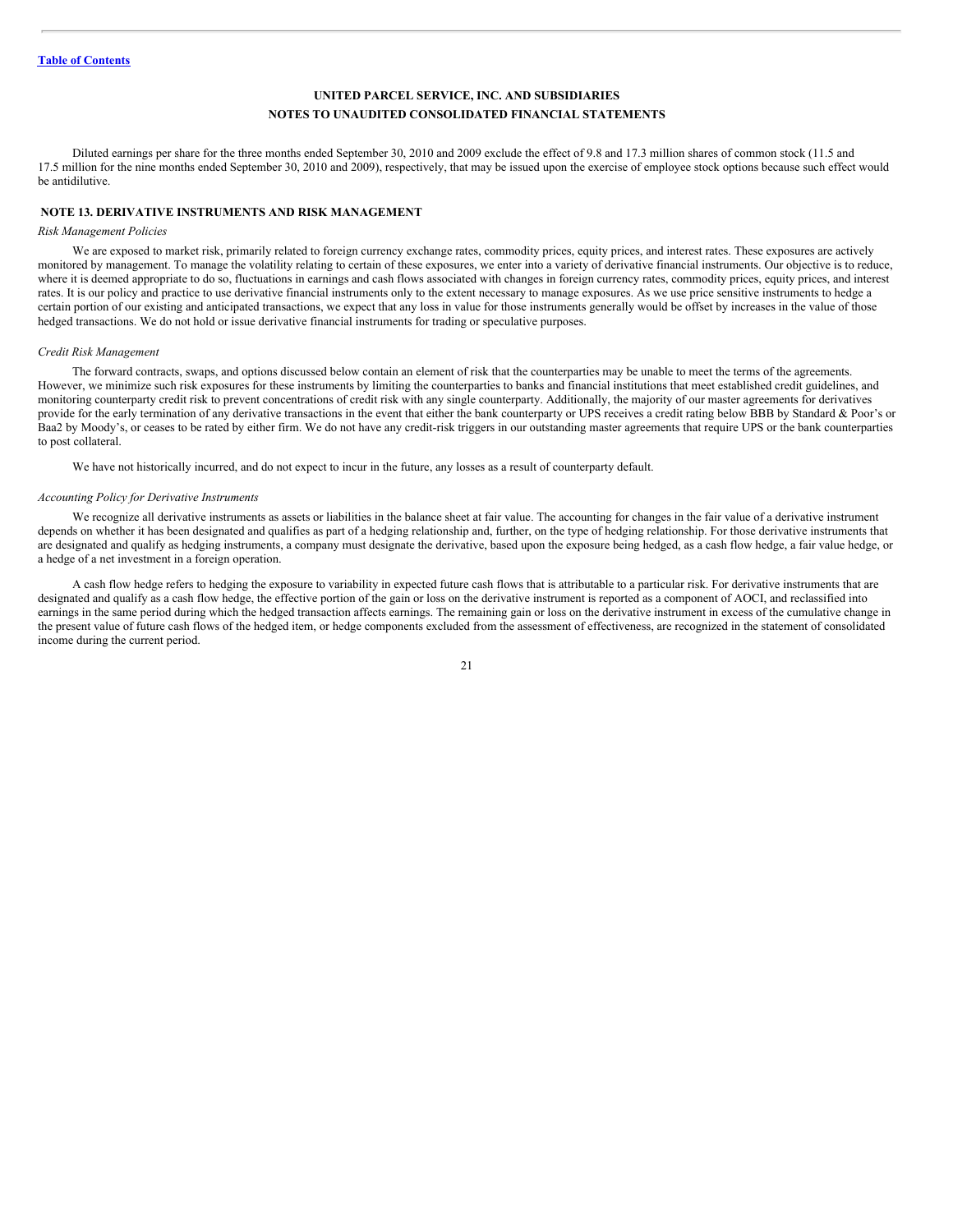**UNITED PARCEL SERVICE, INC. AND SUBSIDIARIES**

**NOTES TO UNAUDITED CONSOLIDATED FINANCIAL STATEMENTS**

Diluted earnings per share for the three months ended September 30, 2010 and 2009 exclude the effect of 9.8 and 17.3 million shares of common stock (11.5 and 17.5 million for the nine months ended September 30, 2010 and 2009), respectively, that may be issued upon the exercise of employee stock options because such effect would be antidilutive.

## NOTE 13. DERIVATIVE INSTRUMENTS AND RISK MANAGEMENT

*Risk Management Policies*

We are exposed to market risk, primarily related to foreign currency exchange rates, commodity prices, equity prices, and interest rates. These exposures are actively monitored by management. To manage the volatility relating to certain of these exposures, we enter into a variety of derivative financial instruments. Our objective is to reduce, where it is deemed appropriate to do so, fluctuations in earnings and cash flows associated with changes in foreign currency rates, commodity prices, equity prices, and interest rates. It is our policy and practice to use derivative financial instruments only to the extent necessary to manage exposures. As we use price sensitive instruments to hedge a certain portion of our existing and anticipated transactions, we expect that any loss in value for those instruments generally would be offset by increases in the value of those hedged transactions. We do not hold or issue derivative financial instruments for trading or speculative purposes.

*Credit Risk Management*

The forward contracts, swaps, and options discussed below contain an element of risk that the counterparties may be unable to meet the terms of the agreements. However, we minimize such risk exposures for these instruments by limiting the counterparties to banks and financial institutions that meet established credit guidelines, and monitoring counterparty credit risk to prevent concentrations of credit risk with any single counterparty. Additionally, the majority of our master agreements for derivatives provide for the early termination of any derivative transactions in the event that either the bank counterparty or UPS receives a credit rating below BBB by Standard & Poor's or Baa2 by Moody's, or ceases to be rated by either firm. We do not have any credit-risk triggers in our outstanding master agreements that require UPS or the bank counterparties to post collateral.

We have not historically incurred, and do not expect to incur in the future, any losses as a result of counterparty default.

*Accounting Policy for Derivative Instruments*

We recognize all derivative instruments as assets or liabilities in the balance sheet at fair value. The accounting for changes in the fair value of a derivative instrument depends on whether it has been designated and qualifies as part of a hedging relationship and, further, on the type of hedging relationship. For those derivative instruments that are designated and qualify as hedging instruments, a company must designate the derivative, based upon the exposure being hedged, as a cash flow hedge, a fair value hedge, or a hedge of a net investment in a foreign operation.

A cash flow hedge refers to hedging the exposure to variability in expected future cash flows that is attributable to a particular risk. For derivative instruments that are designated and qualify as a cash flow hedge, the effective portion of the gain or loss on the derivative instrument is reported as a component of AOCI, and reclassified into earnings in the same period during which the hedged transaction affects earnings. The remaining gain or loss on the derivative instrument in excess of the cumulative change in the present value of future cash flows of the hedged item, or hedge components excluded from the assessment of effectiveness, are recognized in the statement of consolidated income during the current period.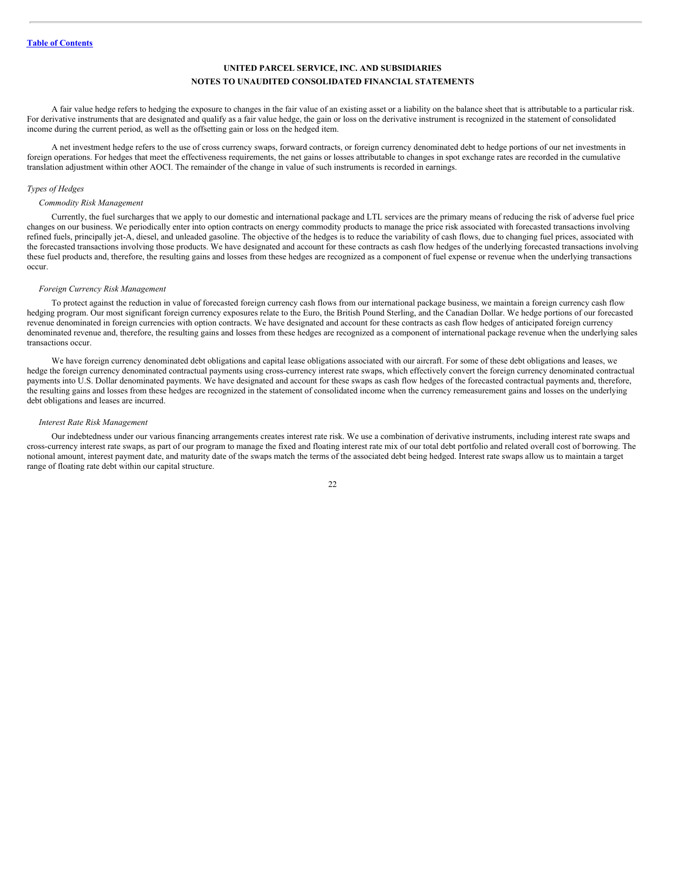**UNITED PARCEL SERVICE, INC. AND SUBSIDIARIES**
**NOTES TO UNAUDITED CONSOLIDATED FINANCIAL STATEMENTS**

A fair value hedge refers to hedging the exposure to changes in the fair value of an existing asset or a liability on the balance sheet that is attributable to a particular risk. For derivative instruments that are designated and qualify as a fair value hedge, the gain or loss on the derivative instrument is recognized in the statement of consolidated income during the current period, as well as the offsetting gain or loss on the hedged item.

A net investment hedge refers to the use of cross currency swaps, forward contracts, or foreign currency denominated debt to hedge portions of our net investments in foreign operations. For hedges that meet the effectiveness requirements, the net gains or losses attributable to changes in spot exchange rates are recorded in the cumulative translation adjustment within other AOCI. The remainder of the change in value of such instruments is recorded in earnings.

*Types of Hedges*

*Commodity Risk Management*

Currently, the fuel surcharges that we apply to our domestic and international package and LTL services are the primary means of reducing the risk of adverse fuel price changes on our business. We periodically enter into option contracts on energy commodity products to manage the price risk associated with forecasted transactions involving refined fuels, principally jet-A, diesel, and unleaded gasoline. The objective of the hedges is to reduce the variability of cash flows, due to changing fuel prices, associated with the forecasted transactions involving those products. We have designated and account for these contracts as cash flow hedges of the underlying forecasted transactions involving these fuel products and, therefore, the resulting gains and losses from these hedges are recognized as a component of fuel expense or revenue when the underlying transactions occur.

*Foreign Currency Risk Management*

To protect against the reduction in value of forecasted foreign currency cash flows from our international package business, we maintain a foreign currency cash flow hedging program. Our most significant foreign currency exposures relate to the Euro, the British Pound Sterling, and the Canadian Dollar. We hedge portions of our forecasted revenue denominated in foreign currencies with option contracts. We have designated and account for these contracts as cash flow hedges of anticipated foreign currency denominated revenue and, therefore, the resulting gains and losses from these hedges are recognized as a component of international package revenue when the underlying sales transactions occur.

We have foreign currency denominated debt obligations and capital lease obligations associated with our aircraft. For some of these debt obligations and leases, we hedge the foreign currency denominated contractual payments using cross-currency interest rate swaps, which effectively convert the foreign currency denominated contractual payments into U.S. Dollar denominated payments. We have designated and account for these swaps as cash flow hedges of the forecasted contractual payments and, therefore, the resulting gains and losses from these hedges are recognized in the statement of consolidated income when the currency remeasurement gains and losses on the underlying debt obligations and leases are incurred.

*Interest Rate Risk Management*

Our indebtedness under our various financing arrangements creates interest rate risk. We use a combination of derivative instruments, including interest rate swaps and cross-currency interest rate swaps, as part of our program to manage the fixed and floating interest rate mix of our total debt portfolio and related overall cost of borrowing. The notional amount, interest payment date, and maturity date of the swaps match the terms of the associated debt being hedged. Interest rate swaps allow us to maintain a target range of floating rate debt within our capital structure.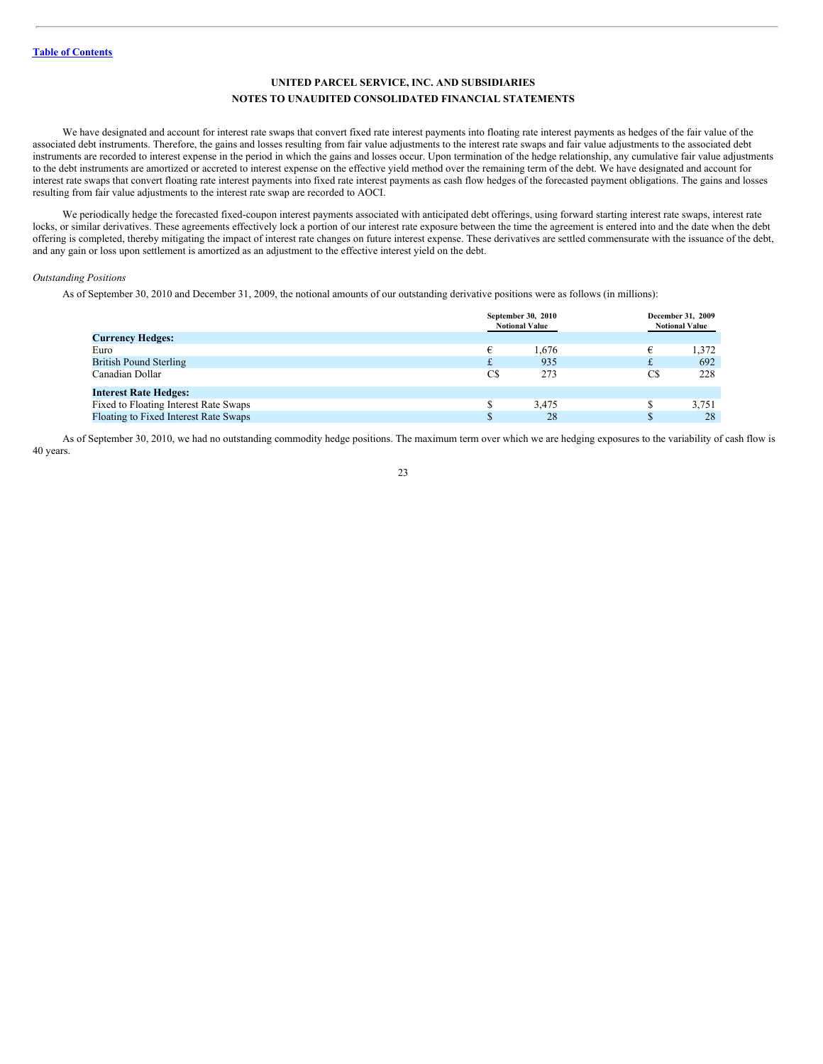We have designated and account for interest rate swaps that convert fixed rate interest payments into floating rate interest payments as hedges of the fair value of the associated debt instruments. Therefore, the gains and losses resulting from fair value adjustments to the interest rate swaps and fair value adjustments to the associated debt instruments are recorded to interest expense in the period in which the gains and losses occur. Upon termination of the hedge relationship, any cumulative fair value adjustments to the debt instruments are amortized or accreted to interest expense on the effective yield method over the remaining term of the debt. We have designated and account for interest rate swaps that convert floating rate interest payments into fixed rate interest payments as cash flow hedges of the forecasted payment obligations. The gains and losses resulting from fair value adjustments to the interest rate swap are recorded to AOCI.

We periodically hedge the forecasted fixed-coupon interest payments associated with anticipated debt offerings, using forward starting interest rate swaps, interest rate locks, or similar derivatives. These agreements effectively lock a portion of our interest rate exposure between the time the agreement is entered into and the date when the debt offering is completed, thereby mitigating the impact of interest rate changes on future interest expense. These derivatives are settled commensurate with the issuance of the debt, and any gain or loss upon settlement is amortized as an adjustment to the effective interest yield on the debt.

*Outstanding Positions*

As of September 30, 2010 and December 31, 2009, the notional amounts of our outstanding derivative positions were as follows (in millions):

| | September 30, 2010 Notional Value | | December 31, 2009 Notional Value | |
|---|---|---|---|---|
| **Currency Hedges:** | | | | |
| Euro | € | 1,676 | € | 1,372 |
| British Pound Sterling | £ | 935 | £ | 692 |
| Canadian Dollar | C$ | 273 | C$ | 228 |
| **Interest Rate Hedges:** | | | | |
| Fixed to Floating Interest Rate Swaps | $ | 3,475 | $ | 3,751 |
| Floating to Fixed Interest Rate Swaps | $ | 28 | $ | 28 |

As of September 30, 2010, we had no outstanding commodity hedge positions. The maximum term over which we are hedging exposures to the variability of cash flow is 40 years.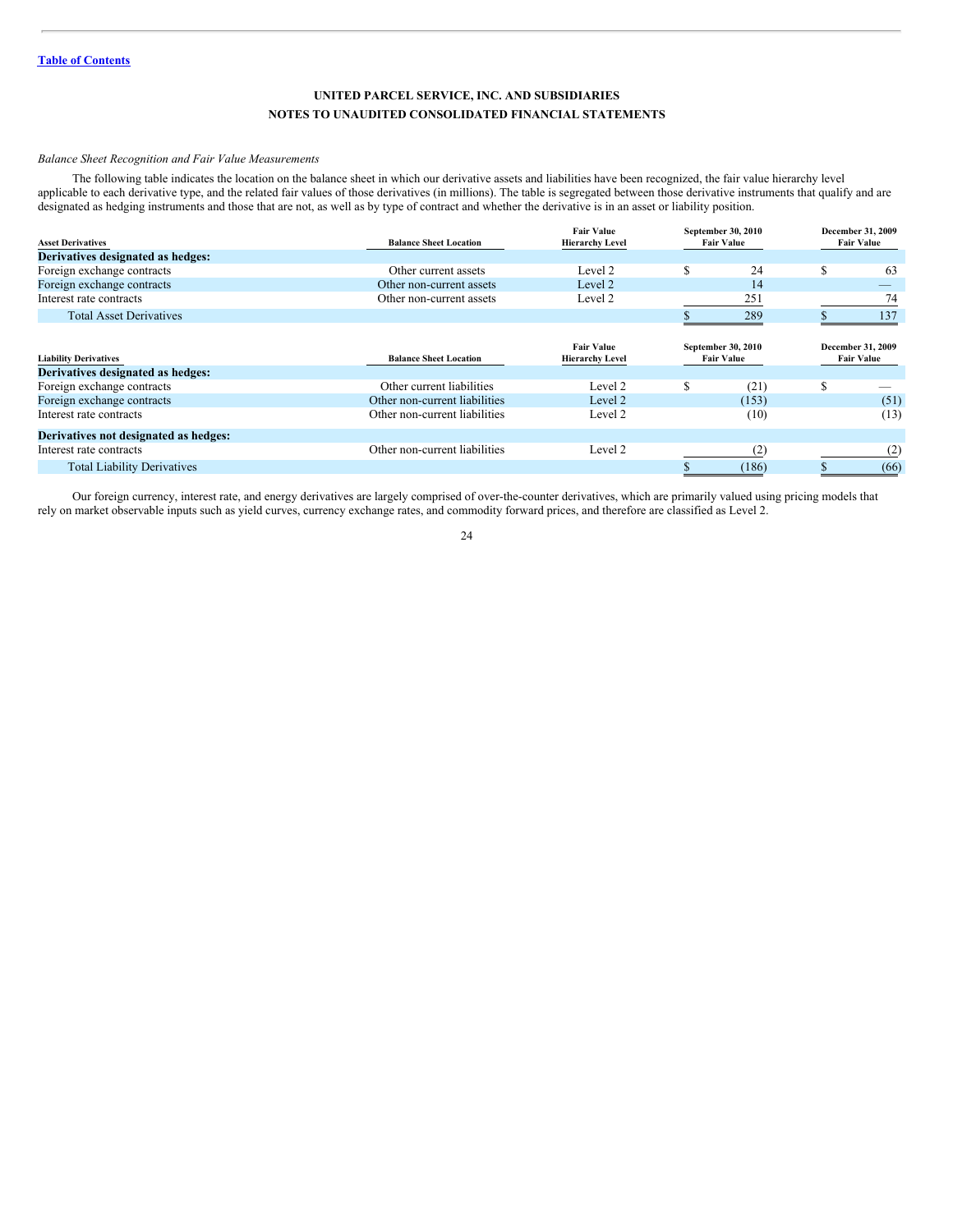Table of Contents

**UNITED PARCEL SERVICE, INC. AND SUBSIDIARIES**
**NOTES TO UNAUDITED CONSOLIDATED FINANCIAL STATEMENTS**

*Balance Sheet Recognition and Fair Value Measurements*

The following table indicates the location on the balance sheet in which our derivative assets and liabilities have been recognized, the fair value hierarchy level applicable to each derivative type, and the related fair values of those derivatives (in millions). The table is segregated between those derivative instruments that qualify and are designated as hedging instruments and those that are not, as well as by type of contract and whether the derivative is in an asset or liability position.

| Asset Derivatives | Balance Sheet Location | Fair Value Hierarchy Level | September 30, 2010 Fair Value | December 31, 2009 Fair Value |
|---|---|---|---|---|
| **Derivatives designated as hedges:** | | | | |
| Foreign exchange contracts | Other current assets | Level 2 | $ 24 | $ 63 |
| Foreign exchange contracts | Other non-current assets | Level 2 | 14 | — |
| Interest rate contracts | Other non-current assets | Level 2 | 251 | 74 |
| Total Asset Derivatives | | | $ 289 | $ 137 |

| Liability Derivatives | Balance Sheet Location | Fair Value Hierarchy Level | September 30, 2010 Fair Value | December 31, 2009 Fair Value |
|---|---|---|---|---|
| **Derivatives designated as hedges:** | | | | |
| Foreign exchange contracts | Other current liabilities | Level 2 | $ (21) | $ — |
| Foreign exchange contracts | Other non-current liabilities | Level 2 | (153) | (51) |
| Interest rate contracts | Other non-current liabilities | Level 2 | (10) | (13) |
| **Derivatives not designated as hedges:** | | | | |
| Interest rate contracts | Other non-current liabilities | Level 2 | (2) | (2) |
| Total Liability Derivatives | | | $ (186) | $ (66) |

Our foreign currency, interest rate, and energy derivatives are largely comprised of over-the-counter derivatives, which are primarily valued using pricing models that rely on market observable inputs such as yield curves, currency exchange rates, and commodity forward prices, and therefore are classified as Level 2.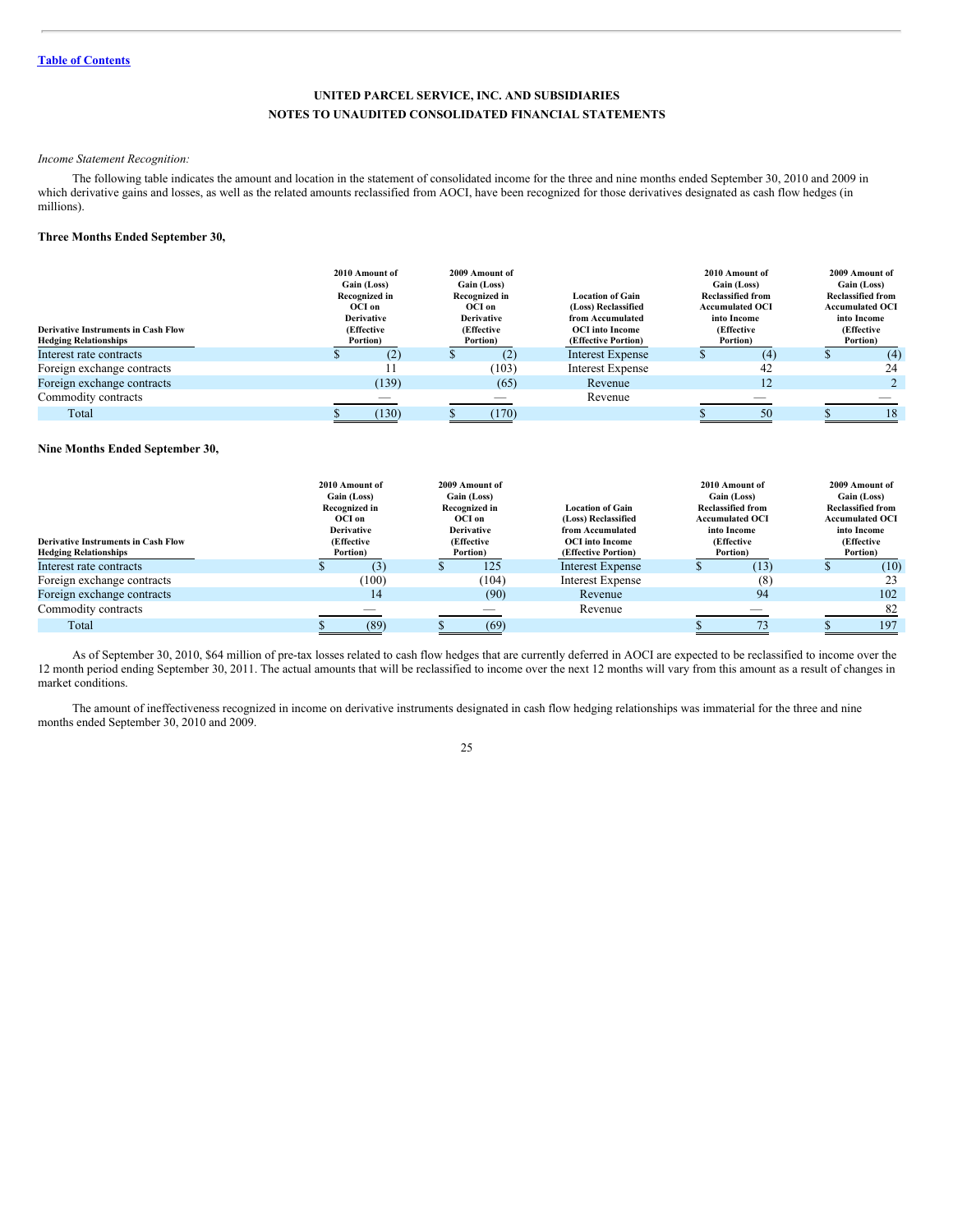[Table of Contents](#)

**UNITED PARCEL SERVICE, INC. AND SUBSIDIARIES**

**NOTES TO UNAUDITED CONSOLIDATED FINANCIAL STATEMENTS**

*Income Statement Recognition:*

The following table indicates the amount and location in the statement of consolidated income for the three and nine months ended September 30, 2010 and 2009 in which derivative gains and losses, as well as the related amounts reclassified from AOCI, have been recognized for those derivatives designated as cash flow hedges (in millions).

**Three Months Ended September 30,**

| Derivative Instruments in Cash Flow Hedging Relationships | 2010 Amount of Gain (Loss) Recognized in OCI on Derivative (Effective Portion) | 2009 Amount of Gain (Loss) Recognized in OCI on Derivative (Effective Portion) | Location of Gain (Loss) Reclassified from Accumulated OCI into Income (Effective Portion) | 2010 Amount of Gain (Loss) Reclassified from Accumulated OCI into Income (Effective Portion) | 2009 Amount of Gain (Loss) Reclassified from Accumulated OCI into Income (Effective Portion) |
|---|---|---|---|---|---|
| Interest rate contracts | $ (2) | $ (2) | Interest Expense | $ (4) | $ (4) |
| Foreign exchange contracts | 11 | (103) | Interest Expense | 42 | 24 |
| Foreign exchange contracts | (139) | (65) | Revenue | 12 | 2 |
| Commodity contracts | — | — | Revenue | — | — |
| Total | $ (130) | $ (170) | | $ 50 | $ 18 |

**Nine Months Ended September 30,**

| Derivative Instruments in Cash Flow Hedging Relationships | 2010 Amount of Gain (Loss) Recognized in OCI on Derivative (Effective Portion) | 2009 Amount of Gain (Loss) Recognized in OCI on Derivative (Effective Portion) | Location of Gain (Loss) Reclassified from Accumulated OCI into Income (Effective Portion) | 2010 Amount of Gain (Loss) Reclassified from Accumulated OCI into Income (Effective Portion) | 2009 Amount of Gain (Loss) Reclassified from Accumulated OCI into Income (Effective Portion) |
|---|---|---|---|---|---|
| Interest rate contracts | $ (3) | $ 125 | Interest Expense | $ (13) | $ (10) |
| Foreign exchange contracts | (100) | (104) | Interest Expense | (8) | 23 |
| Foreign exchange contracts | 14 | (90) | Revenue | 94 | 102 |
| Commodity contracts | — | — | Revenue | — | 82 |
| Total | $ (89) | $ (69) | | $ 73 | $ 197 |

As of September 30, 2010, $64 million of pre-tax losses related to cash flow hedges that are currently deferred in AOCI are expected to be reclassified to income over the 12 month period ending September 30, 2011. The actual amounts that will be reclassified to income over the next 12 months will vary from this amount as a result of changes in market conditions.

The amount of ineffectiveness recognized in income on derivative instruments designated in cash flow hedging relationships was immaterial for the three and nine months ended September 30, 2010 and 2009.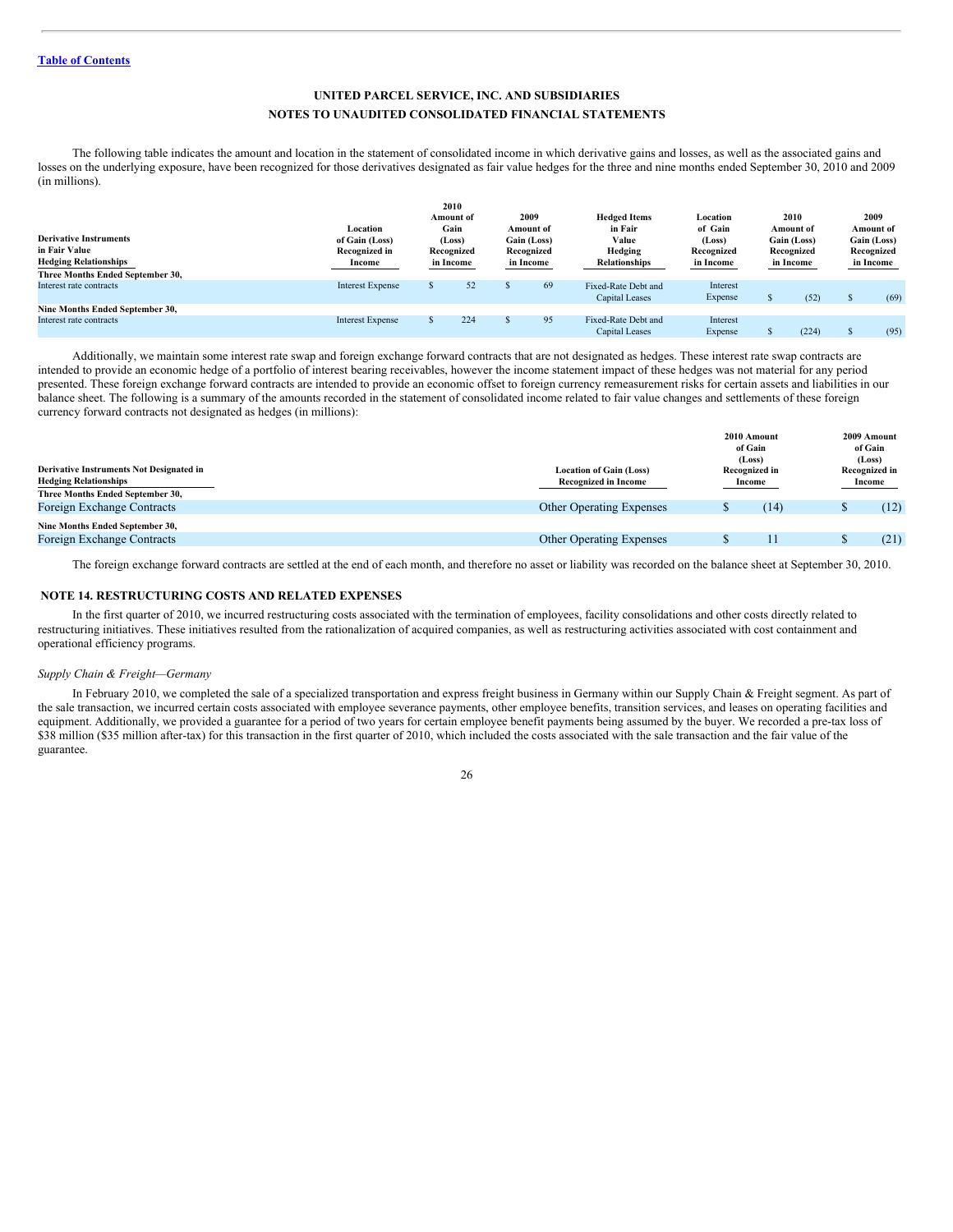**UNITED PARCEL SERVICE, INC. AND SUBSIDIARIES**
**NOTES TO UNAUDITED CONSOLIDATED FINANCIAL STATEMENTS**

The following table indicates the amount and location in the statement of consolidated income in which derivative gains and losses, as well as the associated gains and losses on the underlying exposure, have been recognized for those derivatives designated as fair value hedges for the three and nine months ended September 30, 2010 and 2009 (in millions).

| Derivative Instruments in Fair Value Hedging Relationships | Location of Gain (Loss) Recognized in Income | 2010 Amount of Gain (Loss) Recognized in Income | 2009 Amount of Gain (Loss) Recognized in Income | Hedged Items in Fair Value Hedging Relationships | Location of Gain (Loss) Recognized in Income | 2010 Amount of Gain (Loss) Recognized in Income | 2009 Amount of Gain (Loss) Recognized in Income |
|---|---|---|---|---|---|---|---|
| **Three Months Ended September 30,** | | | | | | | |
| Interest rate contracts | Interest Expense | $ 52 | $ 69 | Fixed-Rate Debt and Capital Leases | Interest Expense | $ (52) | $ (69) |
| **Nine Months Ended September 30,** | | | | | | | |
| Interest rate contracts | Interest Expense | $ 224 | $ 95 | Fixed-Rate Debt and Capital Leases | Interest Expense | $ (224) | $ (95) |

Additionally, we maintain some interest rate swap and foreign exchange forward contracts that are not designated as hedges. These interest rate swap contracts are intended to provide an economic hedge of a portfolio of interest bearing receivables, however the income statement impact of these hedges was not material for any period presented. These foreign exchange forward contracts are intended to provide an economic offset to foreign currency remeasurement risks for certain assets and liabilities in our balance sheet. The following is a summary of the amounts recorded in the statement of consolidated income related to fair value changes and settlements of these foreign currency forward contracts not designated as hedges (in millions):

| Derivative Instruments Not Designated in Hedging Relationships | Location of Gain (Loss) Recognized in Income | 2010 Amount of Gain (Loss) Recognized in Income | 2009 Amount of Gain (Loss) Recognized in Income |
|---|---|---|---|
| **Three Months Ended September 30,** | | | |
| Foreign Exchange Contracts | Other Operating Expenses | $ (14) | $ (12) |
| **Nine Months Ended September 30,** | | | |
| Foreign Exchange Contracts | Other Operating Expenses | $ 11 | $ (21) |

The foreign exchange forward contracts are settled at the end of each month, and therefore no asset or liability was recorded on the balance sheet at September 30, 2010.

## NOTE 14. RESTRUCTURING COSTS AND RELATED EXPENSES

In the first quarter of 2010, we incurred restructuring costs associated with the termination of employees, facility consolidations and other costs directly related to restructuring initiatives. These initiatives resulted from the rationalization of acquired companies, as well as restructuring activities associated with cost containment and operational efficiency programs.

*Supply Chain & Freight—Germany*

In February 2010, we completed the sale of a specialized transportation and express freight business in Germany within our Supply Chain & Freight segment. As part of the sale transaction, we incurred certain costs associated with employee severance payments, other employee benefits, transition services, and leases on operating facilities and equipment. Additionally, we provided a guarantee for a period of two years for certain employee benefit payments being assumed by the buyer. We recorded a pre-tax loss of $38 million ($35 million after-tax) for this transaction in the first quarter of 2010, which included the costs associated with the sale transaction and the fair value of the guarantee.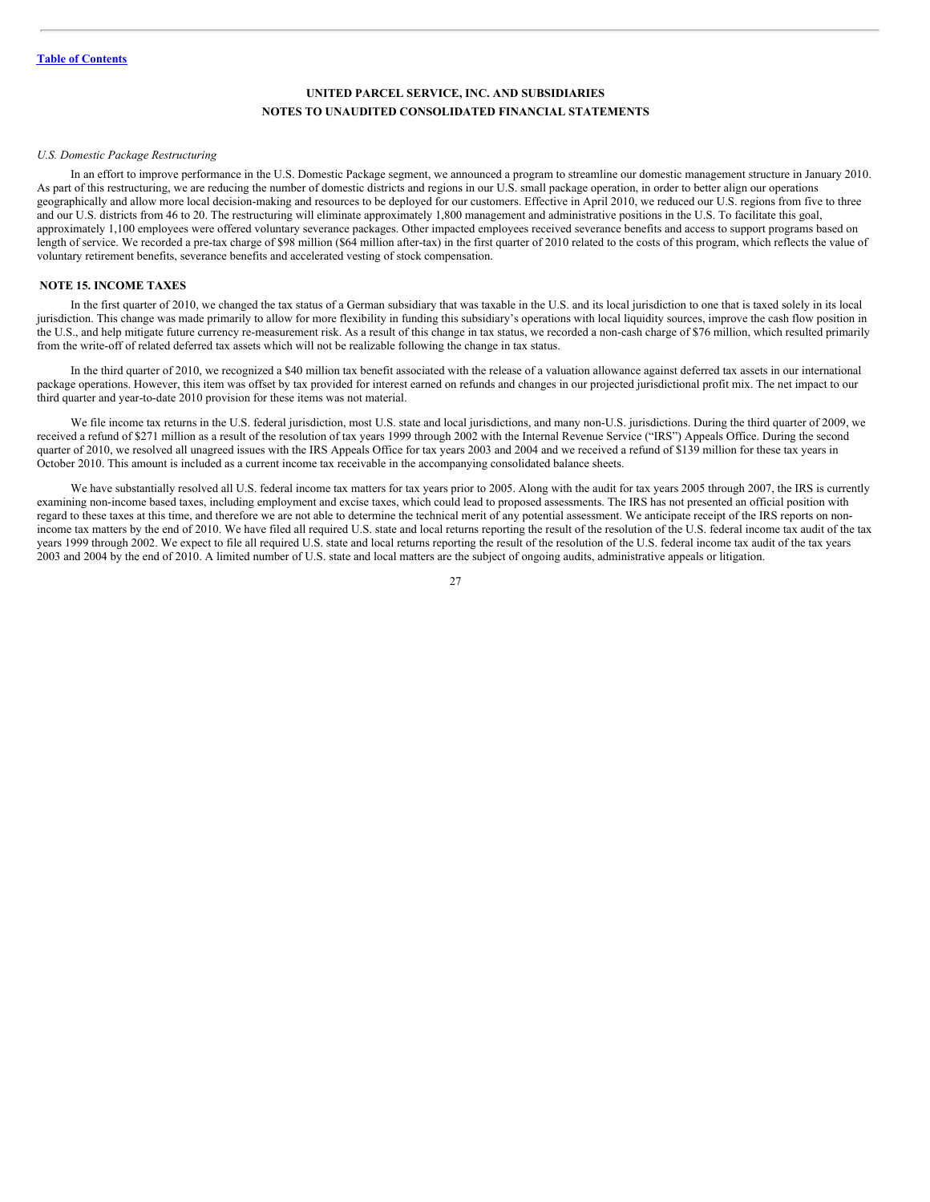[Table of Contents](#)

# UNITED PARCEL SERVICE, INC. AND SUBSIDIARIES
## NOTES TO UNAUDITED CONSOLIDATED FINANCIAL STATEMENTS

*U.S. Domestic Package Restructuring*

In an effort to improve performance in the U.S. Domestic Package segment, we announced a program to streamline our domestic management structure in January 2010. As part of this restructuring, we are reducing the number of domestic districts and regions in our U.S. small package operation, in order to better align our operations geographically and allow more local decision-making and resources to be deployed for our customers. Effective in April 2010, we reduced our U.S. regions from five to three and our U.S. districts from 46 to 20. The restructuring will eliminate approximately 1,800 management and administrative positions in the U.S. To facilitate this goal, approximately 1,100 employees were offered voluntary severance packages. Other impacted employees received severance benefits and access to support programs based on length of service. We recorded a pre-tax charge of $98 million ($64 million after-tax) in the first quarter of 2010 related to the costs of this program, which reflects the value of voluntary retirement benefits, severance benefits and accelerated vesting of stock compensation.

## NOTE 15. INCOME TAXES

In the first quarter of 2010, we changed the tax status of a German subsidiary that was taxable in the U.S. and its local jurisdiction to one that is taxed solely in its local jurisdiction. This change was made primarily to allow for more flexibility in funding this subsidiary's operations with local liquidity sources, improve the cash flow position in the U.S., and help mitigate future currency re-measurement risk. As a result of this change in tax status, we recorded a non-cash charge of $76 million, which resulted primarily from the write-off of related deferred tax assets which will not be realizable following the change in tax status.

In the third quarter of 2010, we recognized a $40 million tax benefit associated with the release of a valuation allowance against deferred tax assets in our international package operations. However, this item was offset by tax provided for interest earned on refunds and changes in our projected jurisdictional profit mix. The net impact to our third quarter and year-to-date 2010 provision for these items was not material.

We file income tax returns in the U.S. federal jurisdiction, most U.S. state and local jurisdictions, and many non-U.S. jurisdictions. During the third quarter of 2009, we received a refund of $271 million as a result of the resolution of tax years 1999 through 2002 with the Internal Revenue Service ("IRS") Appeals Office. During the second quarter of 2010, we resolved all unagreed issues with the IRS Appeals Office for tax years 2003 and 2004 and we received a refund of $139 million for these tax years in October 2010. This amount is included as a current income tax receivable in the accompanying consolidated balance sheets.

We have substantially resolved all U.S. federal income tax matters for tax years prior to 2005. Along with the audit for tax years 2005 through 2007, the IRS is currently examining non-income based taxes, including employment and excise taxes, which could lead to proposed assessments. The IRS has not presented an official position with regard to these taxes at this time, and therefore we are not able to determine the technical merit of any potential assessment. We anticipate receipt of the IRS reports on non-income tax matters by the end of 2010. We have filed all required U.S. state and local returns reporting the result of the resolution of the U.S. federal income tax audit of the tax years 1999 through 2002. We expect to file all required U.S. state and local returns reporting the result of the resolution of the U.S. federal income tax audit of the tax years 2003 and 2004 by the end of 2010. A limited number of U.S. state and local matters are the subject of ongoing audits, administrative appeals or litigation.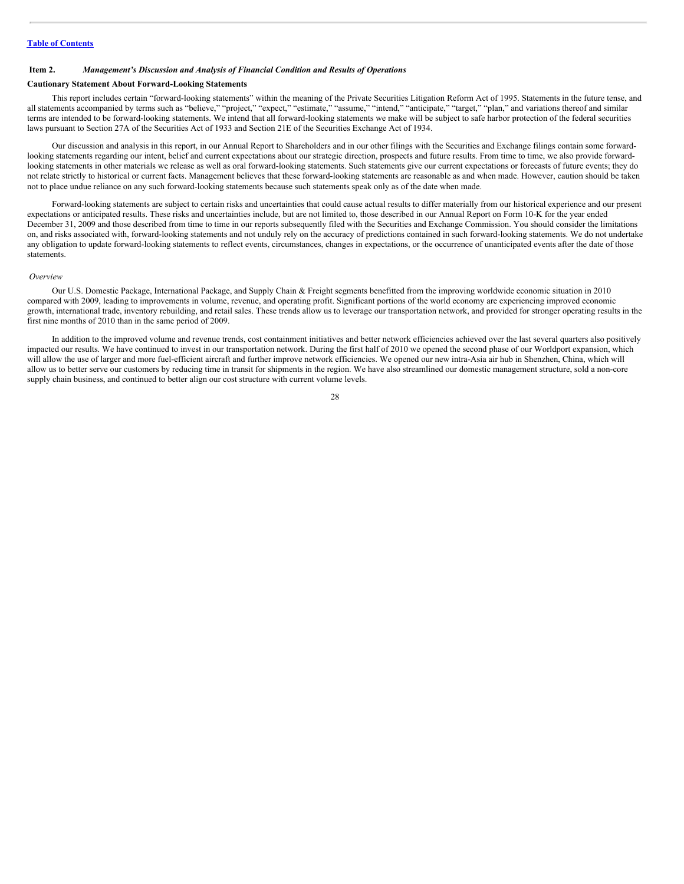## Item 2. *Management's Discussion and Analysis of Financial Condition and Results of Operations*

**Cautionary Statement About Forward-Looking Statements**

This report includes certain "forward-looking statements" within the meaning of the Private Securities Litigation Reform Act of 1995. Statements in the future tense, and all statements accompanied by terms such as "believe," "project," "expect," "estimate," "assume," "intend," "anticipate," "target," "plan," and variations thereof and similar terms are intended to be forward-looking statements. We intend that all forward-looking statements we make will be subject to safe harbor protection of the federal securities laws pursuant to Section 27A of the Securities Act of 1933 and Section 21E of the Securities Exchange Act of 1934.

Our discussion and analysis in this report, in our Annual Report to Shareholders and in our other filings with the Securities and Exchange filings contain some forward-looking statements regarding our intent, belief and current expectations about our strategic direction, prospects and future results. From time to time, we also provide forward-looking statements in other materials we release as well as oral forward-looking statements. Such statements give our current expectations or forecasts of future events; they do not relate strictly to historical or current facts. Management believes that these forward-looking statements are reasonable as and when made. However, caution should be taken not to place undue reliance on any such forward-looking statements because such statements speak only as of the date when made.

Forward-looking statements are subject to certain risks and uncertainties that could cause actual results to differ materially from our historical experience and our present expectations or anticipated results. These risks and uncertainties include, but are not limited to, those described in our Annual Report on Form 10-K for the year ended December 31, 2009 and those described from time to time in our reports subsequently filed with the Securities and Exchange Commission. You should consider the limitations on, and risks associated with, forward-looking statements and not unduly rely on the accuracy of predictions contained in such forward-looking statements. We do not undertake any obligation to update forward-looking statements to reflect events, circumstances, changes in expectations, or the occurrence of unanticipated events after the date of those statements.

### *Overview*

Our U.S. Domestic Package, International Package, and Supply Chain & Freight segments benefitted from the improving worldwide economic situation in 2010 compared with 2009, leading to improvements in volume, revenue, and operating profit. Significant portions of the world economy are experiencing improved economic growth, international trade, inventory rebuilding, and retail sales. These trends allow us to leverage our transportation network, and provided for stronger operating results in the first nine months of 2010 than in the same period of 2009.

In addition to the improved volume and revenue trends, cost containment initiatives and better network efficiencies achieved over the last several quarters also positively impacted our results. We have continued to invest in our transportation network. During the first half of 2010 we opened the second phase of our Worldport expansion, which will allow the use of larger and more fuel-efficient aircraft and further improve network efficiencies. We opened our new intra-Asia air hub in Shenzhen, China, which will allow us to better serve our customers by reducing time in transit for shipments in the region. We have also streamlined our domestic management structure, sold a non-core supply chain business, and continued to better align our cost structure with current volume levels.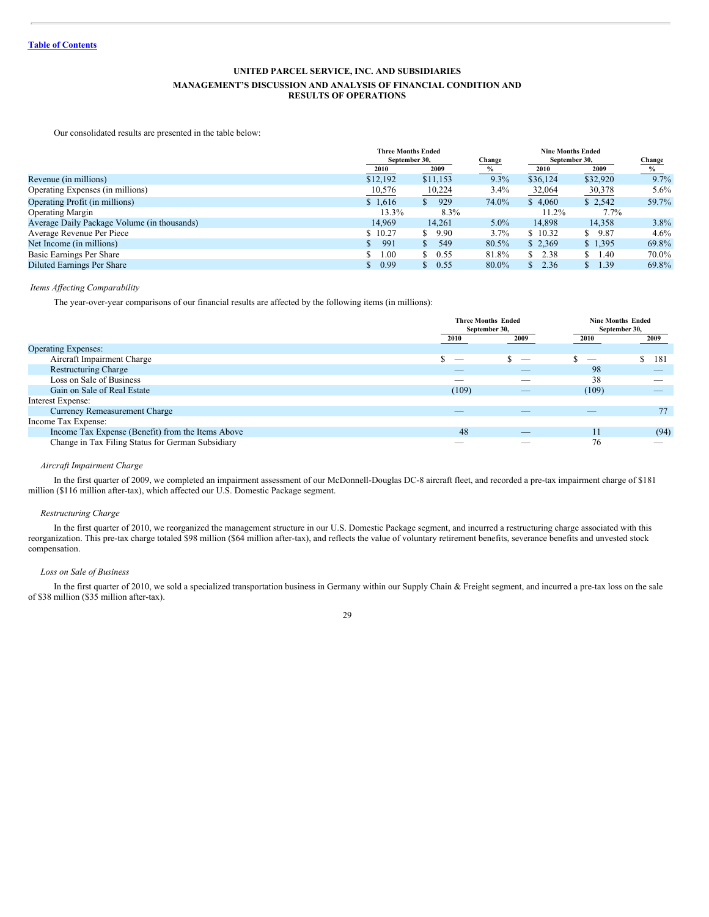**UNITED PARCEL SERVICE, INC. AND SUBSIDIARIES**

**MANAGEMENT'S DISCUSSION AND ANALYSIS OF FINANCIAL CONDITION AND RESULTS OF OPERATIONS**

Our consolidated results are presented in the table below:

| | Three Months Ended September 30, | | Change | Nine Months Ended September 30, | | Change |
|---|---|---|---|---|---|---|
| | 2010 | 2009 | % | 2010 | 2009 | % |
| Revenue (in millions) | $12,192 | $11,153 | 9.3% | $36,124 | $32,920 | 9.7% |
| Operating Expenses (in millions) | 10,576 | 10,224 | 3.4% | 32,064 | 30,378 | 5.6% |
| Operating Profit (in millions) | $ 1,616 | $ 929 | 74.0% | $ 4,060 | $ 2,542 | 59.7% |
| Operating Margin | 13.3% | 8.3% | | 11.2% | 7.7% | |
| Average Daily Package Volume (in thousands) | 14,969 | 14,261 | 5.0% | 14,898 | 14,358 | 3.8% |
| Average Revenue Per Piece | $ 10.27 | $ 9.90 | 3.7% | $ 10.32 | $ 9.87 | 4.6% |
| Net Income (in millions) | $ 991 | $ 549 | 80.5% | $ 2,369 | $ 1,395 | 69.8% |
| Basic Earnings Per Share | $ 1.00 | $ 0.55 | 81.8% | $ 2.38 | $ 1.40 | 70.0% |
| Diluted Earnings Per Share | $ 0.99 | $ 0.55 | 80.0% | $ 2.36 | $ 1.39 | 69.8% |

*Items Affecting Comparability*

The year-over-year comparisons of our financial results are affected by the following items (in millions):

| | Three Months Ended September 30, | | Nine Months Ended September 30, | |
|---|---|---|---|---|
| | 2010 | 2009 | 2010 | 2009 |
| Operating Expenses: | | | | |
| Aircraft Impairment Charge | $ — | $ — | $ — | $ 181 |
| Restructuring Charge | — | — | 98 | — |
| Loss on Sale of Business | — | — | 38 | — |
| Gain on Sale of Real Estate | (109) | — | (109) | — |
| Interest Expense: | | | | |
| Currency Remeasurement Charge | — | — | — | 77 |
| Income Tax Expense: | | | | |
| Income Tax Expense (Benefit) from the Items Above | 48 | — | 11 | (94) |
| Change in Tax Filing Status for German Subsidiary | — | — | 76 | — |

*Aircraft Impairment Charge*

In the first quarter of 2009, we completed an impairment assessment of our McDonnell-Douglas DC-8 aircraft fleet, and recorded a pre-tax impairment charge of $181 million ($116 million after-tax), which affected our U.S. Domestic Package segment.

*Restructuring Charge*

In the first quarter of 2010, we reorganized the management structure in our U.S. Domestic Package segment, and incurred a restructuring charge associated with this reorganization. This pre-tax charge totaled $98 million ($64 million after-tax), and reflects the value of voluntary retirement benefits, severance benefits and unvested stock compensation.

*Loss on Sale of Business*

In the first quarter of 2010, we sold a specialized transportation business in Germany within our Supply Chain & Freight segment, and incurred a pre-tax loss on the sale of $38 million ($35 million after-tax).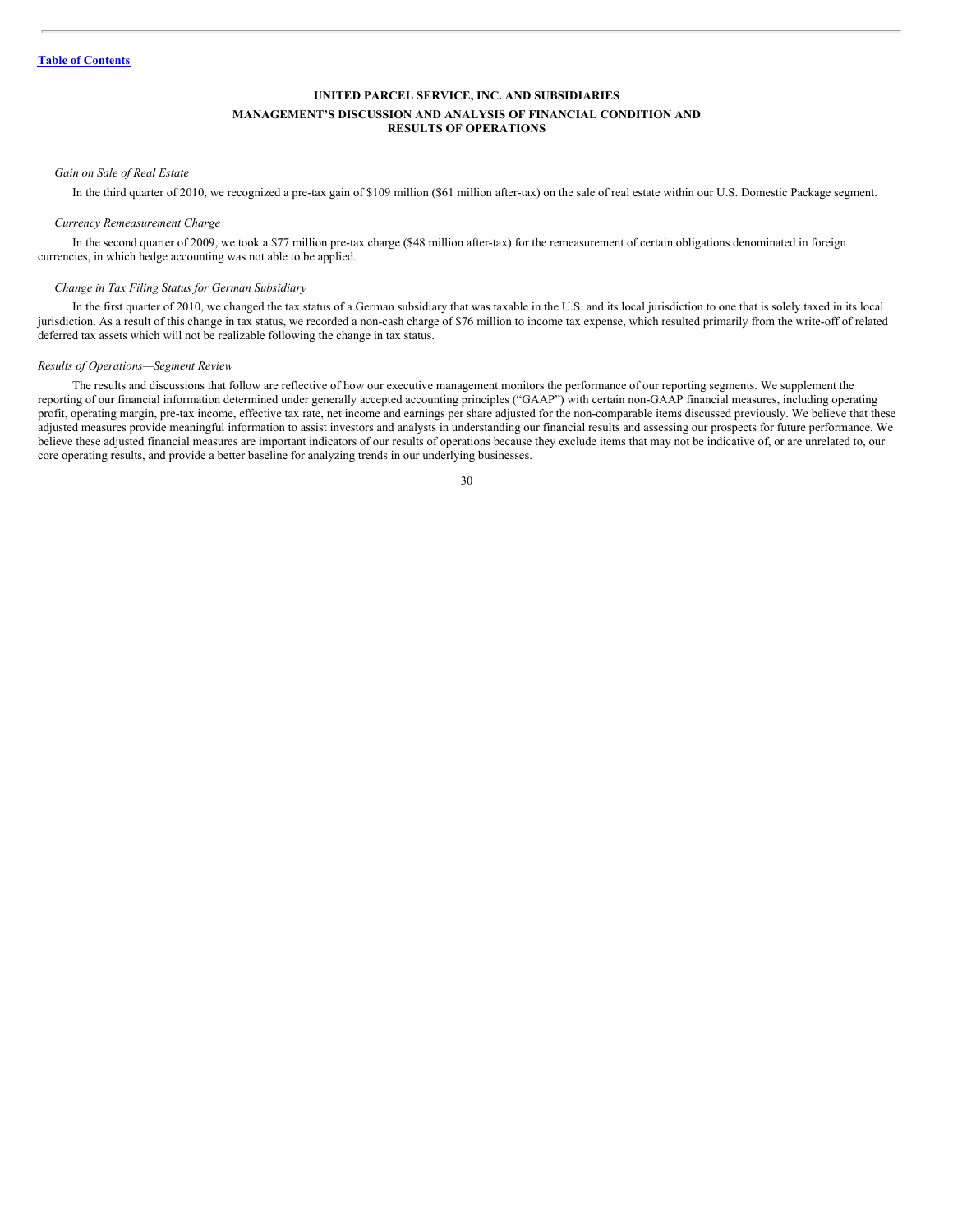*Gain on Sale of Real Estate*

In the third quarter of 2010, we recognized a pre-tax gain of $109 million ($61 million after-tax) on the sale of real estate within our U.S. Domestic Package segment.

*Currency Remeasurement Charge*

In the second quarter of 2009, we took a $77 million pre-tax charge ($48 million after-tax) for the remeasurement of certain obligations denominated in foreign currencies, in which hedge accounting was not able to be applied.

*Change in Tax Filing Status for German Subsidiary*

In the first quarter of 2010, we changed the tax status of a German subsidiary that was taxable in the U.S. and its local jurisdiction to one that is solely taxed in its local jurisdiction. As a result of this change in tax status, we recorded a non-cash charge of $76 million to income tax expense, which resulted primarily from the write-off of related deferred tax assets which will not be realizable following the change in tax status.

*Results of Operations—Segment Review*

The results and discussions that follow are reflective of how our executive management monitors the performance of our reporting segments. We supplement the reporting of our financial information determined under generally accepted accounting principles ("GAAP") with certain non-GAAP financial measures, including operating profit, operating margin, pre-tax income, effective tax rate, net income and earnings per share adjusted for the non-comparable items discussed previously. We believe that these adjusted measures provide meaningful information to assist investors and analysts in understanding our financial results and assessing our prospects for future performance. We believe these adjusted financial measures are important indicators of our results of operations because they exclude items that may not be indicative of, or are unrelated to, our core operating results, and provide a better baseline for analyzing trends in our underlying businesses.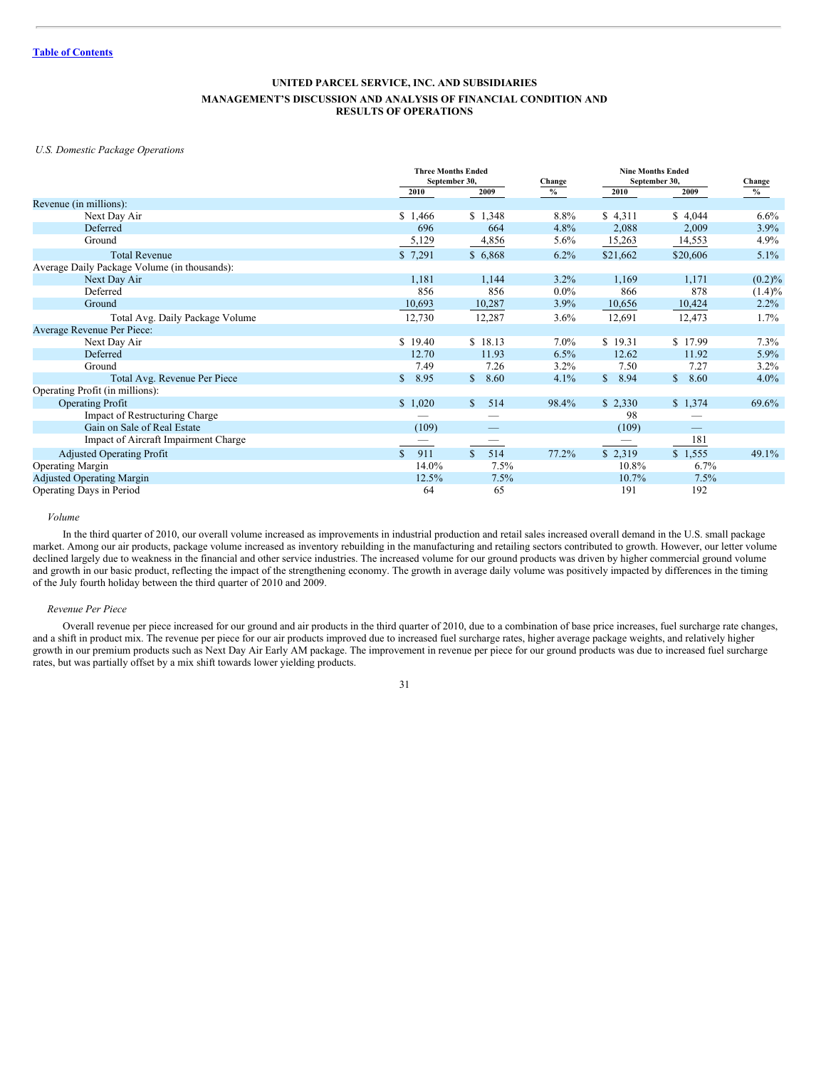[Table of Contents](#)

**UNITED PARCEL SERVICE, INC. AND SUBSIDIARIES**

**MANAGEMENT'S DISCUSSION AND ANALYSIS OF FINANCIAL CONDITION AND RESULTS OF OPERATIONS**

*U.S. Domestic Package Operations*

| | Three Months Ended September 30, | | Change | Nine Months Ended September 30, | | Change |
|---|---|---|---|---|---|---|
| | 2010 | 2009 | % | 2010 | 2009 | % |
| Revenue (in millions): | | | | | | |
| Next Day Air | $ 1,466 | $ 1,348 | 8.8% | $ 4,311 | $ 4,044 | 6.6% |
| Deferred | 696 | 664 | 4.8% | 2,088 | 2,009 | 3.9% |
| Ground | 5,129 | 4,856 | 5.6% | 15,263 | 14,553 | 4.9% |
| Total Revenue | $ 7,291 | $ 6,868 | 6.2% | $21,662 | $20,606 | 5.1% |
| Average Daily Package Volume (in thousands): | | | | | | |
| Next Day Air | 1,181 | 1,144 | 3.2% | 1,169 | 1,171 | (0.2)% |
| Deferred | 856 | 856 | 0.0% | 866 | 878 | (1.4)% |
| Ground | 10,693 | 10,287 | 3.9% | 10,656 | 10,424 | 2.2% |
| Total Avg. Daily Package Volume | 12,730 | 12,287 | 3.6% | 12,691 | 12,473 | 1.7% |
| Average Revenue Per Piece: | | | | | | |
| Next Day Air | $ 19.40 | $ 18.13 | 7.0% | $ 19.31 | $ 17.99 | 7.3% |
| Deferred | 12.70 | 11.93 | 6.5% | 12.62 | 11.92 | 5.9% |
| Ground | 7.49 | 7.26 | 3.2% | 7.50 | 7.27 | 3.2% |
| Total Avg. Revenue Per Piece | $ 8.95 | $ 8.60 | 4.1% | $ 8.94 | $ 8.60 | 4.0% |
| Operating Profit (in millions): | | | | | | |
| Operating Profit | $ 1,020 | $ 514 | 98.4% | $ 2,330 | $ 1,374 | 69.6% |
| Impact of Restructuring Charge | — | — | | 98 | — | |
| Gain on Sale of Real Estate | (109) | — | | (109) | — | |
| Impact of Aircraft Impairment Charge | — | — | | — | 181 | |
| Adjusted Operating Profit | $ 911 | $ 514 | 77.2% | $ 2,319 | $ 1,555 | 49.1% |
| Operating Margin | 14.0% | 7.5% | | 10.8% | 6.7% | |
| Adjusted Operating Margin | 12.5% | 7.5% | | 10.7% | 7.5% | |
| Operating Days in Period | 64 | 65 | | 191 | 192 | |

*Volume*

In the third quarter of 2010, our overall volume increased as improvements in industrial production and retail sales increased overall demand in the U.S. small package market. Among our air products, package volume increased as inventory rebuilding in the manufacturing and retailing sectors contributed to growth. However, our letter volume declined largely due to weakness in the financial and other service industries. The increased volume for our ground products was driven by higher commercial ground volume and growth in our basic product, reflecting the impact of the strengthening economy. The growth in average daily volume was positively impacted by differences in the timing of the July fourth holiday between the third quarter of 2010 and 2009.

*Revenue Per Piece*

Overall revenue per piece increased for our ground and air products in the third quarter of 2010, due to a combination of base price increases, fuel surcharge rate changes, and a shift in product mix. The revenue per piece for our air products improved due to increased fuel surcharge rates, higher average package weights, and relatively higher growth in our premium products such as Next Day Air Early AM package. The improvement in revenue per piece for our ground products was due to increased fuel surcharge rates, but was partially offset by a mix shift towards lower yielding products.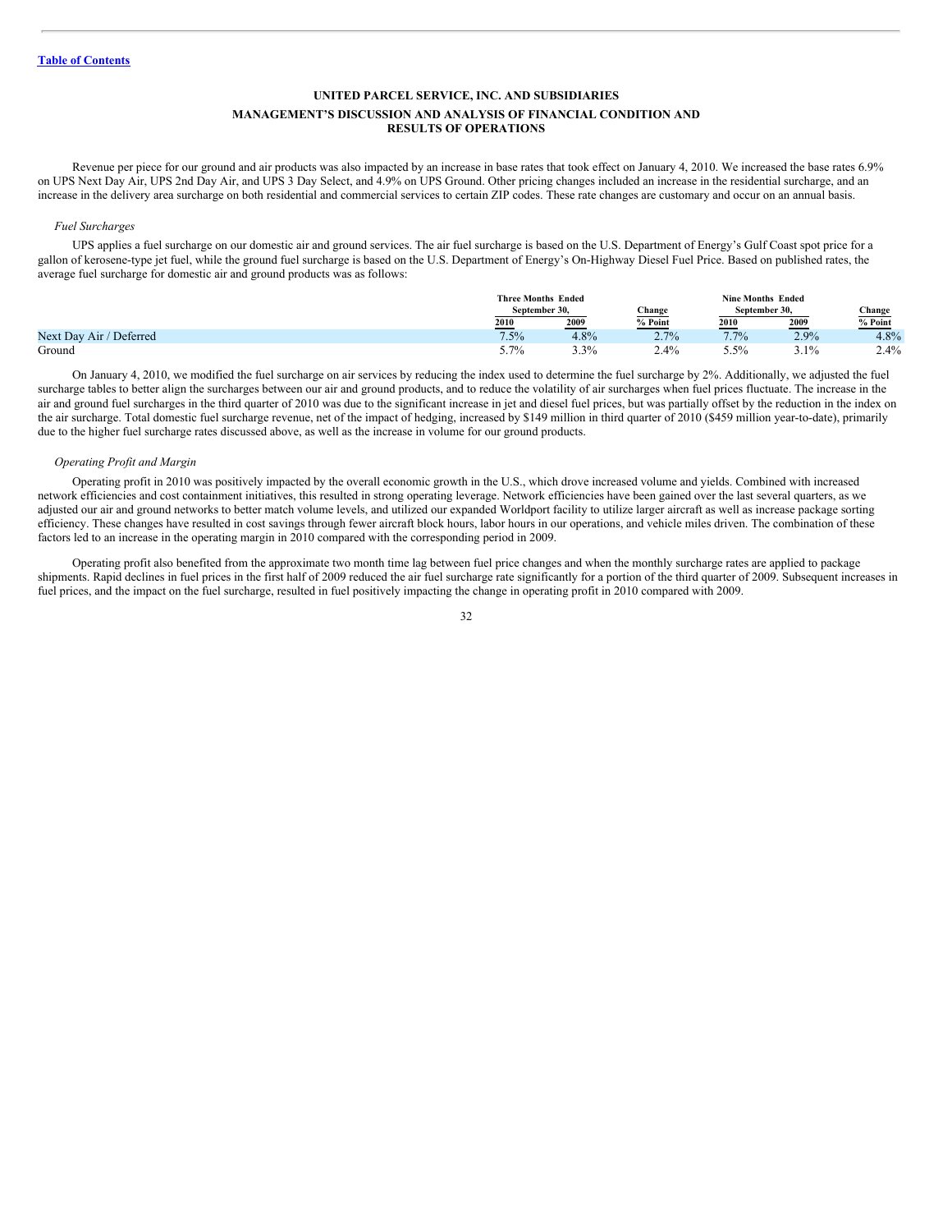Revenue per piece for our ground and air products was also impacted by an increase in base rates that took effect on January 4, 2010. We increased the base rates 6.9% on UPS Next Day Air, UPS 2nd Day Air, and UPS 3 Day Select, and 4.9% on UPS Ground. Other pricing changes included an increase in the residential surcharge, and an increase in the delivery area surcharge on both residential and commercial services to certain ZIP codes. These rate changes are customary and occur on an annual basis.

*Fuel Surcharges*

UPS applies a fuel surcharge on our domestic air and ground services. The air fuel surcharge is based on the U.S. Department of Energy's Gulf Coast spot price for a gallon of kerosene-type jet fuel, while the ground fuel surcharge is based on the U.S. Department of Energy's On-Highway Diesel Fuel Price. Based on published rates, the average fuel surcharge for domestic air and ground products was as follows:

| | Three Months Ended September 30, | | Change | Nine Months Ended September 30, | | Change |
|---|---|---|---|---|---|---|
| | 2010 | 2009 | % Point | 2010 | 2009 | % Point |
| Next Day Air / Deferred | 7.5% | 4.8% | 2.7% | 7.7% | 2.9% | 4.8% |
| Ground | 5.7% | 3.3% | 2.4% | 5.5% | 3.1% | 2.4% |

On January 4, 2010, we modified the fuel surcharge on air services by reducing the index used to determine the fuel surcharge by 2%. Additionally, we adjusted the fuel surcharge tables to better align the surcharges between our air and ground products, and to reduce the volatility of air surcharges when fuel prices fluctuate. The increase in the air and ground fuel surcharges in the third quarter of 2010 was due to the significant increase in jet and diesel fuel prices, but was partially offset by the reduction in the index on the air surcharge. Total domestic fuel surcharge revenue, net of the impact of hedging, increased by $149 million in third quarter of 2010 ($459 million year-to-date), primarily due to the higher fuel surcharge rates discussed above, as well as the increase in volume for our ground products.

*Operating Profit and Margin*

Operating profit in 2010 was positively impacted by the overall economic growth in the U.S., which drove increased volume and yields. Combined with increased network efficiencies and cost containment initiatives, this resulted in strong operating leverage. Network efficiencies have been gained over the last several quarters, as we adjusted our air and ground networks to better match volume levels, and utilized our expanded Worldport facility to utilize larger aircraft as well as increase package sorting efficiency. These changes have resulted in cost savings through fewer aircraft block hours, labor hours in our operations, and vehicle miles driven. The combination of these factors led to an increase in the operating margin in 2010 compared with the corresponding period in 2009.

Operating profit also benefited from the approximate two month time lag between fuel price changes and when the monthly surcharge rates are applied to package shipments. Rapid declines in fuel prices in the first half of 2009 reduced the air fuel surcharge rate significantly for a portion of the third quarter of 2009. Subsequent increases in fuel prices, and the impact on the fuel surcharge, resulted in fuel positively impacting the change in operating profit in 2010 compared with 2009.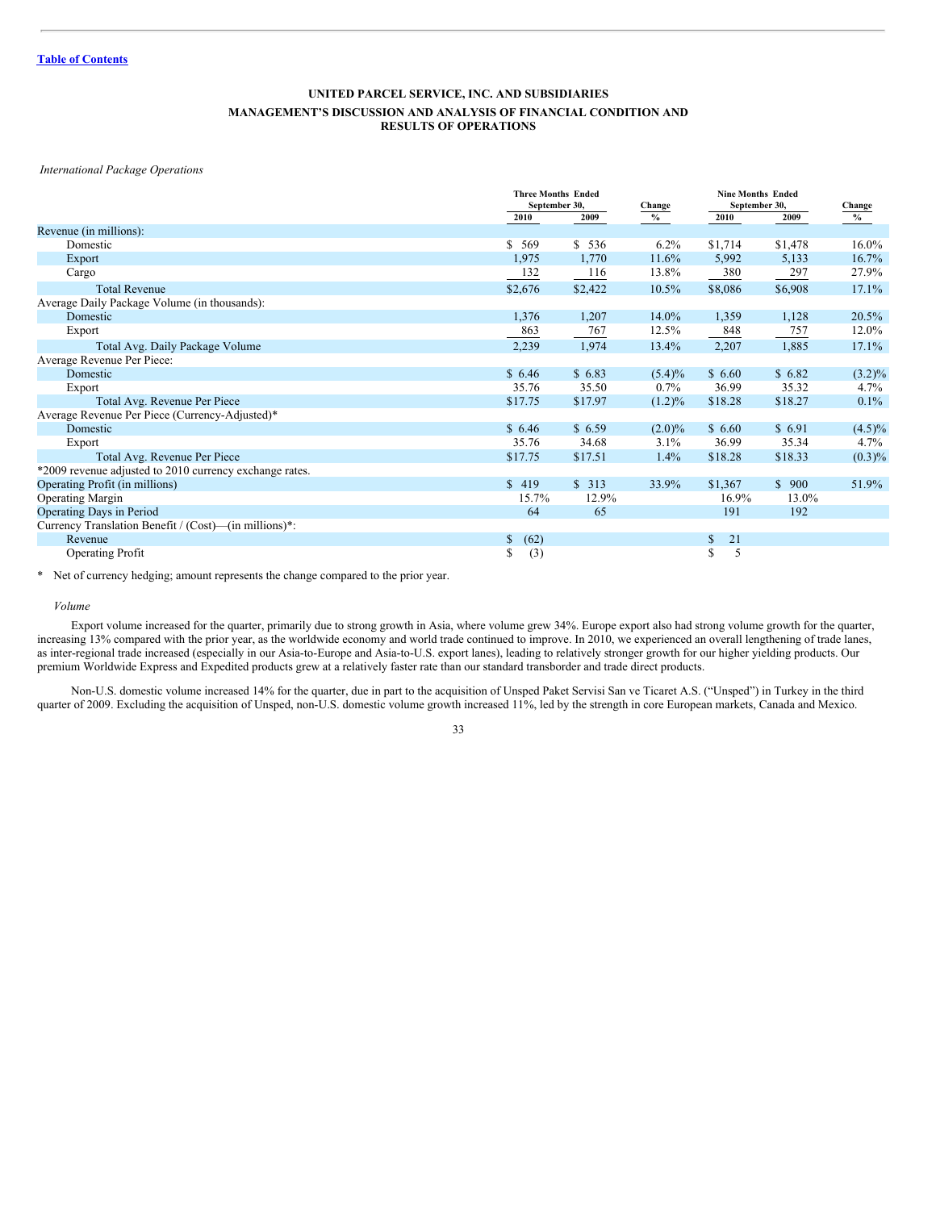**UNITED PARCEL SERVICE, INC. AND SUBSIDIARIES**

**MANAGEMENT'S DISCUSSION AND ANALYSIS OF FINANCIAL CONDITION AND RESULTS OF OPERATIONS**

*International Package Operations*

| | Three Months Ended September 30, | | Change | Nine Months Ended September 30, | | Change |
|---|---|---|---|---|---|---|
| | 2010 | 2009 | % | 2010 | 2009 | % |
| Revenue (in millions): | | | | | | |
| Domestic | $ 569 | $ 536 | 6.2% | $1,714 | $1,478 | 16.0% |
| Export | 1,975 | 1,770 | 11.6% | 5,992 | 5,133 | 16.7% |
| Cargo | 132 | 116 | 13.8% | 380 | 297 | 27.9% |
| Total Revenue | $2,676 | $2,422 | 10.5% | $8,086 | $6,908 | 17.1% |
| Average Daily Package Volume (in thousands): | | | | | | |
| Domestic | 1,376 | 1,207 | 14.0% | 1,359 | 1,128 | 20.5% |
| Export | 863 | 767 | 12.5% | 848 | 757 | 12.0% |
| Total Avg. Daily Package Volume | 2,239 | 1,974 | 13.4% | 2,207 | 1,885 | 17.1% |
| Average Revenue Per Piece: | | | | | | |
| Domestic | $ 6.46 | $ 6.83 | (5.4)% | $ 6.60 | $ 6.82 | (3.2)% |
| Export | 35.76 | 35.50 | 0.7% | 36.99 | 35.32 | 4.7% |
| Total Avg. Revenue Per Piece | $17.75 | $17.97 | (1.2)% | $18.28 | $18.27 | 0.1% |
| Average Revenue Per Piece (Currency-Adjusted)* | | | | | | |
| Domestic | $ 6.46 | $ 6.59 | (2.0)% | $ 6.60 | $ 6.91 | (4.5)% |
| Export | 35.76 | 34.68 | 3.1% | 36.99 | 35.34 | 4.7% |
| Total Avg. Revenue Per Piece | $17.75 | $17.51 | 1.4% | $18.28 | $18.33 | (0.3)% |
| *2009 revenue adjusted to 2010 currency exchange rates. | | | | | | |
| Operating Profit (in millions) | $ 419 | $ 313 | 33.9% | $1,367 | $ 900 | 51.9% |
| Operating Margin | 15.7% | 12.9% | | 16.9% | 13.0% | |
| Operating Days in Period | 64 | 65 | | 191 | 192 | |
| Currency Translation Benefit / (Cost)—(in millions)*: | | | | | | |
| Revenue | $ (62) | | | $ 21 | | |
| Operating Profit | $ (3) | | | $ 5 | | |

\* Net of currency hedging; amount represents the change compared to the prior year.

*Volume*

Export volume increased for the quarter, primarily due to strong growth in Asia, where volume grew 34%. Europe export also had strong volume growth for the quarter, increasing 13% compared with the prior year, as the worldwide economy and world trade continued to improve. In 2010, we experienced an overall lengthening of trade lanes, as inter-regional trade increased (especially in our Asia-to-Europe and Asia-to-U.S. export lanes), leading to relatively stronger growth for our higher yielding products. Our premium Worldwide Express and Expedited products grew at a relatively faster rate than our standard transborder and trade direct products.

Non-U.S. domestic volume increased 14% for the quarter, due in part to the acquisition of Unsped Paket Servisi San ve Ticaret A.S. ("Unsped") in Turkey in the third quarter of 2009. Excluding the acquisition of Unsped, non-U.S. domestic volume growth increased 11%, led by the strength in core European markets, Canada and Mexico.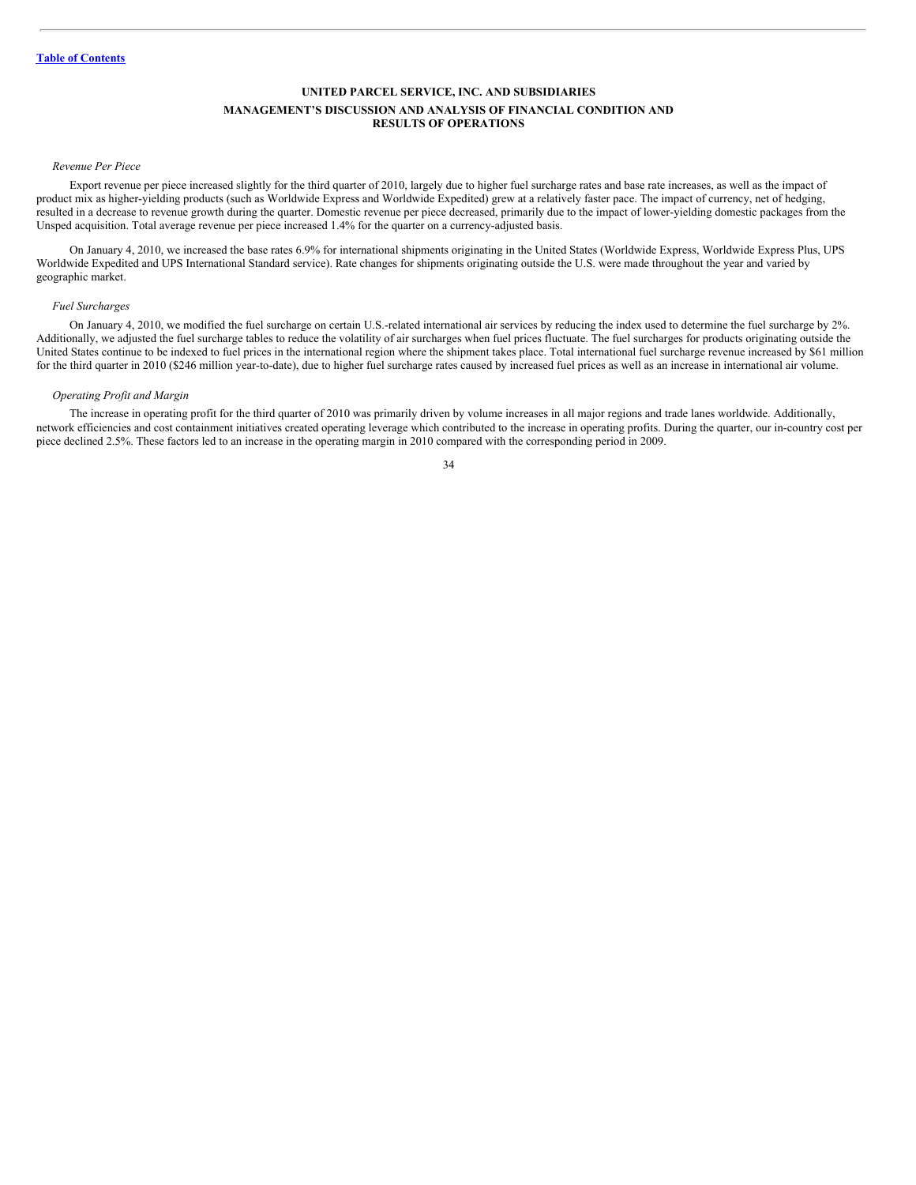# UNITED PARCEL SERVICE, INC. AND SUBSIDIARIES

## MANAGEMENT'S DISCUSSION AND ANALYSIS OF FINANCIAL CONDITION AND RESULTS OF OPERATIONS

*Revenue Per Piece*

Export revenue per piece increased slightly for the third quarter of 2010, largely due to higher fuel surcharge rates and base rate increases, as well as the impact of product mix as higher-yielding products (such as Worldwide Express and Worldwide Expedited) grew at a relatively faster pace. The impact of currency, net of hedging, resulted in a decrease to revenue growth during the quarter. Domestic revenue per piece decreased, primarily due to the impact of lower-yielding domestic packages from the Unsped acquisition. Total average revenue per piece increased 1.4% for the quarter on a currency-adjusted basis.

On January 4, 2010, we increased the base rates 6.9% for international shipments originating in the United States (Worldwide Express, Worldwide Express Plus, UPS Worldwide Expedited and UPS International Standard service). Rate changes for shipments originating outside the U.S. were made throughout the year and varied by geographic market.

*Fuel Surcharges*

On January 4, 2010, we modified the fuel surcharge on certain U.S.-related international air services by reducing the index used to determine the fuel surcharge by 2%. Additionally, we adjusted the fuel surcharge tables to reduce the volatility of air surcharges when fuel prices fluctuate. The fuel surcharges for products originating outside the United States continue to be indexed to fuel prices in the international region where the shipment takes place. Total international fuel surcharge revenue increased by $61 million for the third quarter in 2010 ($246 million year-to-date), due to higher fuel surcharge rates caused by increased fuel prices as well as an increase in international air volume.

*Operating Profit and Margin*

The increase in operating profit for the third quarter of 2010 was primarily driven by volume increases in all major regions and trade lanes worldwide. Additionally, network efficiencies and cost containment initiatives created operating leverage which contributed to the increase in operating profits. During the quarter, our in-country cost per piece declined 2.5%. These factors led to an increase in the operating margin in 2010 compared with the corresponding period in 2009.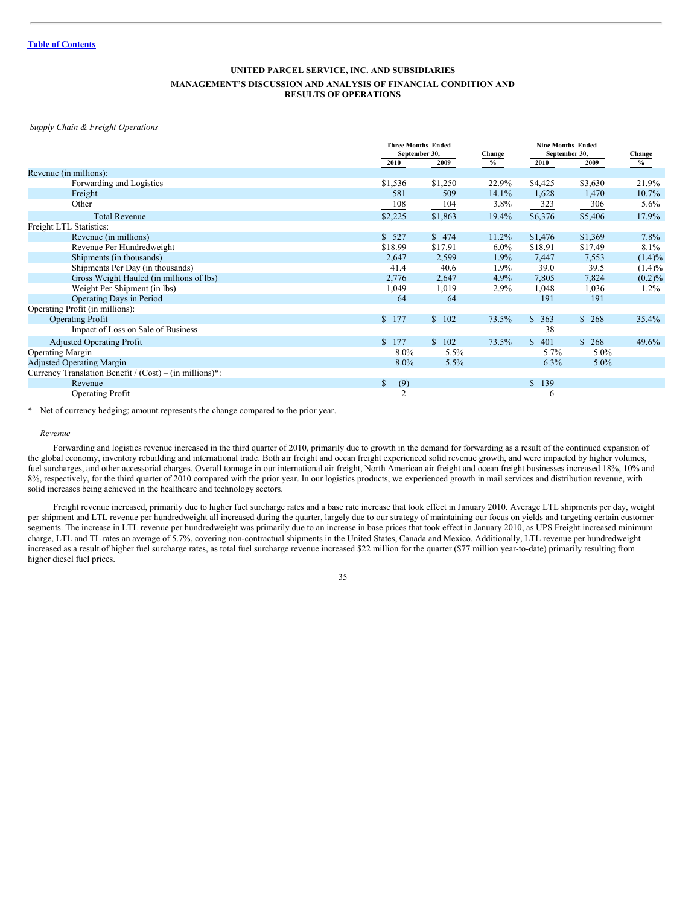**UNITED PARCEL SERVICE, INC. AND SUBSIDIARIES**

**MANAGEMENT'S DISCUSSION AND ANALYSIS OF FINANCIAL CONDITION AND RESULTS OF OPERATIONS**

*Supply Chain & Freight Operations*

| | Three Months Ended September 30, | | Change | Nine Months Ended September 30, | | Change |
|---|---|---|---|---|---|---|
| | 2010 | 2009 | % | 2010 | 2009 | % |
| Revenue (in millions): | | | | | | |
| Forwarding and Logistics | $1,536 | $1,250 | 22.9% | $4,425 | $3,630 | 21.9% |
| Freight | 581 | 509 | 14.1% | 1,628 | 1,470 | 10.7% |
| Other | 108 | 104 | 3.8% | 323 | 306 | 5.6% |
| Total Revenue | $2,225 | $1,863 | 19.4% | $6,376 | $5,406 | 17.9% |
| Freight LTL Statistics: | | | | | | |
| Revenue (in millions) | $ 527 | $ 474 | 11.2% | $1,476 | $1,369 | 7.8% |
| Revenue Per Hundredweight | $18.99 | $17.91 | 6.0% | $18.91 | $17.49 | 8.1% |
| Shipments (in thousands) | 2,647 | 2,599 | 1.9% | 7,447 | 7,553 | (1.4)% |
| Shipments Per Day (in thousands) | 41.4 | 40.6 | 1.9% | 39.0 | 39.5 | (1.4)% |
| Gross Weight Hauled (in millions of lbs) | 2,776 | 2,647 | 4.9% | 7,805 | 7,824 | (0.2)% |
| Weight Per Shipment (in lbs) | 1,049 | 1,019 | 2.9% | 1,048 | 1,036 | 1.2% |
| Operating Days in Period | 64 | 64 | | 191 | 191 | |
| Operating Profit (in millions): | | | | | | |
| Operating Profit | $ 177 | $ 102 | 73.5% | $ 363 | $ 268 | 35.4% |
| Impact of Loss on Sale of Business | — | — | | 38 | — | |
| Adjusted Operating Profit | $ 177 | $ 102 | 73.5% | $ 401 | $ 268 | 49.6% |
| Operating Margin | 8.0% | 5.5% | | 5.7% | 5.0% | |
| Adjusted Operating Margin | 8.0% | 5.5% | | 6.3% | 5.0% | |
| Currency Translation Benefit / (Cost) – (in millions)*: | | | | | | |
| Revenue | $ (9) | | | $ 139 | | |
| Operating Profit | 2 | | | 6 | | |

\* Net of currency hedging; amount represents the change compared to the prior year.

*Revenue*

Forwarding and logistics revenue increased in the third quarter of 2010, primarily due to growth in the demand for forwarding as a result of the continued expansion of the global economy, inventory rebuilding and international trade. Both air freight and ocean freight experienced solid revenue growth, and were impacted by higher volumes, fuel surcharges, and other accessorial charges. Overall tonnage in our international air freight, North American air freight and ocean freight businesses increased 18%, 10% and 8%, respectively, for the third quarter of 2010 compared with the prior year. In our logistics products, we experienced growth in mail services and distribution revenue, with solid increases being achieved in the healthcare and technology sectors.

Freight revenue increased, primarily due to higher fuel surcharge rates and a base rate increase that took effect in January 2010. Average LTL shipments per day, weight per shipment and LTL revenue per hundredweight all increased during the quarter, largely due to our strategy of maintaining our focus on yields and targeting certain customer segments. The increase in LTL revenue per hundredweight was primarily due to an increase in base prices that took effect in January 2010, as UPS Freight increased minimum charge, LTL and TL rates an average of 5.7%, covering non-contractual shipments in the United States, Canada and Mexico. Additionally, LTL revenue per hundredweight increased as a result of higher fuel surcharge rates, as total fuel surcharge revenue increased $22 million for the quarter ($77 million year-to-date) primarily resulting from higher diesel fuel prices.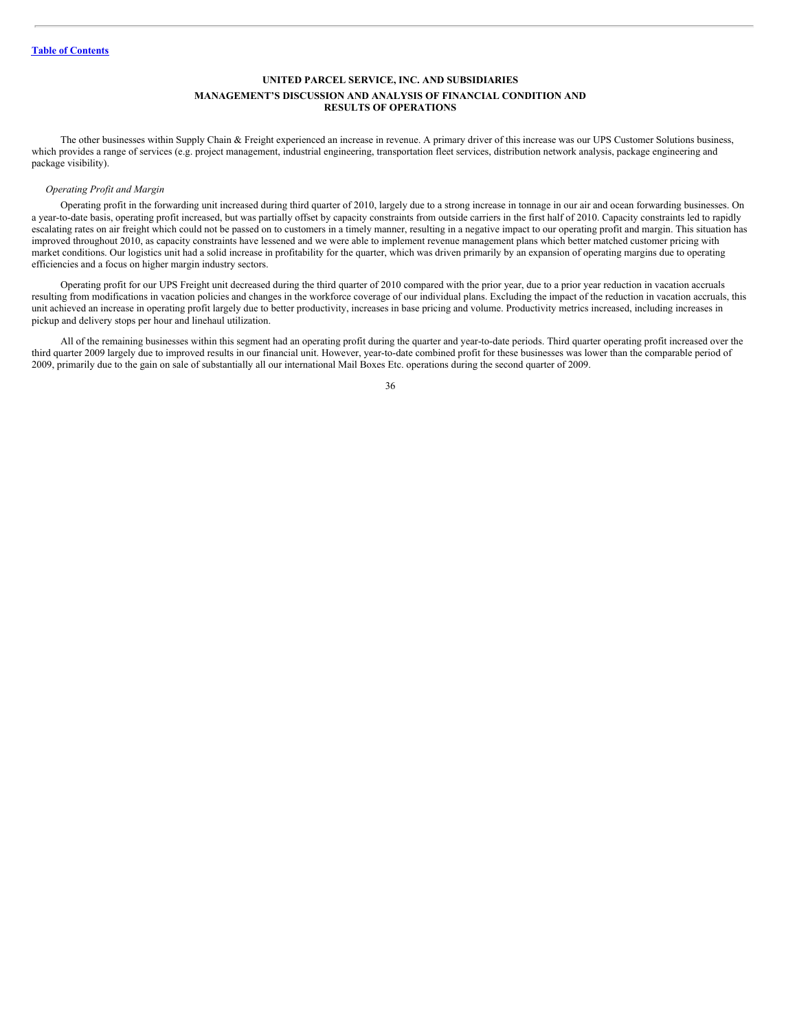The other businesses within Supply Chain & Freight experienced an increase in revenue. A primary driver of this increase was our UPS Customer Solutions business, which provides a range of services (e.g. project management, industrial engineering, transportation fleet services, distribution network analysis, package engineering and package visibility).

*Operating Profit and Margin*

Operating profit in the forwarding unit increased during third quarter of 2010, largely due to a strong increase in tonnage in our air and ocean forwarding businesses. On a year-to-date basis, operating profit increased, but was partially offset by capacity constraints from outside carriers in the first half of 2010. Capacity constraints led to rapidly escalating rates on air freight which could not be passed on to customers in a timely manner, resulting in a negative impact to our operating profit and margin. This situation has improved throughout 2010, as capacity constraints have lessened and we were able to implement revenue management plans which better matched customer pricing with market conditions. Our logistics unit had a solid increase in profitability for the quarter, which was driven primarily by an expansion of operating margins due to operating efficiencies and a focus on higher margin industry sectors.

Operating profit for our UPS Freight unit decreased during the third quarter of 2010 compared with the prior year, due to a prior year reduction in vacation accruals resulting from modifications in vacation policies and changes in the workforce coverage of our individual plans. Excluding the impact of the reduction in vacation accruals, this unit achieved an increase in operating profit largely due to better productivity, increases in base pricing and volume. Productivity metrics increased, including increases in pickup and delivery stops per hour and linehaul utilization.

All of the remaining businesses within this segment had an operating profit during the quarter and year-to-date periods. Third quarter operating profit increased over the third quarter 2009 largely due to improved results in our financial unit. However, year-to-date combined profit for these businesses was lower than the comparable period of 2009, primarily due to the gain on sale of substantially all our international Mail Boxes Etc. operations during the second quarter of 2009.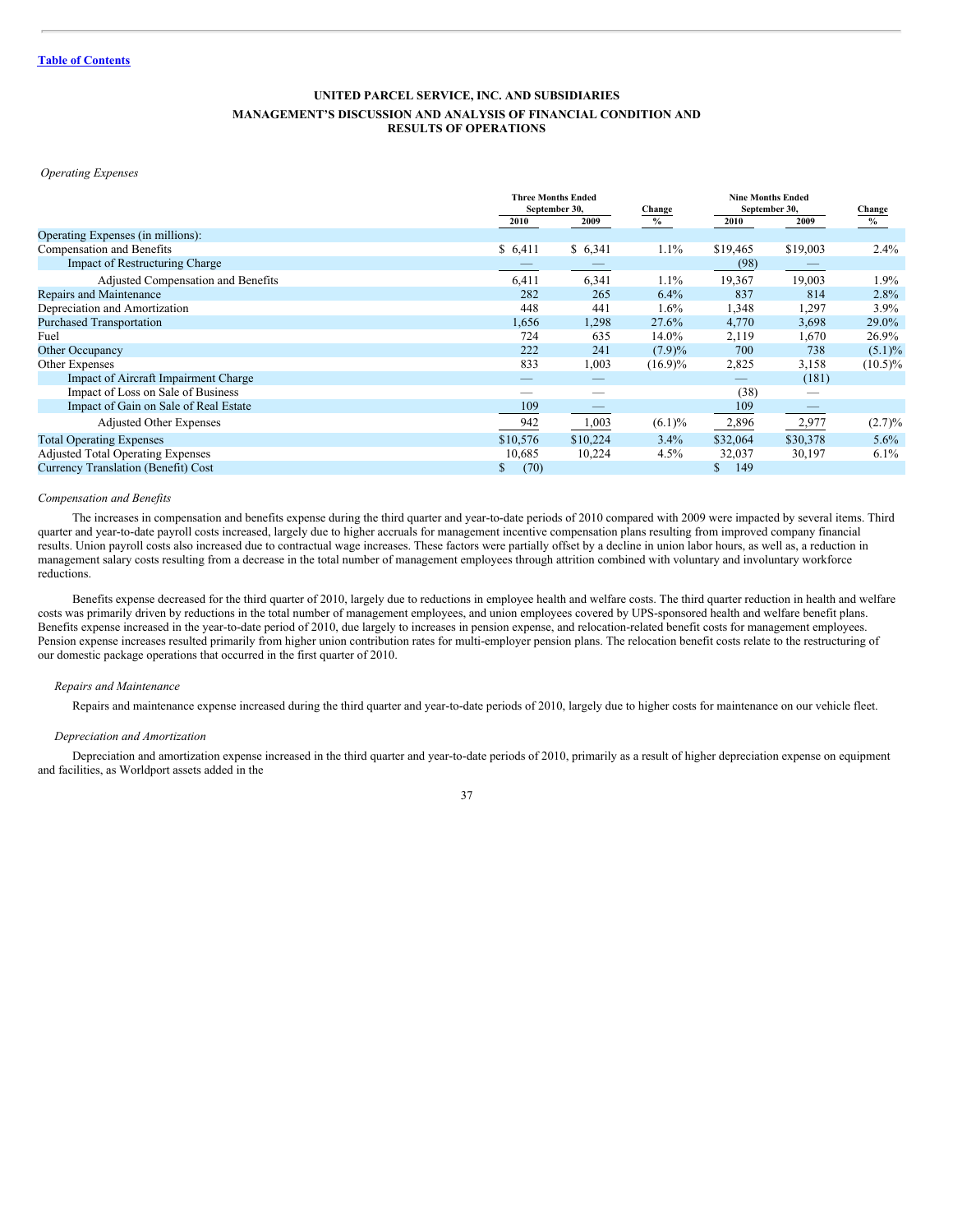[Table of Contents](#)

**UNITED PARCEL SERVICE, INC. AND SUBSIDIARIES**

**MANAGEMENT'S DISCUSSION AND ANALYSIS OF FINANCIAL CONDITION AND RESULTS OF OPERATIONS**

*Operating Expenses*

| | Three Months Ended September 30, | | Change | Nine Months Ended September 30, | | Change |
|---|---|---|---|---|---|---|
| | 2010 | 2009 | % | 2010 | 2009 | % |
| Operating Expenses (in millions): | | | | | | |
| Compensation and Benefits | $ 6,411 | $ 6,341 | 1.1% | $19,465 | $19,003 | 2.4% |
| Impact of Restructuring Charge | — | — | | (98) | — | |
| Adjusted Compensation and Benefits | 6,411 | 6,341 | 1.1% | 19,367 | 19,003 | 1.9% |
| Repairs and Maintenance | 282 | 265 | 6.4% | 837 | 814 | 2.8% |
| Depreciation and Amortization | 448 | 441 | 1.6% | 1,348 | 1,297 | 3.9% |
| Purchased Transportation | 1,656 | 1,298 | 27.6% | 4,770 | 3,698 | 29.0% |
| Fuel | 724 | 635 | 14.0% | 2,119 | 1,670 | 26.9% |
| Other Occupancy | 222 | 241 | (7.9)% | 700 | 738 | (5.1)% |
| Other Expenses | 833 | 1,003 | (16.9)% | 2,825 | 3,158 | (10.5)% |
| Impact of Aircraft Impairment Charge | — | — | | — | (181) | |
| Impact of Loss on Sale of Business | — | — | | (38) | — | |
| Impact of Gain on Sale of Real Estate | 109 | — | | 109 | — | |
| Adjusted Other Expenses | 942 | 1,003 | (6.1)% | 2,896 | 2,977 | (2.7)% |
| Total Operating Expenses | $10,576 | $10,224 | 3.4% | $32,064 | $30,378 | 5.6% |
| Adjusted Total Operating Expenses | 10,685 | 10,224 | 4.5% | 32,037 | 30,197 | 6.1% |
| Currency Translation (Benefit) Cost | $ (70) | | | $ 149 | | |

*Compensation and Benefits*

The increases in compensation and benefits expense during the third quarter and year-to-date periods of 2010 compared with 2009 were impacted by several items. Third quarter and year-to-date payroll costs increased, largely due to higher accruals for management incentive compensation plans resulting from improved company financial results. Union payroll costs also increased due to contractual wage increases. These factors were partially offset by a decline in union labor hours, as well as, a reduction in management salary costs resulting from a decrease in the total number of management employees through attrition combined with voluntary and involuntary workforce reductions.

Benefits expense decreased for the third quarter of 2010, largely due to reductions in employee health and welfare costs. The third quarter reduction in health and welfare costs was primarily driven by reductions in the total number of management employees, and union employees covered by UPS-sponsored health and welfare benefit plans. Benefits expense increased in the year-to-date period of 2010, due largely to increases in pension expense, and relocation-related benefit costs for management employees. Pension expense increases resulted primarily from higher union contribution rates for multi-employer pension plans. The relocation benefit costs relate to the restructuring of our domestic package operations that occurred in the first quarter of 2010.

*Repairs and Maintenance*

Repairs and maintenance expense increased during the third quarter and year-to-date periods of 2010, largely due to higher costs for maintenance on our vehicle fleet.

*Depreciation and Amortization*

Depreciation and amortization expense increased in the third quarter and year-to-date periods of 2010, primarily as a result of higher depreciation expense on equipment and facilities, as Worldport assets added in the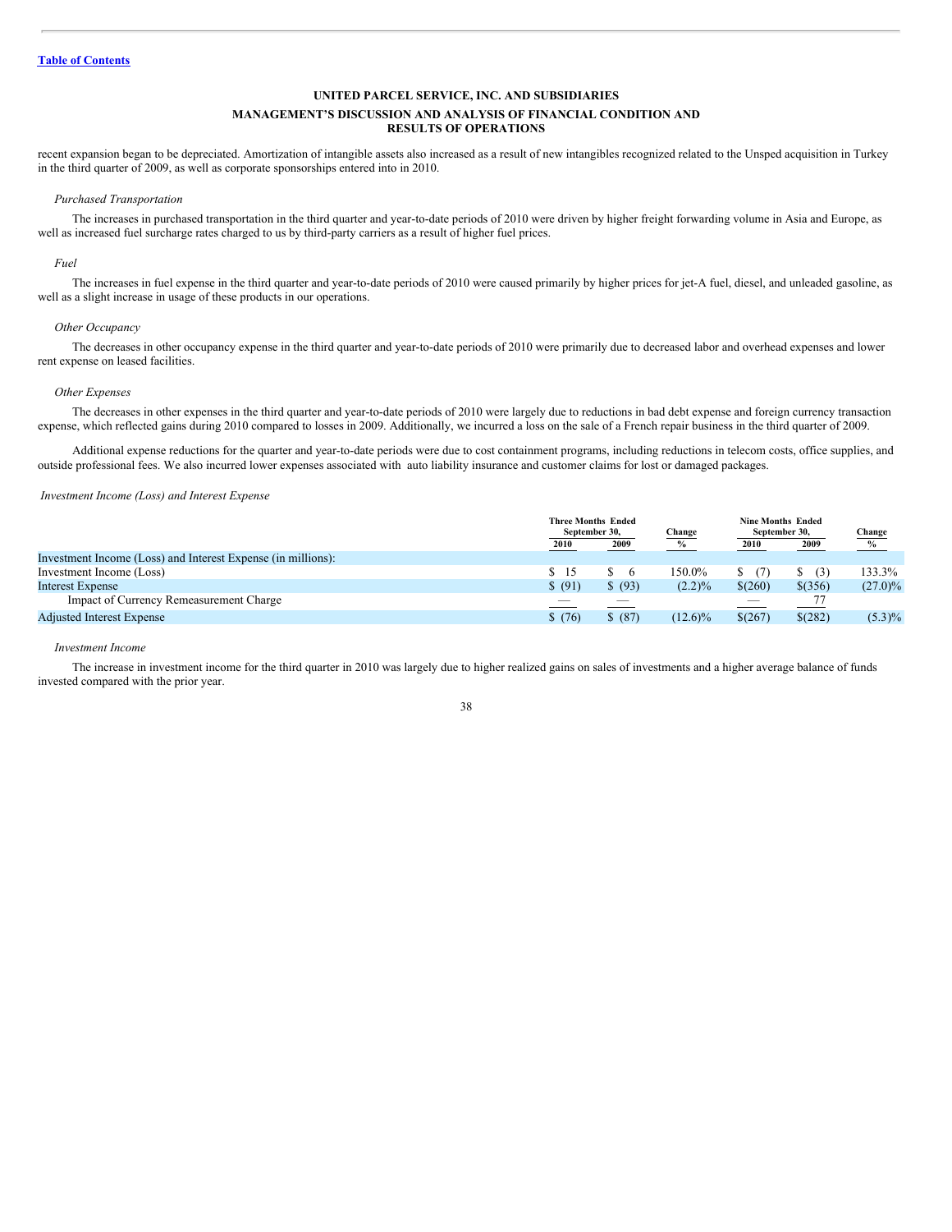recent expansion began to be depreciated. Amortization of intangible assets also increased as a result of new intangibles recognized related to the Unsped acquisition in Turkey in the third quarter of 2009, as well as corporate sponsorships entered into in 2010.

*Purchased Transportation*

The increases in purchased transportation in the third quarter and year-to-date periods of 2010 were driven by higher freight forwarding volume in Asia and Europe, as well as increased fuel surcharge rates charged to us by third-party carriers as a result of higher fuel prices.

*Fuel*

The increases in fuel expense in the third quarter and year-to-date periods of 2010 were caused primarily by higher prices for jet-A fuel, diesel, and unleaded gasoline, as well as a slight increase in usage of these products in our operations.

*Other Occupancy*

The decreases in other occupancy expense in the third quarter and year-to-date periods of 2010 were primarily due to decreased labor and overhead expenses and lower rent expense on leased facilities.

*Other Expenses*

The decreases in other expenses in the third quarter and year-to-date periods of 2010 were largely due to reductions in bad debt expense and foreign currency transaction expense, which reflected gains during 2010 compared to losses in 2009. Additionally, we incurred a loss on the sale of a French repair business in the third quarter of 2009.

Additional expense reductions for the quarter and year-to-date periods were due to cost containment programs, including reductions in telecom costs, office supplies, and outside professional fees. We also incurred lower expenses associated with auto liability insurance and customer claims for lost or damaged packages.

*Investment Income (Loss) and Interest Expense*

| | Three Months Ended September 30, | | Change | Nine Months Ended September 30, | | Change |
|---|---|---|---|---|---|---|
| | 2010 | 2009 | % | 2010 | 2009 | % |
| Investment Income (Loss) and Interest Expense (in millions): | | | | | | |
| Investment Income (Loss) | $ 15 | $ 6 | 150.0% | $ (7) | $ (3) | 133.3% |
| Interest Expense | $ (91) | $ (93) | (2.2)% | $(260) | $(356) | (27.0)% |
| Impact of Currency Remeasurement Charge | — | — | | — | 77 | |
| Adjusted Interest Expense | $ (76) | $ (87) | (12.6)% | $(267) | $(282) | (5.3)% |

*Investment Income*

The increase in investment income for the third quarter in 2010 was largely due to higher realized gains on sales of investments and a higher average balance of funds invested compared with the prior year.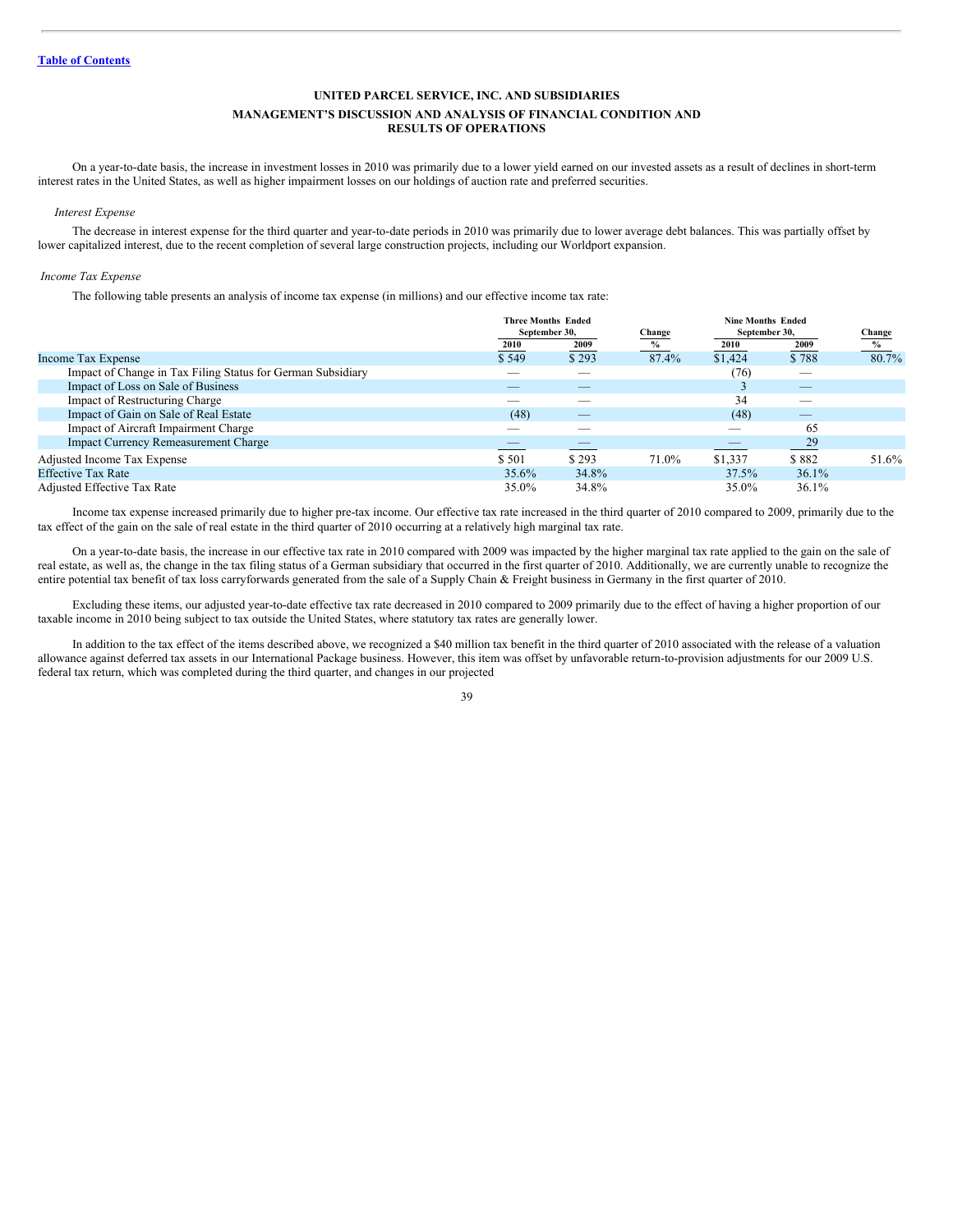**UNITED PARCEL SERVICE, INC. AND SUBSIDIARIES**

**MANAGEMENT'S DISCUSSION AND ANALYSIS OF FINANCIAL CONDITION AND RESULTS OF OPERATIONS**

On a year-to-date basis, the increase in investment losses in 2010 was primarily due to a lower yield earned on our invested assets as a result of declines in short-term interest rates in the United States, as well as higher impairment losses on our holdings of auction rate and preferred securities.

*Interest Expense*

The decrease in interest expense for the third quarter and year-to-date periods in 2010 was primarily due to lower average debt balances. This was partially offset by lower capitalized interest, due to the recent completion of several large construction projects, including our Worldport expansion.

*Income Tax Expense*

The following table presents an analysis of income tax expense (in millions) and our effective income tax rate:

| | Three Months Ended September 30, | | Change | Nine Months Ended September 30, | | Change |
|---|---|---|---|---|---|---|
| | 2010 | 2009 | % | 2010 | 2009 | % |
| Income Tax Expense | $ 549 | $ 293 | 87.4% | $1,424 | $ 788 | 80.7% |
| Impact of Change in Tax Filing Status for German Subsidiary | — | — | | (76) | — | |
| Impact of Loss on Sale of Business | — | — | | 3 | — | |
| Impact of Restructuring Charge | — | — | | 34 | — | |
| Impact of Gain on Sale of Real Estate | (48) | — | | (48) | — | |
| Impact of Aircraft Impairment Charge | — | — | | — | 65 | |
| Impact Currency Remeasurement Charge | — | — | | — | 29 | |
| Adjusted Income Tax Expense | $ 501 | $ 293 | 71.0% | $1,337 | $ 882 | 51.6% |
| Effective Tax Rate | 35.6% | 34.8% | | 37.5% | 36.1% | |
| Adjusted Effective Tax Rate | 35.0% | 34.8% | | 35.0% | 36.1% | |

Income tax expense increased primarily due to higher pre-tax income. Our effective tax rate increased in the third quarter of 2010 compared to 2009, primarily due to the tax effect of the gain on the sale of real estate in the third quarter of 2010 occurring at a relatively high marginal tax rate.

On a year-to-date basis, the increase in our effective tax rate in 2010 compared with 2009 was impacted by the higher marginal tax rate applied to the gain on the sale of real estate, as well as, the change in the tax filing status of a German subsidiary that occurred in the first quarter of 2010. Additionally, we are currently unable to recognize the entire potential tax benefit of tax loss carryforwards generated from the sale of a Supply Chain & Freight business in Germany in the first quarter of 2010.

Excluding these items, our adjusted year-to-date effective tax rate decreased in 2010 compared to 2009 primarily due to the effect of having a higher proportion of our taxable income in 2010 being subject to tax outside the United States, where statutory tax rates are generally lower.

In addition to the tax effect of the items described above, we recognized a $40 million tax benefit in the third quarter of 2010 associated with the release of a valuation allowance against deferred tax assets in our International Package business. However, this item was offset by unfavorable return-to-provision adjustments for our 2009 U.S. federal tax return, which was completed during the third quarter, and changes in our projected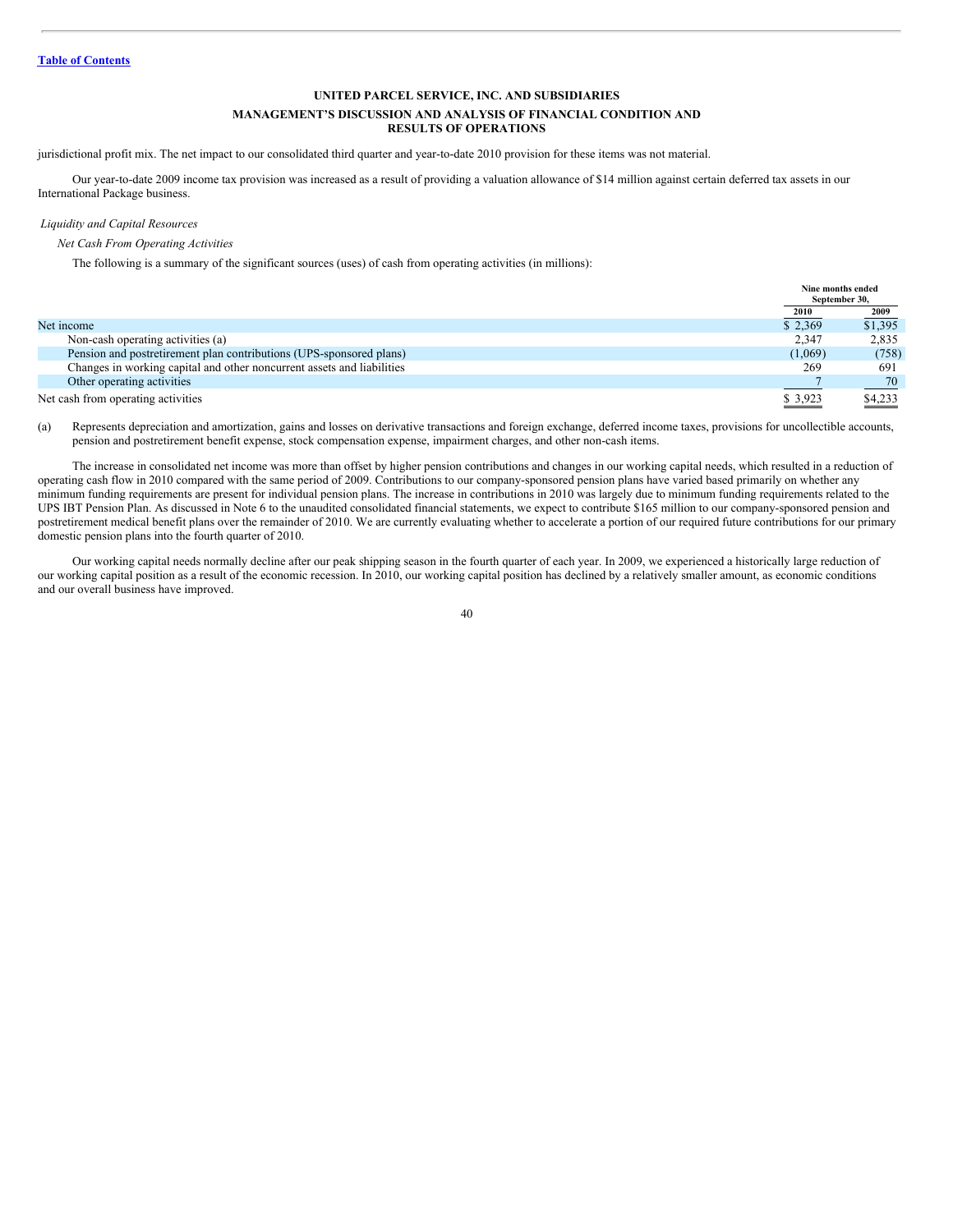jurisdictional profit mix. The net impact to our consolidated third quarter and year-to-date 2010 provision for these items was not material.

Our year-to-date 2009 income tax provision was increased as a result of providing a valuation allowance of $14 million against certain deferred tax assets in our International Package business.

*Liquidity and Capital Resources*

*Net Cash From Operating Activities*

The following is a summary of the significant sources (uses) of cash from operating activities (in millions):

| | Nine months ended September 30, | |
|---|---|---|
| | 2010 | 2009 |
| Net income | $ 2,369 | $1,395 |
| Non-cash operating activities (a) | 2,347 | 2,835 |
| Pension and postretirement plan contributions (UPS-sponsored plans) | (1,069) | (758) |
| Changes in working capital and other noncurrent assets and liabilities | 269 | 691 |
| Other operating activities | 7 | 70 |
| Net cash from operating activities | $ 3,923 | $4,233 |

(a) Represents depreciation and amortization, gains and losses on derivative transactions and foreign exchange, deferred income taxes, provisions for uncollectible accounts, pension and postretirement benefit expense, stock compensation expense, impairment charges, and other non-cash items.

The increase in consolidated net income was more than offset by higher pension contributions and changes in our working capital needs, which resulted in a reduction of operating cash flow in 2010 compared with the same period of 2009. Contributions to our company-sponsored pension plans have varied based primarily on whether any minimum funding requirements are present for individual pension plans. The increase in contributions in 2010 was largely due to minimum funding requirements related to the UPS IBT Pension Plan. As discussed in Note 6 to the unaudited consolidated financial statements, we expect to contribute $165 million to our company-sponsored pension and postretirement medical benefit plans over the remainder of 2010. We are currently evaluating whether to accelerate a portion of our required future contributions for our primary domestic pension plans into the fourth quarter of 2010.

Our working capital needs normally decline after our peak shipping season in the fourth quarter of each year. In 2009, we experienced a historically large reduction of our working capital position as a result of the economic recession. In 2010, our working capital position has declined by a relatively smaller amount, as economic conditions and our overall business have improved.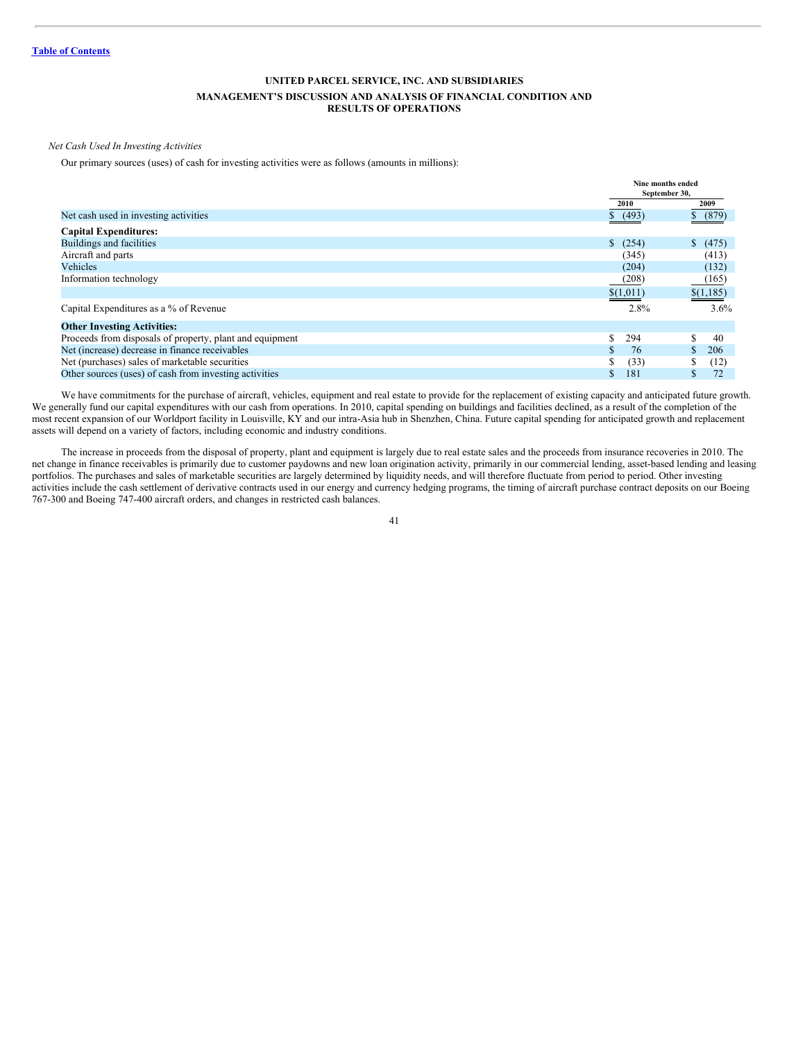**UNITED PARCEL SERVICE, INC. AND SUBSIDIARIES**

**MANAGEMENT'S DISCUSSION AND ANALYSIS OF FINANCIAL CONDITION AND RESULTS OF OPERATIONS**

*Net Cash Used In Investing Activities*

Our primary sources (uses) of cash for investing activities were as follows (amounts in millions):

| | Nine months ended September 30, | |
|---|---|---|
| | 2010 | 2009 |
| Net cash used in investing activities | $ (493) | $ (879) |
| **Capital Expenditures:** | | |
| Buildings and facilities | $ (254) | $ (475) |
| Aircraft and parts | (345) | (413) |
| Vehicles | (204) | (132) |
| Information technology | (208) | (165) |
| | $(1,011) | $(1,185) |
| Capital Expenditures as a % of Revenue | 2.8% | 3.6% |
| **Other Investing Activities:** | | |
| Proceeds from disposals of property, plant and equipment | $ 294 | $ 40 |
| Net (increase) decrease in finance receivables | $ 76 | $ 206 |
| Net (purchases) sales of marketable securities | $ (33) | $ (12) |
| Other sources (uses) of cash from investing activities | $ 181 | $ 72 |

We have commitments for the purchase of aircraft, vehicles, equipment and real estate to provide for the replacement of existing capacity and anticipated future growth. We generally fund our capital expenditures with our cash from operations. In 2010, capital spending on buildings and facilities declined, as a result of the completion of the most recent expansion of our Worldport facility in Louisville, KY and our intra-Asia hub in Shenzhen, China. Future capital spending for anticipated growth and replacement assets will depend on a variety of factors, including economic and industry conditions.

The increase in proceeds from the disposal of property, plant and equipment is largely due to real estate sales and the proceeds from insurance recoveries in 2010. The net change in finance receivables is primarily due to customer paydowns and new loan origination activity, primarily in our commercial lending, asset-based lending and leasing portfolios. The purchases and sales of marketable securities are largely determined by liquidity needs, and will therefore fluctuate from period to period. Other investing activities include the cash settlement of derivative contracts used in our energy and currency hedging programs, the timing of aircraft purchase contract deposits on our Boeing 767-300 and Boeing 747-400 aircraft orders, and changes in restricted cash balances.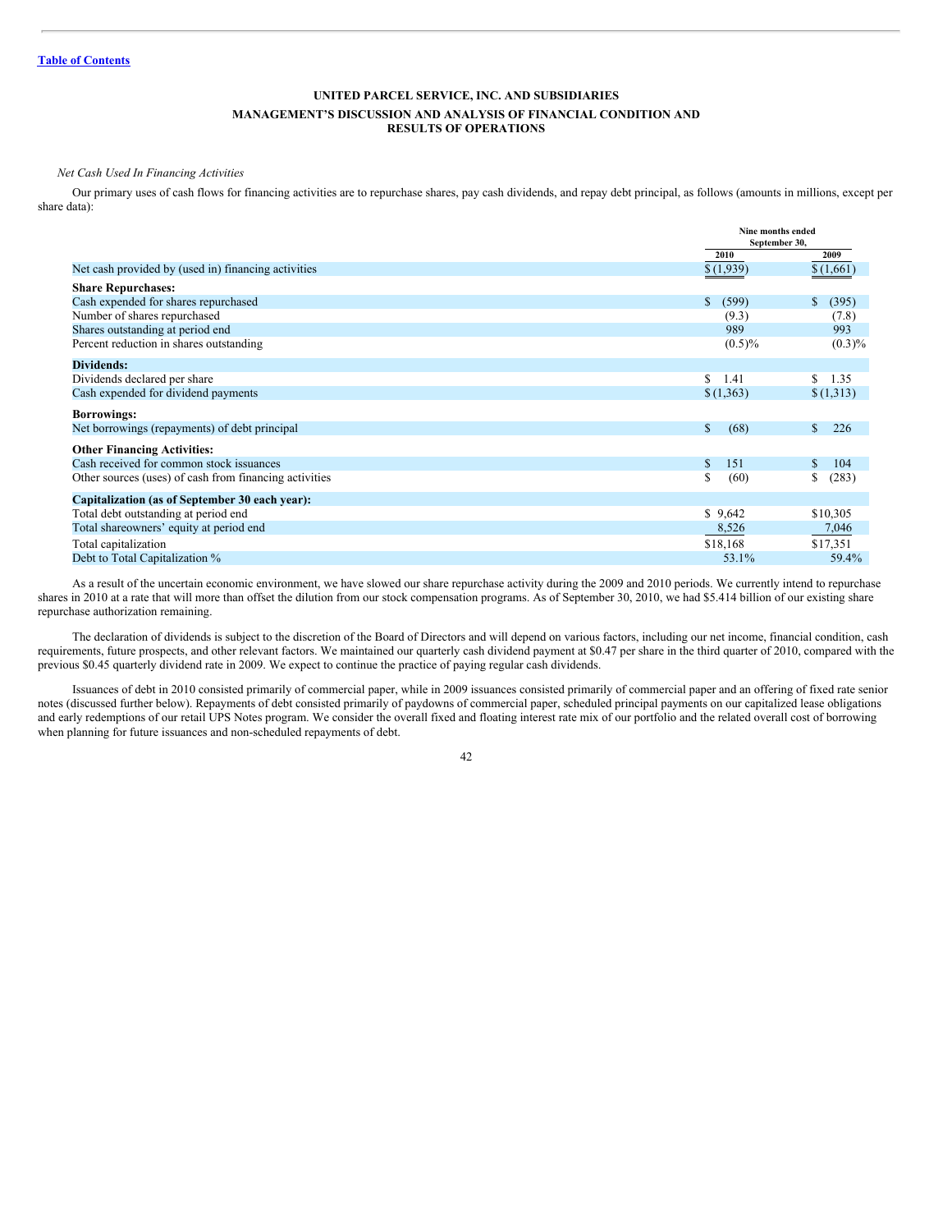UNITED PARCEL SERVICE, INC. AND SUBSIDIARIES

MANAGEMENT'S DISCUSSION AND ANALYSIS OF FINANCIAL CONDITION AND RESULTS OF OPERATIONS

*Net Cash Used In Financing Activities*

Our primary uses of cash flows for financing activities are to repurchase shares, pay cash dividends, and repay debt principal, as follows (amounts in millions, except per share data):

| | Nine months ended September 30, | |
|---|---|---|
| | 2010 | 2009 |
| Net cash provided by (used in) financing activities | $ (1,939) | $ (1,661) |
| **Share Repurchases:** | | |
| Cash expended for shares repurchased | $ (599) | $ (395) |
| Number of shares repurchased | (9.3) | (7.8) |
| Shares outstanding at period end | 989 | 993 |
| Percent reduction in shares outstanding | (0.5)% | (0.3)% |
| **Dividends:** | | |
| Dividends declared per share | $ 1.41 | $ 1.35 |
| Cash expended for dividend payments | $ (1,363) | $ (1,313) |
| **Borrowings:** | | |
| Net borrowings (repayments) of debt principal | $ (68) | $ 226 |
| **Other Financing Activities:** | | |
| Cash received for common stock issuances | $ 151 | $ 104 |
| Other sources (uses) of cash from financing activities | $ (60) | $ (283) |
| **Capitalization (as of September 30 each year):** | | |
| Total debt outstanding at period end | $ 9,642 | $10,305 |
| Total shareowners' equity at period end | 8,526 | 7,046 |
| Total capitalization | $18,168 | $17,351 |
| Debt to Total Capitalization % | 53.1% | 59.4% |

As a result of the uncertain economic environment, we have slowed our share repurchase activity during the 2009 and 2010 periods. We currently intend to repurchase shares in 2010 at a rate that will more than offset the dilution from our stock compensation programs. As of September 30, 2010, we had $5.414 billion of our existing share repurchase authorization remaining.

The declaration of dividends is subject to the discretion of the Board of Directors and will depend on various factors, including our net income, financial condition, cash requirements, future prospects, and other relevant factors. We maintained our quarterly cash dividend payment at $0.47 per share in the third quarter of 2010, compared with the previous $0.45 quarterly dividend rate in 2009. We expect to continue the practice of paying regular cash dividends.

Issuances of debt in 2010 consisted primarily of commercial paper, while in 2009 issuances consisted primarily of commercial paper and an offering of fixed rate senior notes (discussed further below). Repayments of debt consisted primarily of paydowns of commercial paper, scheduled principal payments on our capitalized lease obligations and early redemptions of our retail UPS Notes program. We consider the overall fixed and floating interest rate mix of our portfolio and the related overall cost of borrowing when planning for future issuances and non-scheduled repayments of debt.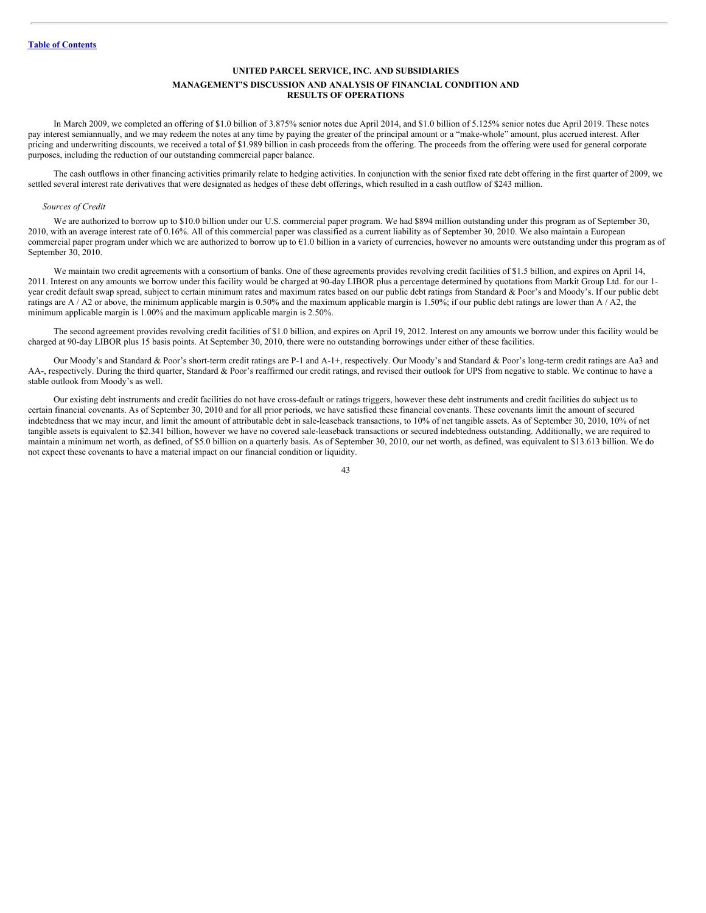In March 2009, we completed an offering of $1.0 billion of 3.875% senior notes due April 2014, and $1.0 billion of 5.125% senior notes due April 2019. These notes pay interest semiannually, and we may redeem the notes at any time by paying the greater of the principal amount or a "make-whole" amount, plus accrued interest. After pricing and underwriting discounts, we received a total of $1.989 billion in cash proceeds from the offering. The proceeds from the offering were used for general corporate purposes, including the reduction of our outstanding commercial paper balance.

The cash outflows in other financing activities primarily relate to hedging activities. In conjunction with the senior fixed rate debt offering in the first quarter of 2009, we settled several interest rate derivatives that were designated as hedges of these debt offerings, which resulted in a cash outflow of $243 million.

*Sources of Credit*

We are authorized to borrow up to $10.0 billion under our U.S. commercial paper program. We had $894 million outstanding under this program as of September 30, 2010, with an average interest rate of 0.16%. All of this commercial paper was classified as a current liability as of September 30, 2010. We also maintain a European commercial paper program under which we are authorized to borrow up to €1.0 billion in a variety of currencies, however no amounts were outstanding under this program as of September 30, 2010.

We maintain two credit agreements with a consortium of banks. One of these agreements provides revolving credit facilities of $1.5 billion, and expires on April 14, 2011. Interest on any amounts we borrow under this facility would be charged at 90-day LIBOR plus a percentage determined by quotations from Markit Group Ltd. for our 1-year credit default swap spread, subject to certain minimum rates and maximum rates based on our public debt ratings from Standard & Poor's and Moody's. If our public debt ratings are A / A2 or above, the minimum applicable margin is 0.50% and the maximum applicable margin is 1.50%; if our public debt ratings are lower than A / A2, the minimum applicable margin is 1.00% and the maximum applicable margin is 2.50%.

The second agreement provides revolving credit facilities of $1.0 billion, and expires on April 19, 2012. Interest on any amounts we borrow under this facility would be charged at 90-day LIBOR plus 15 basis points. At September 30, 2010, there were no outstanding borrowings under either of these facilities.

Our Moody's and Standard & Poor's short-term credit ratings are P-1 and A-1+, respectively. Our Moody's and Standard & Poor's long-term credit ratings are Aa3 and AA-, respectively. During the third quarter, Standard & Poor's reaffirmed our credit ratings, and revised their outlook for UPS from negative to stable. We continue to have a stable outlook from Moody's as well.

Our existing debt instruments and credit facilities do not have cross-default or ratings triggers, however these debt instruments and credit facilities do subject us to certain financial covenants. As of September 30, 2010 and for all prior periods, we have satisfied these financial covenants. These covenants limit the amount of secured indebtedness that we may incur, and limit the amount of attributable debt in sale-leaseback transactions, to 10% of net tangible assets. As of September 30, 2010, 10% of net tangible assets is equivalent to $2.341 billion, however we have no covered sale-leaseback transactions or secured indebtedness outstanding. Additionally, we are required to maintain a minimum net worth, as defined, of $5.0 billion on a quarterly basis. As of September 30, 2010, our net worth, as defined, was equivalent to $13.613 billion. We do not expect these covenants to have a material impact on our financial condition or liquidity.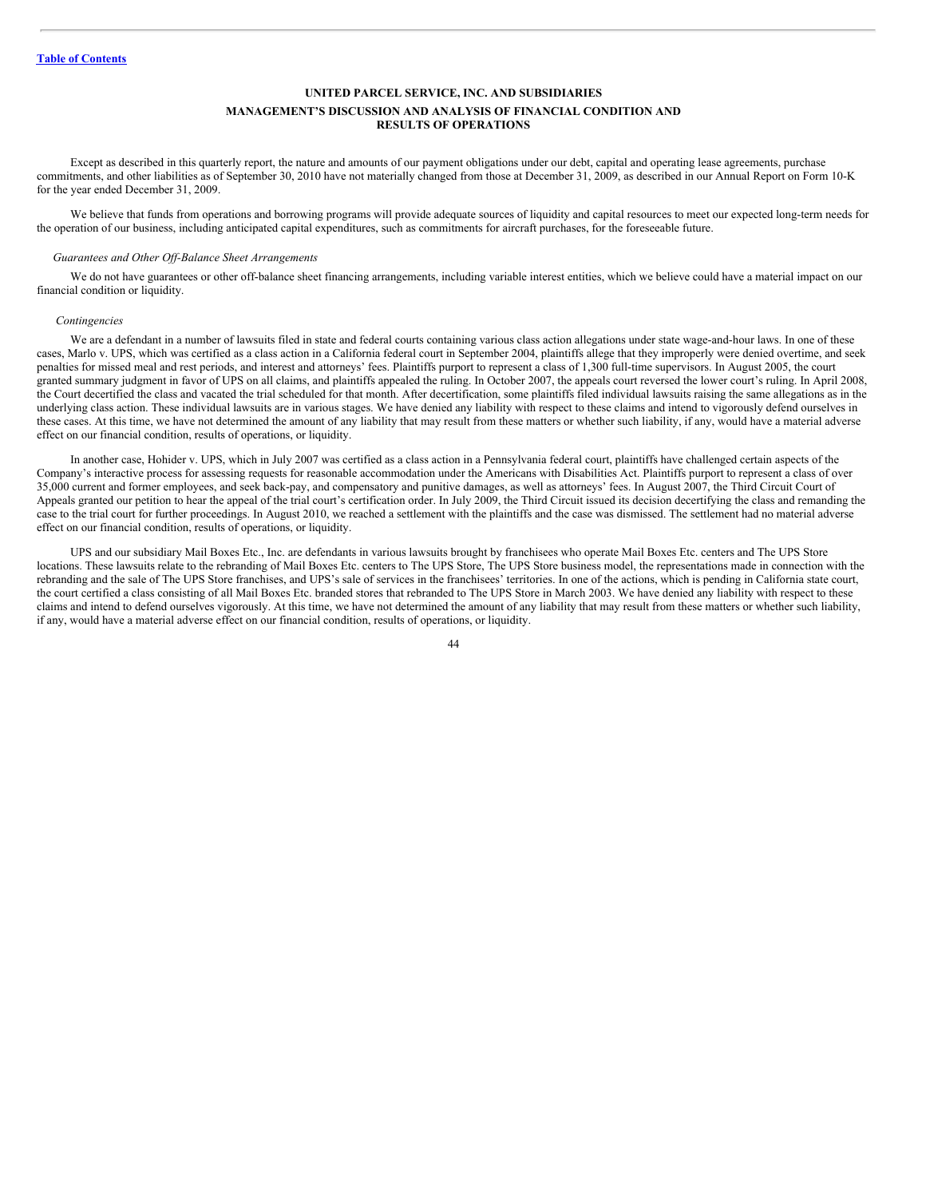Except as described in this quarterly report, the nature and amounts of our payment obligations under our debt, capital and operating lease agreements, purchase commitments, and other liabilities as of September 30, 2010 have not materially changed from those at December 31, 2009, as described in our Annual Report on Form 10-K for the year ended December 31, 2009.

We believe that funds from operations and borrowing programs will provide adequate sources of liquidity and capital resources to meet our expected long-term needs for the operation of our business, including anticipated capital expenditures, such as commitments for aircraft purchases, for the foreseeable future.

*Guarantees and Other Off-Balance Sheet Arrangements*

We do not have guarantees or other off-balance sheet financing arrangements, including variable interest entities, which we believe could have a material impact on our financial condition or liquidity.

*Contingencies*

We are a defendant in a number of lawsuits filed in state and federal courts containing various class action allegations under state wage-and-hour laws. In one of these cases, Marlo v. UPS, which was certified as a class action in a California federal court in September 2004, plaintiffs allege that they improperly were denied overtime, and seek penalties for missed meal and rest periods, and interest and attorneys' fees. Plaintiffs purport to represent a class of 1,300 full-time supervisors. In August 2005, the court granted summary judgment in favor of UPS on all claims, and plaintiffs appealed the ruling. In October 2007, the appeals court reversed the lower court's ruling. In April 2008, the Court decertified the class and vacated the trial scheduled for that month. After decertification, some plaintiffs filed individual lawsuits raising the same allegations as in the underlying class action. These individual lawsuits are in various stages. We have denied any liability with respect to these claims and intend to vigorously defend ourselves in these cases. At this time, we have not determined the amount of any liability that may result from these matters or whether such liability, if any, would have a material adverse effect on our financial condition, results of operations, or liquidity.

In another case, Hohider v. UPS, which in July 2007 was certified as a class action in a Pennsylvania federal court, plaintiffs have challenged certain aspects of the Company's interactive process for assessing requests for reasonable accommodation under the Americans with Disabilities Act. Plaintiffs purport to represent a class of over 35,000 current and former employees, and seek back-pay, and compensatory and punitive damages, as well as attorneys' fees. In August 2007, the Third Circuit Court of Appeals granted our petition to hear the appeal of the trial court's certification order. In July 2009, the Third Circuit issued its decision decertifying the class and remanding the case to the trial court for further proceedings. In August 2010, we reached a settlement with the plaintiffs and the case was dismissed. The settlement had no material adverse effect on our financial condition, results of operations, or liquidity.

UPS and our subsidiary Mail Boxes Etc., Inc. are defendants in various lawsuits brought by franchisees who operate Mail Boxes Etc. centers and The UPS Store locations. These lawsuits relate to the rebranding of Mail Boxes Etc. centers to The UPS Store, The UPS Store business model, the representations made in connection with the rebranding and the sale of The UPS Store franchises, and UPS's sale of services in the franchisees' territories. In one of the actions, which is pending in California state court, the court certified a class consisting of all Mail Boxes Etc. branded stores that rebranded to The UPS Store in March 2003. We have denied any liability with respect to these claims and intend to defend ourselves vigorously. At this time, we have not determined the amount of any liability that may result from these matters or whether such liability, if any, would have a material adverse effect on our financial condition, results of operations, or liquidity.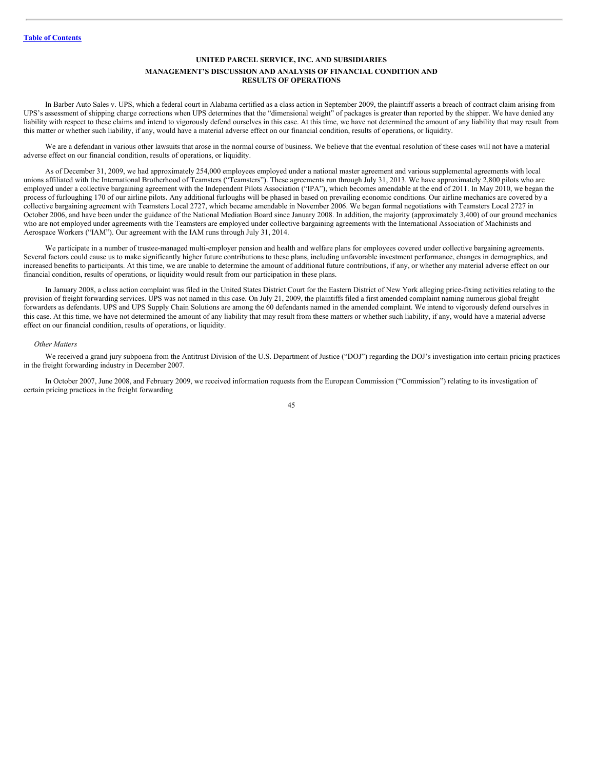**UNITED PARCEL SERVICE, INC. AND SUBSIDIARIES**

**MANAGEMENT'S DISCUSSION AND ANALYSIS OF FINANCIAL CONDITION AND RESULTS OF OPERATIONS**

In Barber Auto Sales v. UPS, which a federal court in Alabama certified as a class action in September 2009, the plaintiff asserts a breach of contract claim arising from UPS's assessment of shipping charge corrections when UPS determines that the "dimensional weight" of packages is greater than reported by the shipper. We have denied any liability with respect to these claims and intend to vigorously defend ourselves in this case. At this time, we have not determined the amount of any liability that may result from this matter or whether such liability, if any, would have a material adverse effect on our financial condition, results of operations, or liquidity.

We are a defendant in various other lawsuits that arose in the normal course of business. We believe that the eventual resolution of these cases will not have a material adverse effect on our financial condition, results of operations, or liquidity.

As of December 31, 2009, we had approximately 254,000 employees employed under a national master agreement and various supplemental agreements with local unions affiliated with the International Brotherhood of Teamsters ("Teamsters"). These agreements run through July 31, 2013. We have approximately 2,800 pilots who are employed under a collective bargaining agreement with the Independent Pilots Association ("IPA"), which becomes amendable at the end of 2011. In May 2010, we began the process of furloughing 170 of our airline pilots. Any additional furloughs will be phased in based on prevailing economic conditions. Our airline mechanics are covered by a collective bargaining agreement with Teamsters Local 2727, which became amendable in November 2006. We began formal negotiations with Teamsters Local 2727 in October 2006, and have been under the guidance of the National Mediation Board since January 2008. In addition, the majority (approximately 3,400) of our ground mechanics who are not employed under agreements with the Teamsters are employed under collective bargaining agreements with the International Association of Machinists and Aerospace Workers ("IAM"). Our agreement with the IAM runs through July 31, 2014.

We participate in a number of trustee-managed multi-employer pension and health and welfare plans for employees covered under collective bargaining agreements. Several factors could cause us to make significantly higher future contributions to these plans, including unfavorable investment performance, changes in demographics, and increased benefits to participants. At this time, we are unable to determine the amount of additional future contributions, if any, or whether any material adverse effect on our financial condition, results of operations, or liquidity would result from our participation in these plans.

In January 2008, a class action complaint was filed in the United States District Court for the Eastern District of New York alleging price-fixing activities relating to the provision of freight forwarding services. UPS was not named in this case. On July 21, 2009, the plaintiffs filed a first amended complaint naming numerous global freight forwarders as defendants. UPS and UPS Supply Chain Solutions are among the 60 defendants named in the amended complaint. We intend to vigorously defend ourselves in this case. At this time, we have not determined the amount of any liability that may result from these matters or whether such liability, if any, would have a material adverse effect on our financial condition, results of operations, or liquidity.

*Other Matters*

We received a grand jury subpoena from the Antitrust Division of the U.S. Department of Justice ("DOJ") regarding the DOJ's investigation into certain pricing practices in the freight forwarding industry in December 2007.

In October 2007, June 2008, and February 2009, we received information requests from the European Commission ("Commission") relating to its investigation of certain pricing practices in the freight forwarding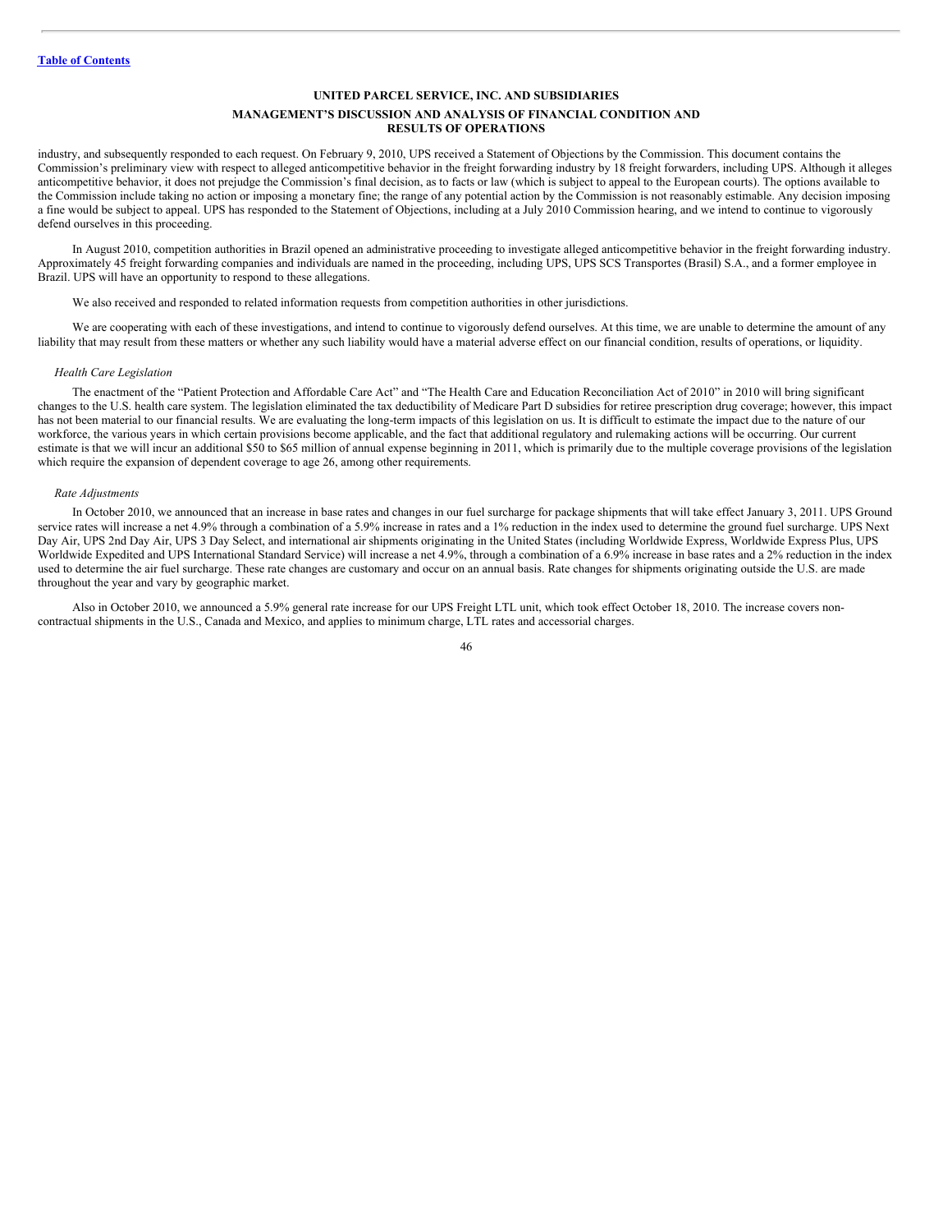industry, and subsequently responded to each request. On February 9, 2010, UPS received a Statement of Objections by the Commission. This document contains the Commission's preliminary view with respect to alleged anticompetitive behavior in the freight forwarding industry by 18 freight forwarders, including UPS. Although it alleges anticompetitive behavior, it does not prejudge the Commission's final decision, as to facts or law (which is subject to appeal to the European courts). The options available to the Commission include taking no action or imposing a monetary fine; the range of any potential action by the Commission is not reasonably estimable. Any decision imposing a fine would be subject to appeal. UPS has responded to the Statement of Objections, including at a July 2010 Commission hearing, and we intend to continue to vigorously defend ourselves in this proceeding.

In August 2010, competition authorities in Brazil opened an administrative proceeding to investigate alleged anticompetitive behavior in the freight forwarding industry. Approximately 45 freight forwarding companies and individuals are named in the proceeding, including UPS, UPS SCS Transportes (Brasil) S.A., and a former employee in Brazil. UPS will have an opportunity to respond to these allegations.

We also received and responded to related information requests from competition authorities in other jurisdictions.

We are cooperating with each of these investigations, and intend to continue to vigorously defend ourselves. At this time, we are unable to determine the amount of any liability that may result from these matters or whether any such liability would have a material adverse effect on our financial condition, results of operations, or liquidity.

*Health Care Legislation*

The enactment of the "Patient Protection and Affordable Care Act" and "The Health Care and Education Reconciliation Act of 2010" in 2010 will bring significant changes to the U.S. health care system. The legislation eliminated the tax deductibility of Medicare Part D subsidies for retiree prescription drug coverage; however, this impact has not been material to our financial results. We are evaluating the long-term impacts of this legislation on us. It is difficult to estimate the impact due to the nature of our workforce, the various years in which certain provisions become applicable, and the fact that additional regulatory and rulemaking actions will be occurring. Our current estimate is that we will incur an additional $50 to $65 million of annual expense beginning in 2011, which is primarily due to the multiple coverage provisions of the legislation which require the expansion of dependent coverage to age 26, among other requirements.

*Rate Adjustments*

In October 2010, we announced that an increase in base rates and changes in our fuel surcharge for package shipments that will take effect January 3, 2011. UPS Ground service rates will increase a net 4.9% through a combination of a 5.9% increase in rates and a 1% reduction in the index used to determine the ground fuel surcharge. UPS Next Day Air, UPS 2nd Day Air, UPS 3 Day Select, and international air shipments originating in the United States (including Worldwide Express, Worldwide Express Plus, UPS Worldwide Expedited and UPS International Standard Service) will increase a net 4.9%, through a combination of a 6.9% increase in base rates and a 2% reduction in the index used to determine the air fuel surcharge. These rate changes are customary and occur on an annual basis. Rate changes for shipments originating outside the U.S. are made throughout the year and vary by geographic market.

Also in October 2010, we announced a 5.9% general rate increase for our UPS Freight LTL unit, which took effect October 18, 2010. The increase covers non-contractual shipments in the U.S., Canada and Mexico, and applies to minimum charge, LTL rates and accessorial charges.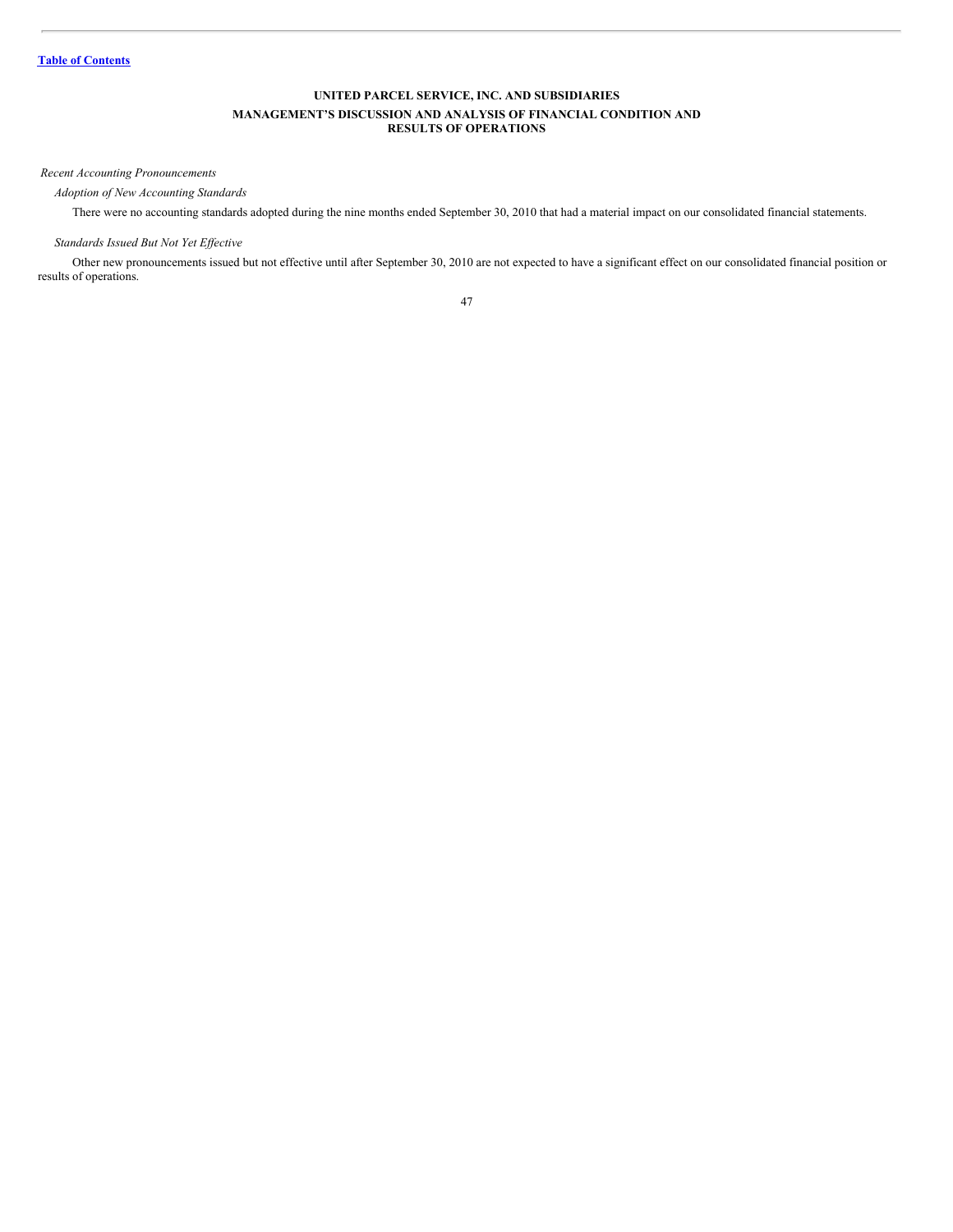*Recent Accounting Pronouncements*

*Adoption of New Accounting Standards*

There were no accounting standards adopted during the nine months ended September 30, 2010 that had a material impact on our consolidated financial statements.

*Standards Issued But Not Yet Effective*

Other new pronouncements issued but not effective until after September 30, 2010 are not expected to have a significant effect on our consolidated financial position or results of operations.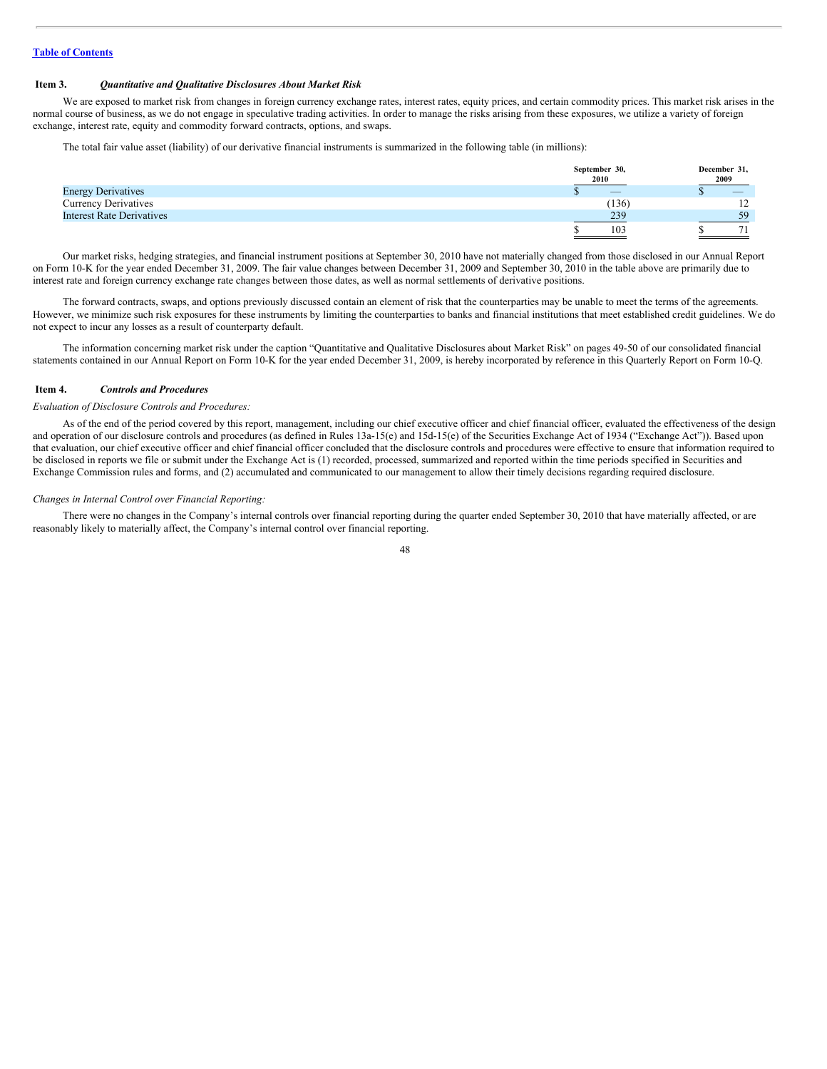Table of Contents

## Item 3. *Quantitative and Qualitative Disclosures About Market Risk*

We are exposed to market risk from changes in foreign currency exchange rates, interest rates, equity prices, and certain commodity prices. This market risk arises in the normal course of business, as we do not engage in speculative trading activities. In order to manage the risks arising from these exposures, we utilize a variety of foreign exchange, interest rate, equity and commodity forward contracts, options, and swaps.

The total fair value asset (liability) of our derivative financial instruments is summarized in the following table (in millions):

| | September 30, 2010 | December 31, 2009 |
|---|---|---|
| Energy Derivatives | $ — | $ — |
| Currency Derivatives | (136) | 12 |
| Interest Rate Derivatives | 239 | 59 |
| | $ 103 | $ 71 |

Our market risks, hedging strategies, and financial instrument positions at September 30, 2010 have not materially changed from those disclosed in our Annual Report on Form 10-K for the year ended December 31, 2009. The fair value changes between December 31, 2009 and September 30, 2010 in the table above are primarily due to interest rate and foreign currency exchange rate changes between those dates, as well as normal settlements of derivative positions.

The forward contracts, swaps, and options previously discussed contain an element of risk that the counterparties may be unable to meet the terms of the agreements. However, we minimize such risk exposures for these instruments by limiting the counterparties to banks and financial institutions that meet established credit guidelines. We do not expect to incur any losses as a result of counterparty default.

The information concerning market risk under the caption "Quantitative and Qualitative Disclosures about Market Risk" on pages 49-50 of our consolidated financial statements contained in our Annual Report on Form 10-K for the year ended December 31, 2009, is hereby incorporated by reference in this Quarterly Report on Form 10-Q.

## Item 4. *Controls and Procedures*

*Evaluation of Disclosure Controls and Procedures:*

As of the end of the period covered by this report, management, including our chief executive officer and chief financial officer, evaluated the effectiveness of the design and operation of our disclosure controls and procedures (as defined in Rules 13a-15(e) and 15d-15(e) of the Securities Exchange Act of 1934 ("Exchange Act")). Based upon that evaluation, our chief executive officer and chief financial officer concluded that the disclosure controls and procedures were effective to ensure that information required to be disclosed in reports we file or submit under the Exchange Act is (1) recorded, processed, summarized and reported within the time periods specified in Securities and Exchange Commission rules and forms, and (2) accumulated and communicated to our management to allow their timely decisions regarding required disclosure.

*Changes in Internal Control over Financial Reporting:*

There were no changes in the Company's internal controls over financial reporting during the quarter ended September 30, 2010 that have materially affected, or are reasonably likely to materially affect, the Company's internal control over financial reporting.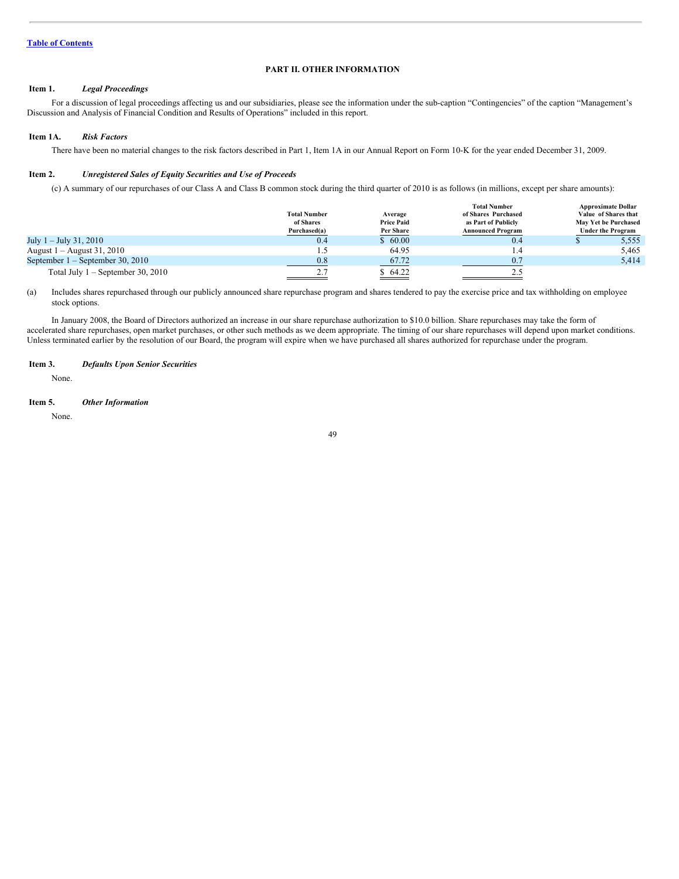Table of Contents

## PART II. OTHER INFORMATION

### Item 1. *Legal Proceedings*

For a discussion of legal proceedings affecting us and our subsidiaries, please see the information under the sub-caption "Contingencies" of the caption "Management's Discussion and Analysis of Financial Condition and Results of Operations" included in this report.

### Item 1A. *Risk Factors*

There have been no material changes to the risk factors described in Part 1, Item 1A in our Annual Report on Form 10-K for the year ended December 31, 2009.

### Item 2. *Unregistered Sales of Equity Securities and Use of Proceeds*

(c) A summary of our repurchases of our Class A and Class B common stock during the third quarter of 2010 is as follows (in millions, except per share amounts):

| | Total Number of Shares Purchased(a) | Average Price Paid Per Share | Total Number of Shares Purchased as Part of Publicly Announced Program | Approximate Dollar Value of Shares that May Yet be Purchased Under the Program |
|---|---|---|---|---|
| July 1 – July 31, 2010 | 0.4 | $ 60.00 | 0.4 | $ 5,555 |
| August 1 – August 31, 2010 | 1.5 | 64.95 | 1.4 | 5,465 |
| September 1 – September 30, 2010 | 0.8 | 67.72 | 0.7 | 5,414 |
| Total July 1 – September 30, 2010 | 2.7 | $ 64.22 | 2.5 | |

(a) Includes shares repurchased through our publicly announced share repurchase program and shares tendered to pay the exercise price and tax withholding on employee stock options.

In January 2008, the Board of Directors authorized an increase in our share repurchase authorization to $10.0 billion. Share repurchases may take the form of accelerated share repurchases, open market purchases, or other such methods as we deem appropriate. The timing of our share repurchases will depend upon market conditions. Unless terminated earlier by the resolution of our Board, the program will expire when we have purchased all shares authorized for repurchase under the program.

### Item 3. *Defaults Upon Senior Securities*

None.

### Item 5. *Other Information*

None.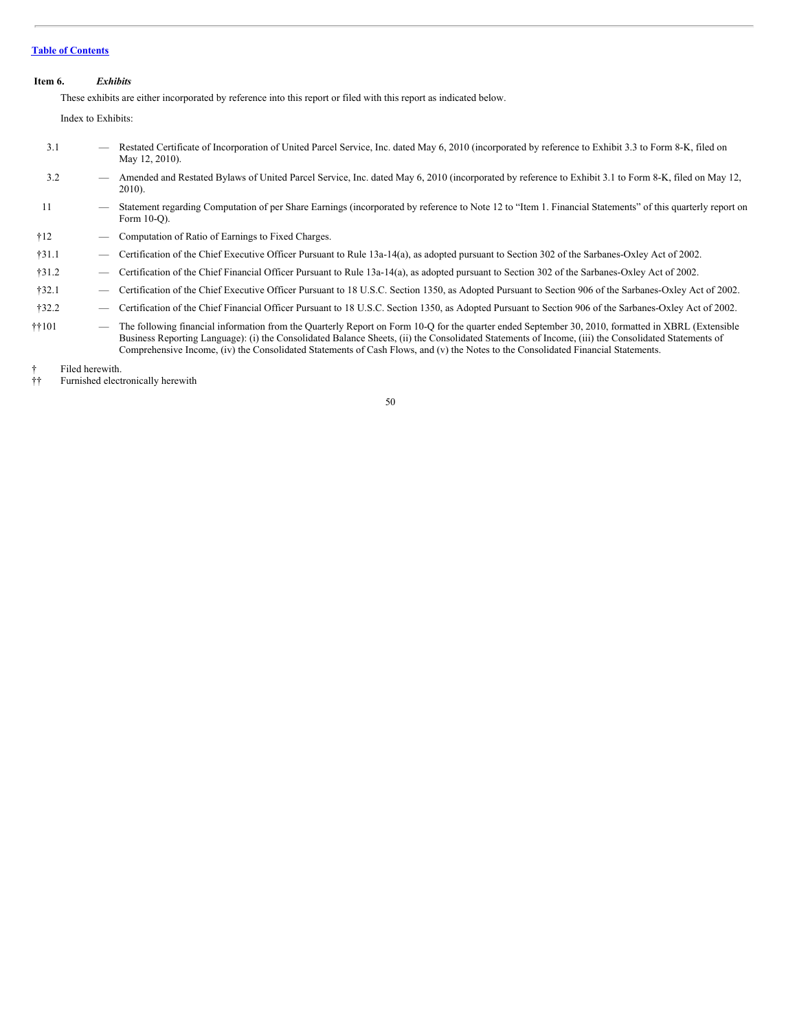[Table of Contents](#)

**Item 6.** ***Exhibits***

These exhibits are either incorporated by reference into this report or filed with this report as indicated below.

Index to Exhibits:

| | | |
|---|---|---|
| 3.1 | — | Restated Certificate of Incorporation of United Parcel Service, Inc. dated May 6, 2010 (incorporated by reference to Exhibit 3.3 to Form 8-K, filed on May 12, 2010). |
| 3.2 | — | Amended and Restated Bylaws of United Parcel Service, Inc. dated May 6, 2010 (incorporated by reference to Exhibit 3.1 to Form 8-K, filed on May 12, 2010). |
| 11 | — | Statement regarding Computation of per Share Earnings (incorporated by reference to Note 12 to "Item 1. Financial Statements" of this quarterly report on Form 10-Q). |
| †12 | — | Computation of Ratio of Earnings to Fixed Charges. |
| †31.1 | — | Certification of the Chief Executive Officer Pursuant to Rule 13a-14(a), as adopted pursuant to Section 302 of the Sarbanes-Oxley Act of 2002. |
| †31.2 | — | Certification of the Chief Financial Officer Pursuant to Rule 13a-14(a), as adopted pursuant to Section 302 of the Sarbanes-Oxley Act of 2002. |
| †32.1 | — | Certification of the Chief Executive Officer Pursuant to 18 U.S.C. Section 1350, as Adopted Pursuant to Section 906 of the Sarbanes-Oxley Act of 2002. |
| †32.2 | — | Certification of the Chief Financial Officer Pursuant to 18 U.S.C. Section 1350, as Adopted Pursuant to Section 906 of the Sarbanes-Oxley Act of 2002. |
| ††101 | — | The following financial information from the Quarterly Report on Form 10-Q for the quarter ended September 30, 2010, formatted in XBRL (Extensible Business Reporting Language): (i) the Consolidated Balance Sheets, (ii) the Consolidated Statements of Income, (iii) the Consolidated Statements of Comprehensive Income, (iv) the Consolidated Statements of Cash Flows, and (v) the Notes to the Consolidated Financial Statements. |

† Filed herewith.

†† Furnished electronically herewith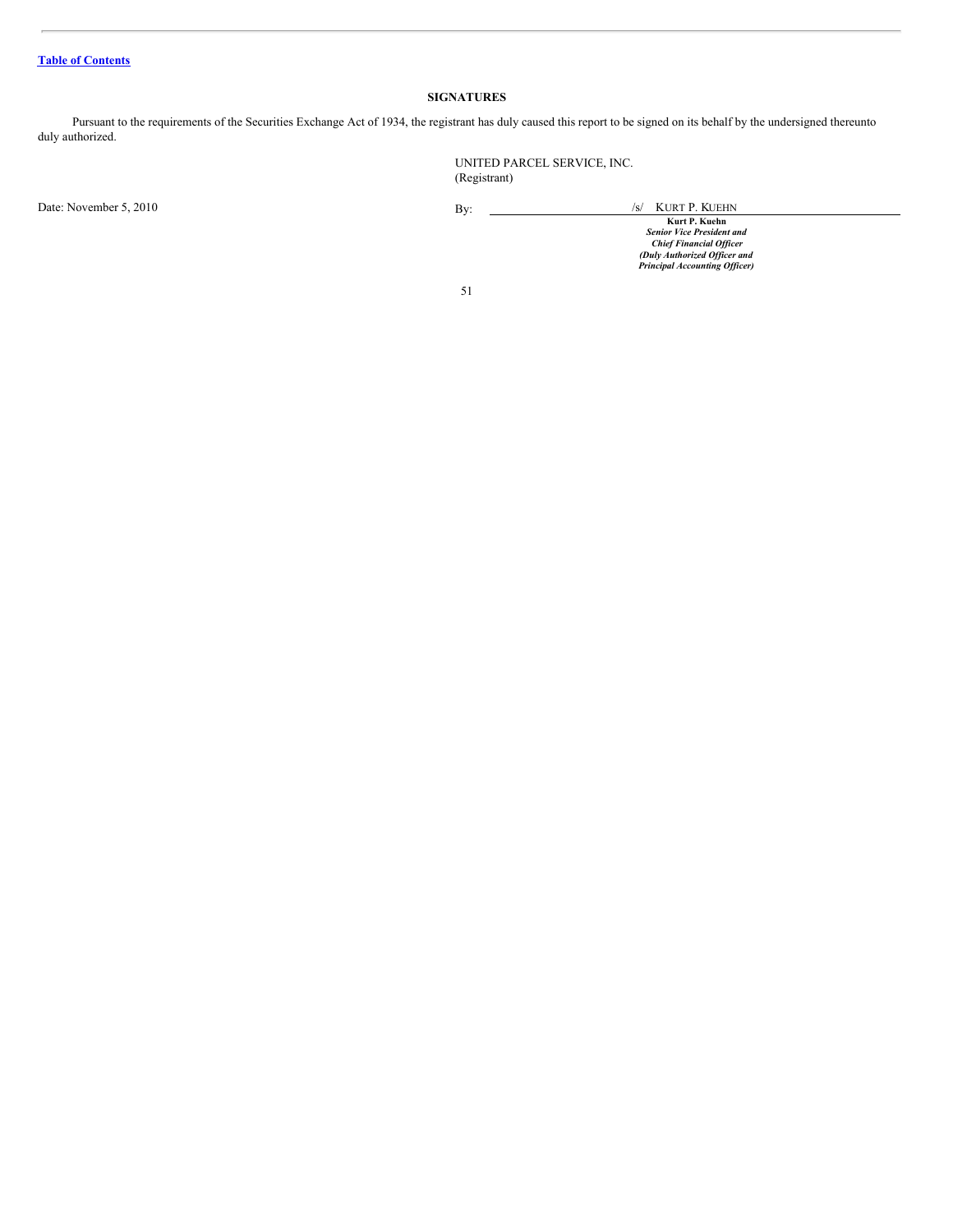## SIGNATURES

Pursuant to the requirements of the Securities Exchange Act of 1934, the registrant has duly caused this report to be signed on its behalf by the undersigned thereunto duly authorized.

UNITED PARCEL SERVICE, INC.
(Registrant)

Date: November 5, 2010

By: /s/ KURT P. KUEHN

**Kurt P. Kuehn**
***Senior Vice President and***
***Chief Financial Officer***
***(Duly Authorized Officer and***
***Principal Accounting Officer)***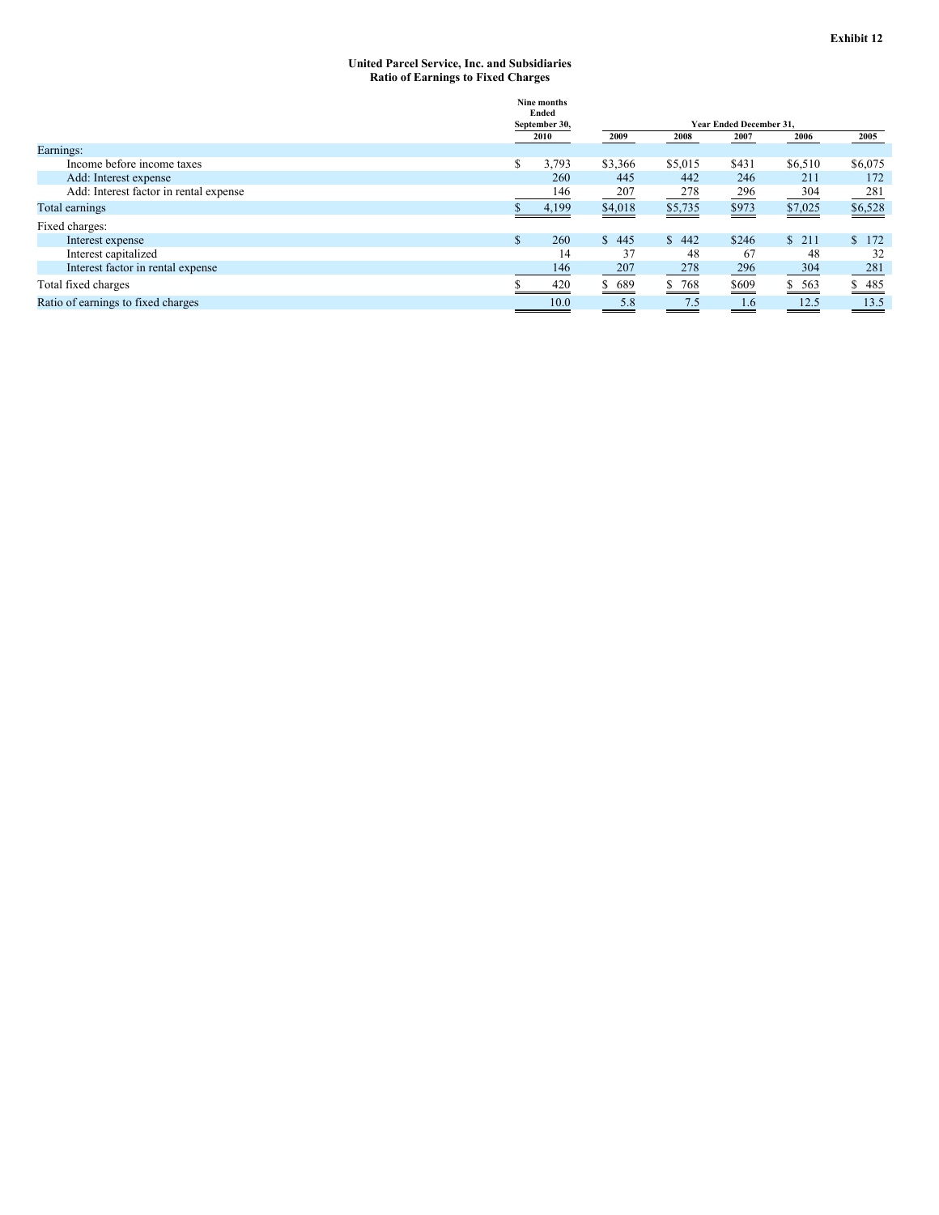**Exhibit 12**

**United Parcel Service, Inc. and Subsidiaries**
**Ratio of Earnings to Fixed Charges**

| | Nine months Ended September 30, | Year Ended December 31, | | | | |
|---|---|---|---|---|---|---|
| | 2010 | 2009 | 2008 | 2007 | 2006 | 2005 |
| Earnings: | | | | | | |
| Income before income taxes | $ 3,793 | $3,366 | $5,015 | $431 | $6,510 | $6,075 |
| Add: Interest expense | 260 | 445 | 442 | 246 | 211 | 172 |
| Add: Interest factor in rental expense | 146 | 207 | 278 | 296 | 304 | 281 |
| Total earnings | $ 4,199 | $4,018 | $5,735 | $973 | $7,025 | $6,528 |
| Fixed charges: | | | | | | |
| Interest expense | $ 260 | $ 445 | $ 442 | $246 | $ 211 | $ 172 |
| Interest capitalized | 14 | 37 | 48 | 67 | 48 | 32 |
| Interest factor in rental expense | 146 | 207 | 278 | 296 | 304 | 281 |
| Total fixed charges | $ 420 | $ 689 | $ 768 | $609 | $ 563 | $ 485 |
| Ratio of earnings to fixed charges | 10.0 | 5.8 | 7.5 | 1.6 | 12.5 | 13.5 |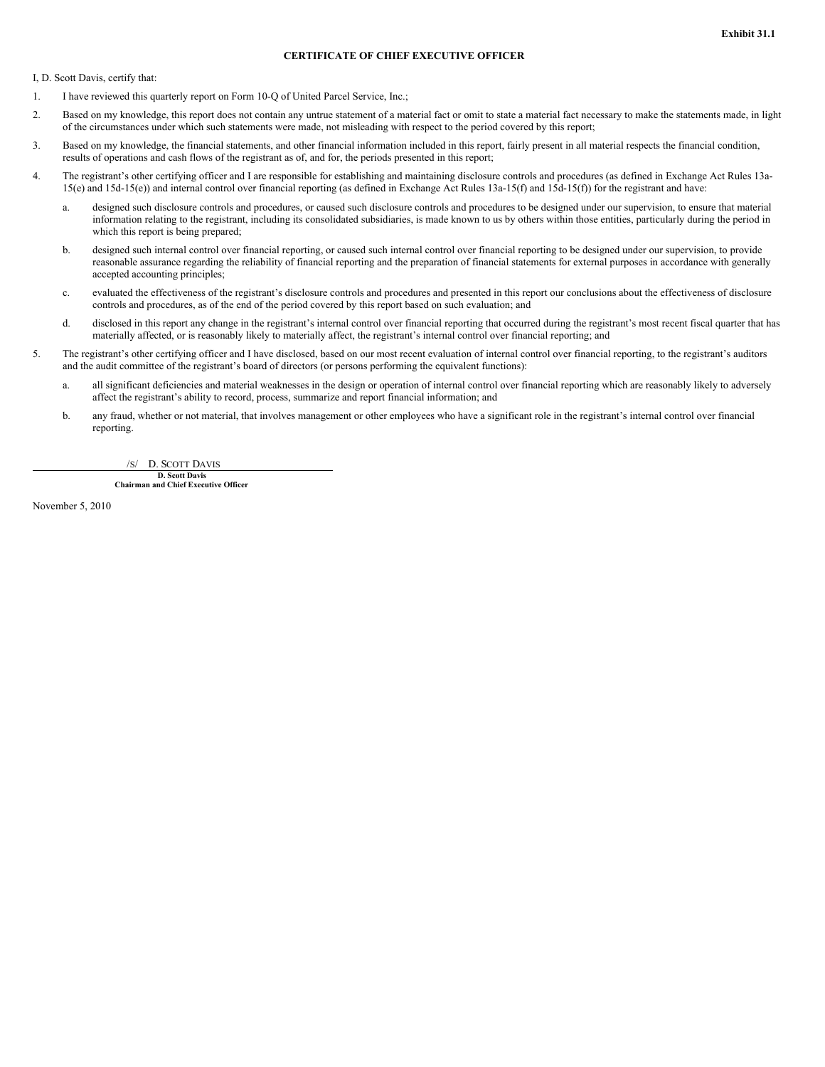**Exhibit 31.1**

# CERTIFICATE OF CHIEF EXECUTIVE OFFICER

I, D. Scott Davis, certify that:

1. I have reviewed this quarterly report on Form 10-Q of United Parcel Service, Inc.;

2. Based on my knowledge, this report does not contain any untrue statement of a material fact or omit to state a material fact necessary to make the statements made, in light of the circumstances under which such statements were made, not misleading with respect to the period covered by this report;

3. Based on my knowledge, the financial statements, and other financial information included in this report, fairly present in all material respects the financial condition, results of operations and cash flows of the registrant as of, and for, the periods presented in this report;

4. The registrant's other certifying officer and I are responsible for establishing and maintaining disclosure controls and procedures (as defined in Exchange Act Rules 13a-15(e) and 15d-15(e)) and internal control over financial reporting (as defined in Exchange Act Rules 13a-15(f) and 15d-15(f)) for the registrant and have:

   a. designed such disclosure controls and procedures, or caused such disclosure controls and procedures to be designed under our supervision, to ensure that material information relating to the registrant, including its consolidated subsidiaries, is made known to us by others within those entities, particularly during the period in which this report is being prepared;

   b. designed such internal control over financial reporting, or caused such internal control over financial reporting to be designed under our supervision, to provide reasonable assurance regarding the reliability of financial reporting and the preparation of financial statements for external purposes in accordance with generally accepted accounting principles;

   c. evaluated the effectiveness of the registrant's disclosure controls and procedures and presented in this report our conclusions about the effectiveness of disclosure controls and procedures, as of the end of the period covered by this report based on such evaluation; and

   d. disclosed in this report any change in the registrant's internal control over financial reporting that occurred during the registrant's most recent fiscal quarter that has materially affected, or is reasonably likely to materially affect, the registrant's internal control over financial reporting; and

5. The registrant's other certifying officer and I have disclosed, based on our most recent evaluation of internal control over financial reporting, to the registrant's auditors and the audit committee of the registrant's board of directors (or persons performing the equivalent functions):

   a. all significant deficiencies and material weaknesses in the design or operation of internal control over financial reporting which are reasonably likely to adversely affect the registrant's ability to record, process, summarize and report financial information; and

   b. any fraud, whether or not material, that involves management or other employees who have a significant role in the registrant's internal control over financial reporting.

/S/ D. SCOTT DAVIS

**D. Scott Davis**
**Chairman and Chief Executive Officer**

November 5, 2010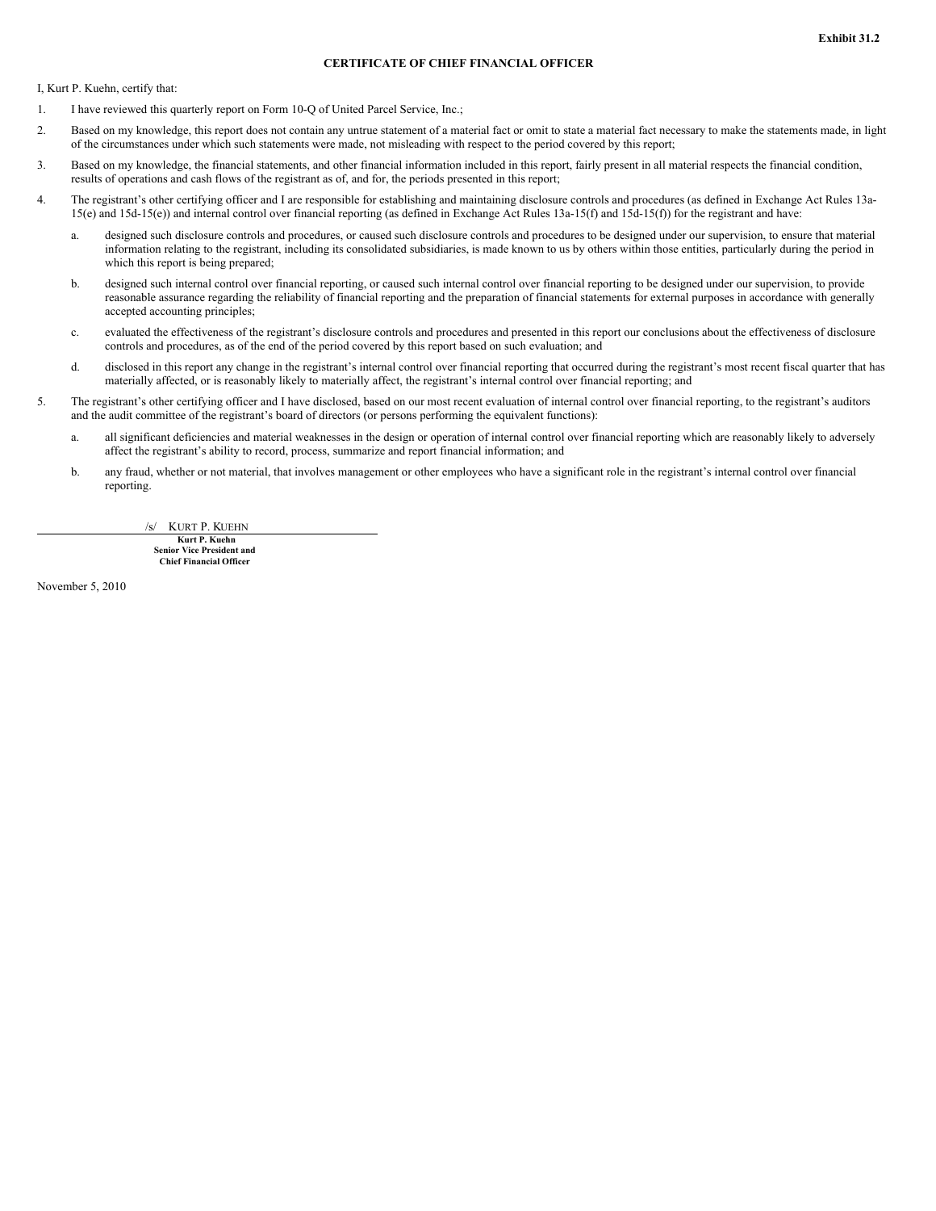**Exhibit 31.2**

# CERTIFICATE OF CHIEF FINANCIAL OFFICER

I, Kurt P. Kuehn, certify that:

1. I have reviewed this quarterly report on Form 10-Q of United Parcel Service, Inc.;
2. Based on my knowledge, this report does not contain any untrue statement of a material fact or omit to state a material fact necessary to make the statements made, in light of the circumstances under which such statements were made, not misleading with respect to the period covered by this report;
3. Based on my knowledge, the financial statements, and other financial information included in this report, fairly present in all material respects the financial condition, results of operations and cash flows of the registrant as of, and for, the periods presented in this report;
4. The registrant's other certifying officer and I are responsible for establishing and maintaining disclosure controls and procedures (as defined in Exchange Act Rules 13a-15(e) and 15d-15(e)) and internal control over financial reporting (as defined in Exchange Act Rules 13a-15(f) and 15d-15(f)) for the registrant and have:
   a. designed such disclosure controls and procedures, or caused such disclosure controls and procedures to be designed under our supervision, to ensure that material information relating to the registrant, including its consolidated subsidiaries, is made known to us by others within those entities, particularly during the period in which this report is being prepared;
   b. designed such internal control over financial reporting, or caused such internal control over financial reporting to be designed under our supervision, to provide reasonable assurance regarding the reliability of financial reporting and the preparation of financial statements for external purposes in accordance with generally accepted accounting principles;
   c. evaluated the effectiveness of the registrant's disclosure controls and procedures and presented in this report our conclusions about the effectiveness of disclosure controls and procedures, as of the end of the period covered by this report based on such evaluation; and
   d. disclosed in this report any change in the registrant's internal control over financial reporting that occurred during the registrant's most recent fiscal quarter that has materially affected, or is reasonably likely to materially affect, the registrant's internal control over financial reporting; and
5. The registrant's other certifying officer and I have disclosed, based on our most recent evaluation of internal control over financial reporting, to the registrant's auditors and the audit committee of the registrant's board of directors (or persons performing the equivalent functions):
   a. all significant deficiencies and material weaknesses in the design or operation of internal control over financial reporting which are reasonably likely to adversely affect the registrant's ability to record, process, summarize and report financial information; and
   b. any fraud, whether or not material, that involves management or other employees who have a significant role in the registrant's internal control over financial reporting.

/s/ KURT P. KUEHN

**Kurt P. Kuehn**
**Senior Vice President and**
**Chief Financial Officer**

November 5, 2010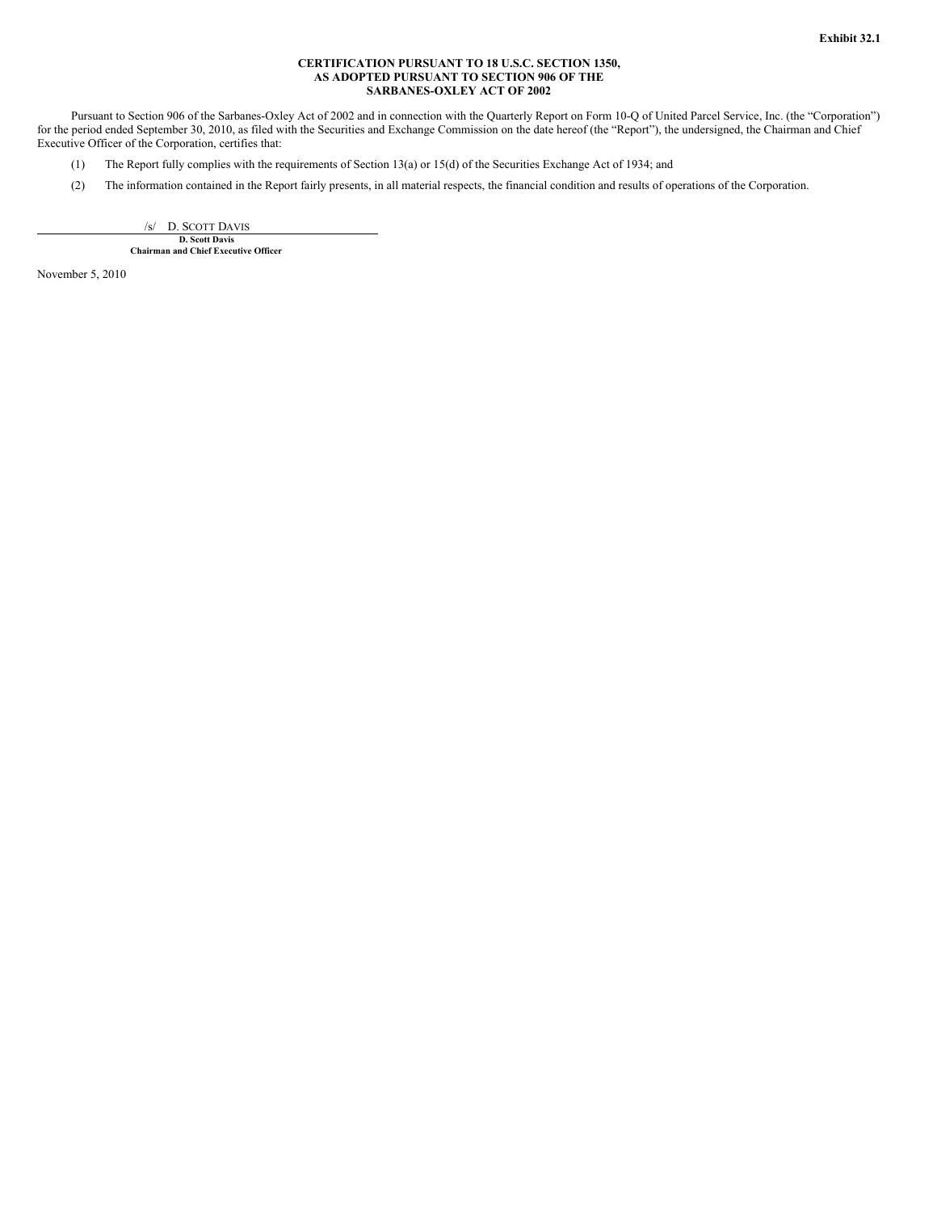Exhibit 32.1

**CERTIFICATION PURSUANT TO 18 U.S.C. SECTION 1350,
AS ADOPTED PURSUANT TO SECTION 906 OF THE
SARBANES-OXLEY ACT OF 2002**

Pursuant to Section 906 of the Sarbanes-Oxley Act of 2002 and in connection with the Quarterly Report on Form 10-Q of United Parcel Service, Inc. (the "Corporation") for the period ended September 30, 2010, as filed with the Securities and Exchange Commission on the date hereof (the "Report"), the undersigned, the Chairman and Chief Executive Officer of the Corporation, certifies that:

(1) The Report fully complies with the requirements of Section 13(a) or 15(d) of the Securities Exchange Act of 1934; and

(2) The information contained in the Report fairly presents, in all material respects, the financial condition and results of operations of the Corporation.

/s/ D. SCOTT DAVIS

**D. Scott Davis**
**Chairman and Chief Executive Officer**

November 5, 2010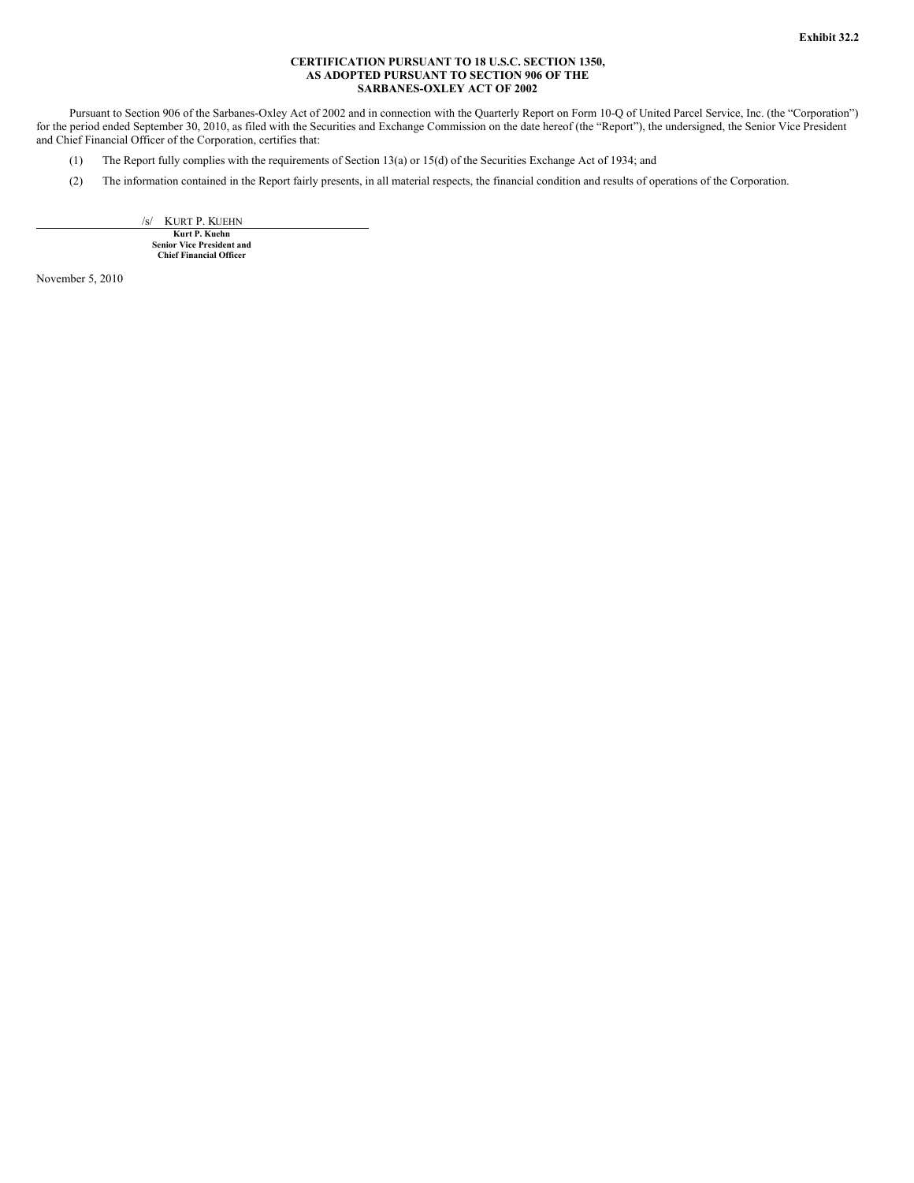**Exhibit 32.2**

**CERTIFICATION PURSUANT TO 18 U.S.C. SECTION 1350,
AS ADOPTED PURSUANT TO SECTION 906 OF THE
SARBANES-OXLEY ACT OF 2002**

Pursuant to Section 906 of the Sarbanes-Oxley Act of 2002 and in connection with the Quarterly Report on Form 10-Q of United Parcel Service, Inc. (the "Corporation") for the period ended September 30, 2010, as filed with the Securities and Exchange Commission on the date hereof (the "Report"), the undersigned, the Senior Vice President and Chief Financial Officer of the Corporation, certifies that:

(1) The Report fully complies with the requirements of Section 13(a) or 15(d) of the Securities Exchange Act of 1934; and

(2) The information contained in the Report fairly presents, in all material respects, the financial condition and results of operations of the Corporation.

/s/ KURT P. KUEHN

**Kurt P. Kuehn**
**Senior Vice President and**
**Chief Financial Officer**

November 5, 2010